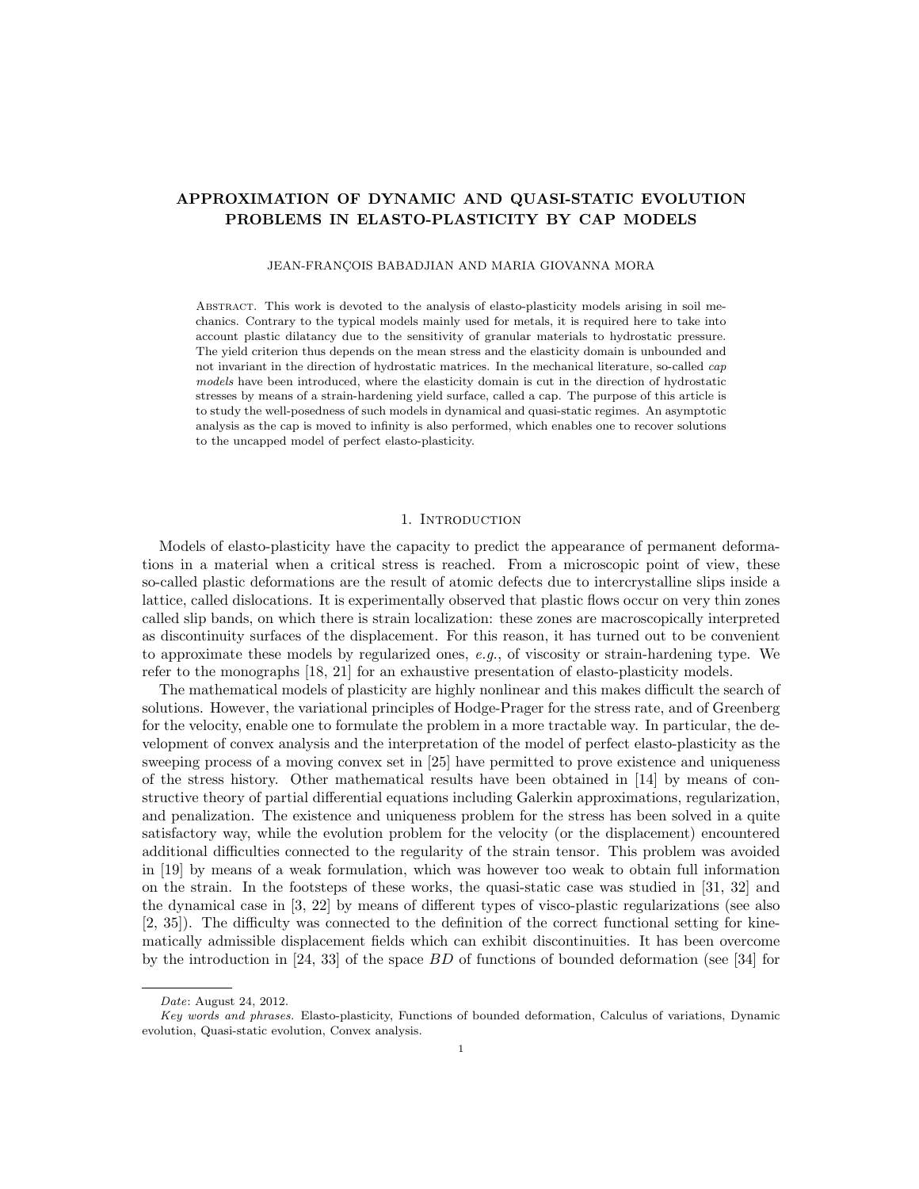# APPROXIMATION OF DYNAMIC AND QUASI-STATIC EVOLUTION PROBLEMS IN ELASTO-PLASTICITY BY CAP MODELS

JEAN-FRANÇOIS BABADJIAN AND MARIA GIOVANNA MORA

Abstract. This work is devoted to the analysis of elasto-plasticity models arising in soil mechanics. Contrary to the typical models mainly used for metals, it is required here to take into account plastic dilatancy due to the sensitivity of granular materials to hydrostatic pressure. The yield criterion thus depends on the mean stress and the elasticity domain is unbounded and not invariant in the direction of hydrostatic matrices. In the mechanical literature, so-called *cap models* have been introduced, where the elasticity domain is cut in the direction of hydrostatic stresses by means of a strain-hardening yield surface, called a cap. The purpose of this article is to study the well-posedness of such models in dynamical and quasi-static regimes. An asymptotic analysis as the cap is moved to infinity is also performed, which enables one to recover solutions to the uncapped model of perfect elasto-plasticity.

## 1. Introduction

Models of elasto-plasticity have the capacity to predict the appearance of permanent deformations in a material when a critical stress is reached. From a microscopic point of view, these so-called plastic deformations are the result of atomic defects due to intercrystalline slips inside a lattice, called dislocations. It is experimentally observed that plastic flows occur on very thin zones called slip bands, on which there is strain localization: these zones are macroscopically interpreted as discontinuity surfaces of the displacement. For this reason, it has turned out to be convenient to approximate these models by regularized ones, *e.g.*, of viscosity or strain-hardening type. We refer to the monographs [18, 21] for an exhaustive presentation of elasto-plasticity models.

The mathematical models of plasticity are highly nonlinear and this makes difficult the search of solutions. However, the variational principles of Hodge-Prager for the stress rate, and of Greenberg for the velocity, enable one to formulate the problem in a more tractable way. In particular, the development of convex analysis and the interpretation of the model of perfect elasto-plasticity as the sweeping process of a moving convex set in [25] have permitted to prove existence and uniqueness of the stress history. Other mathematical results have been obtained in [14] by means of constructive theory of partial differential equations including Galerkin approximations, regularization, and penalization. The existence and uniqueness problem for the stress has been solved in a quite satisfactory way, while the evolution problem for the velocity (or the displacement) encountered additional difficulties connected to the regularity of the strain tensor. This problem was avoided in [19] by means of a weak formulation, which was however too weak to obtain full information on the strain. In the footsteps of these works, the quasi-static case was studied in [31, 32] and the dynamical case in [3, 22] by means of different types of visco-plastic regularizations (see also [2, 35]). The difficulty was connected to the definition of the correct functional setting for kinematically admissible displacement fields which can exhibit discontinuities. It has been overcome by the introduction in [24, 33] of the space $BD$ of functions of bounded deformation (see [34] for

*Date*: August 24, 2012.

*Key words and phrases.* Elasto-plasticity, Functions of bounded deformation, Calculus of variations, Dynamic evolution, Quasi-static evolution, Convex analysis.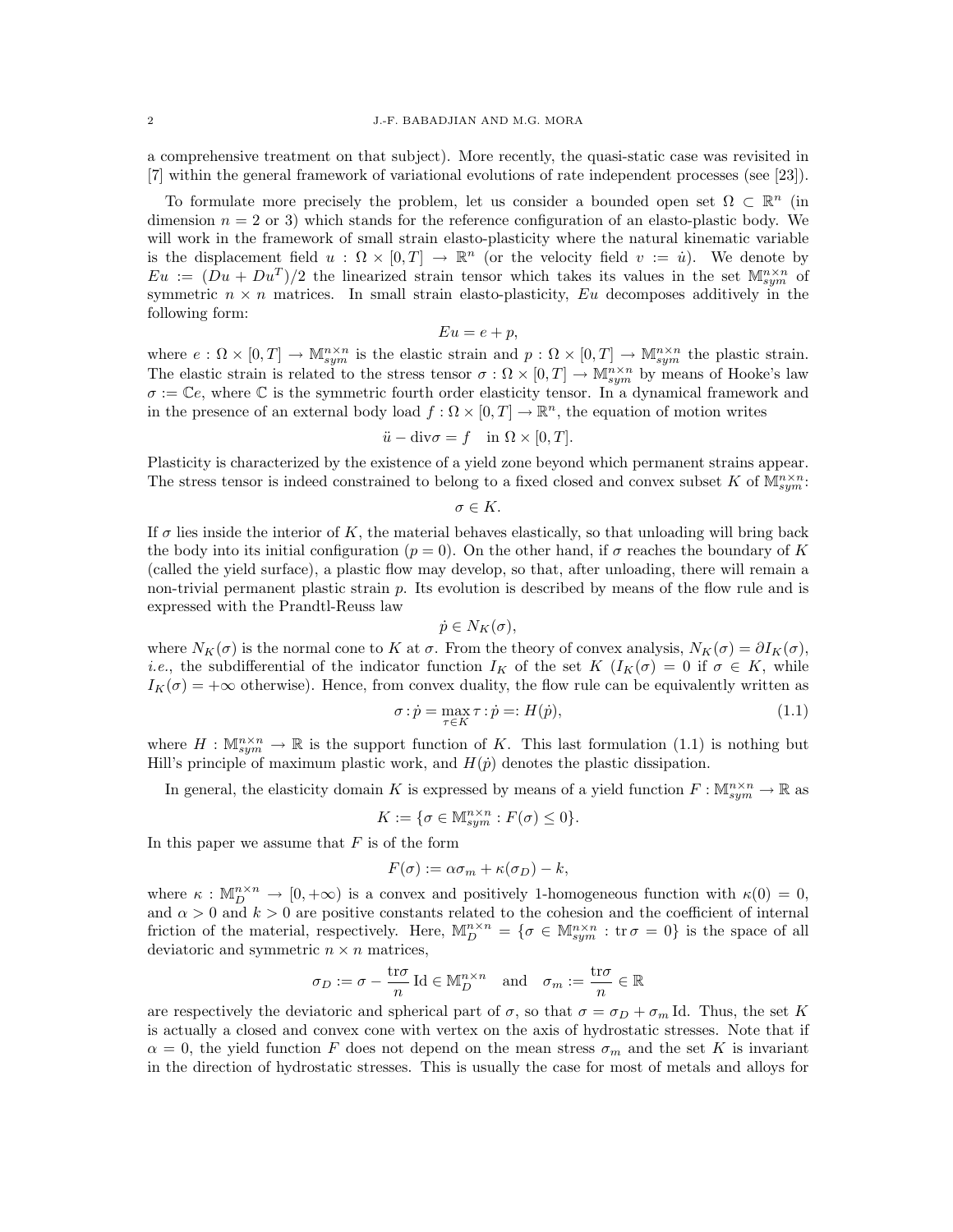a comprehensive treatment on that subject). More recently, the quasi-static case was revisited in [7] within the general framework of variational evolutions of rate independent processes (see [23]).

To formulate more precisely the problem, let us consider a bounded open set $\Omega \subset \mathbb{R}^n$ (in dimension $n = 2$ or 3) which stands for the reference configuration of an elasto-plastic body. We will work in the framework of small strain elasto-plasticity where the natural kinematic variable is the displacement field $u : \Omega \times [0,T] \to \mathbb{R}^n$ (or the velocity field $v := \dot{u}$). We denote by $Eu := (Du + Du^T)/2$ the linearized strain tensor which takes its values in the set $\mathbb{M}^{n\times n}_{sym}$ of symmetric $n \times n$ matrices. In small strain elasto-plasticity, $Eu$ decomposes additively in the following form:

$$Eu = e + p,$$

where $e : \Omega \times [0,T] \to \mathbb{M}^{n\times n}_{sym}$ is the elastic strain and $p : \Omega \times [0,T] \to \mathbb{M}^{n\times n}_{sym}$ the plastic strain. The elastic strain is related to the stress tensor $\sigma : \Omega \times [0,T] \to \mathbb{M}^{n\times n}_{sym}$ by means of Hooke's law $\sigma := \mathbb{C}e$, where $\mathbb{C}$ is the symmetric fourth order elasticity tensor. In a dynamical framework and in the presence of an external body load $f : \Omega \times [0,T] \to \mathbb{R}^n$, the equation of motion writes

$$\ddot{u} - \mathrm{div}\sigma = f \quad \text{in } \Omega \times [0,T].$$

Plasticity is characterized by the existence of a yield zone beyond which permanent strains appear. The stress tensor is indeed constrained to belong to a fixed closed and convex subset $K$ of $\mathbb{M}^{n\times n}_{sym}$:

$$\sigma \in K.$$

If $\sigma$ lies inside the interior of $K$, the material behaves elastically, so that unloading will bring back the body into its initial configuration ($p = 0$). On the other hand, if $\sigma$ reaches the boundary of $K$ (called the yield surface), a plastic flow may develop, so that, after unloading, there will remain a non-trivial permanent plastic strain $p$. Its evolution is described by means of the flow rule and is expressed with the Prandtl-Reuss law

$$\dot{p} \in N_K(\sigma),$$

where $N_K(\sigma)$ is the normal cone to $K$ at $\sigma$. From the theory of convex analysis, $N_K(\sigma) = \partial I_K(\sigma)$, *i.e.*, the subdifferential of the indicator function $I_K$ of the set $K$ ($I_K(\sigma) = 0$ if $\sigma \in K$, while $I_K(\sigma) = +\infty$ otherwise). Hence, from convex duality, the flow rule can be equivalently written as

$$\sigma : \dot{p} = \max_{\tau \in K} \tau : \dot{p} =: H(\dot{p}), \tag{1.1}$$

where $H : \mathbb{M}^{n\times n}_{sym} \to \mathbb{R}$ is the support function of $K$. This last formulation (1.1) is nothing but Hill's principle of maximum plastic work, and $H(\dot{p})$ denotes the plastic dissipation.

In general, the elasticity domain $K$ is expressed by means of a yield function $F : \mathbb{M}^{n\times n}_{sym} \to \mathbb{R}$ as

$$K := \{\sigma \in \mathbb{M}^{n\times n}_{sym} : F(\sigma) \le 0\}.$$

In this paper we assume that $F$ is of the form

$$F(\sigma) := \alpha\sigma_m + \kappa(\sigma_D) - k,$$

where $\kappa : \mathbb{M}^{n\times n}_D \to [0, +\infty)$ is a convex and positively 1-homogeneous function with $\kappa(0) = 0$, and $\alpha > 0$ and $k > 0$ are positive constants related to the cohesion and the coefficient of internal friction of the material, respectively. Here, $\mathbb{M}^{n\times n}_D = \{\sigma \in \mathbb{M}^{n\times n}_{sym} : \mathrm{tr}\,\sigma = 0\}$ is the space of all deviatoric and symmetric $n \times n$ matrices,

$$\sigma_D := \sigma - \frac{\mathrm{tr}\sigma}{n}\,\mathrm{Id} \in \mathbb{M}^{n\times n}_D \quad \text{and} \quad \sigma_m := \frac{\mathrm{tr}\sigma}{n} \in \mathbb{R}$$

are respectively the deviatoric and spherical part of $\sigma$, so that $\sigma = \sigma_D + \sigma_m\,\mathrm{Id}$. Thus, the set $K$ is actually a closed and convex cone with vertex on the axis of hydrostatic stresses. Note that if $\alpha = 0$, the yield function $F$ does not depend on the mean stress $\sigma_m$ and the set $K$ is invariant in the direction of hydrostatic stresses. This is usually the case for most of metals and alloys for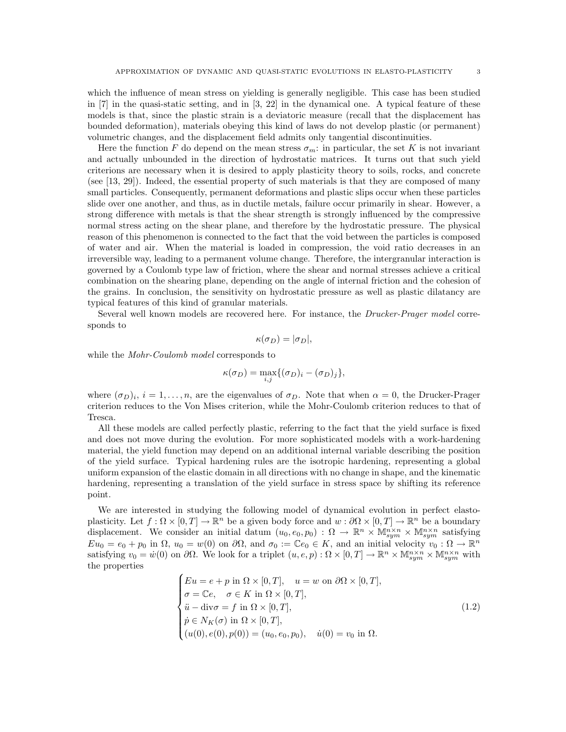which the influence of mean stress on yielding is generally negligible. This case has been studied in [7] in the quasi-static setting, and in [3, 22] in the dynamical one. A typical feature of these models is that, since the plastic strain is a deviatoric measure (recall that the displacement has bounded deformation), materials obeying this kind of laws do not develop plastic (or permanent) volumetric changes, and the displacement field admits only tangential discontinuities.

Here the function $F$ do depend on the mean stress $\sigma_m$: in particular, the set $K$ is not invariant and actually unbounded in the direction of hydrostatic matrices. It turns out that such yield criterions are necessary when it is desired to apply plasticity theory to soils, rocks, and concrete (see [13, 29]). Indeed, the essential property of such materials is that they are composed of many small particles. Consequently, permanent deformations and plastic slips occur when these particles slide over one another, and thus, as in ductile metals, failure occur primarily in shear. However, a strong difference with metals is that the shear strength is strongly influenced by the compressive normal stress acting on the shear plane, and therefore by the hydrostatic pressure. The physical reason of this phenomenon is connected to the fact that the void between the particles is composed of water and air. When the material is loaded in compression, the void ratio decreases in an irreversible way, leading to a permanent volume change. Therefore, the intergranular interaction is governed by a Coulomb type law of friction, where the shear and normal stresses achieve a critical combination on the shearing plane, depending on the angle of internal friction and the cohesion of the grains. In conclusion, the sensitivity on hydrostatic pressure as well as plastic dilatancy are typical features of this kind of granular materials.

Several well known models are recovered here. For instance, the *Drucker-Prager model* corresponds to

$$\kappa(\sigma_D) = |\sigma_D|,$$

while the *Mohr-Coulomb model* corresponds to

$$\kappa(\sigma_D) = \max_{i,j}\{(\sigma_D)_i - (\sigma_D)_j\},$$

where $(\sigma_D)_i$, $i = 1, \ldots, n$, are the eigenvalues of $\sigma_D$. Note that when $\alpha = 0$, the Drucker-Prager criterion reduces to the Von Mises criterion, while the Mohr-Coulomb criterion reduces to that of Tresca.

All these models are called perfectly plastic, referring to the fact that the yield surface is fixed and does not move during the evolution. For more sophisticated models with a work-hardening material, the yield function may depend on an additional internal variable describing the position of the yield surface. Typical hardening rules are the isotropic hardening, representing a global uniform expansion of the elastic domain in all directions with no change in shape, and the kinematic hardening, representing a translation of the yield surface in stress space by shifting its reference point.

We are interested in studying the following model of dynamical evolution in perfect elasto-plasticity. Let $f : \Omega \times [0, T] \to \mathbb{R}^n$ be a given body force and $w : \partial\Omega \times [0, T] \to \mathbb{R}^n$ be a boundary displacement. We consider an initial datum $(u_0, e_0, p_0) : \Omega \to \mathbb{R}^n \times \mathbb{M}^{n\times n}_{sym} \times \mathbb{M}^{n\times n}_{sym}$ satisfying $Eu_0 = e_0 + p_0$ in $\Omega$, $u_0 = w(0)$ on $\partial\Omega$, and $\sigma_0 := \mathbb{C}e_0 \in K$, and an initial velocity $v_0 : \Omega \to \mathbb{R}^n$ satisfying $v_0 = \dot{w}(0)$ on $\partial\Omega$. We look for a triplet $(u, e, p) : \Omega \times [0, T] \to \mathbb{R}^n \times \mathbb{M}^{n\times n}_{sym} \times \mathbb{M}^{n\times n}_{sym}$ with the properties

$$\begin{cases} Eu = e + p \text{ in } \Omega \times [0, T], \quad u = w \text{ on } \partial\Omega \times [0, T], \\ \sigma = \mathbb{C}e, \quad \sigma \in K \text{ in } \Omega \times [0, T], \\ \ddot{u} - \operatorname{div}\sigma = f \text{ in } \Omega \times [0, T], \\ \dot{p} \in N_K(\sigma) \text{ in } \Omega \times [0, T], \\ (u(0), e(0), p(0)) = (u_0, e_0, p_0), \quad \dot{u}(0) = v_0 \text{ in } \Omega. \end{cases} \tag{1.2}$$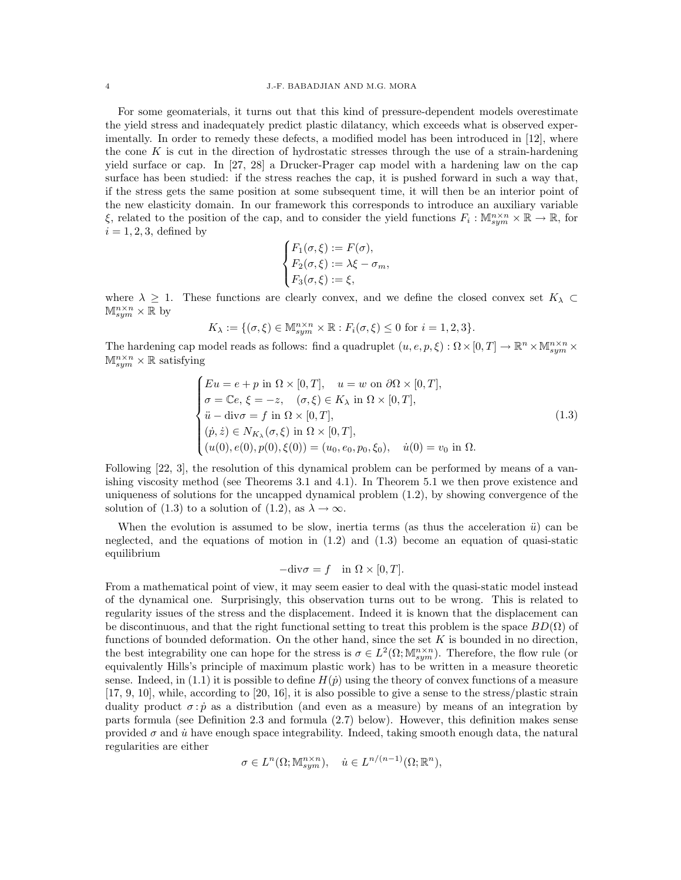For some geomaterials, it turns out that this kind of pressure-dependent models overestimate the yield stress and inadequately predict plastic dilatancy, which exceeds what is observed experimentally. In order to remedy these defects, a modified model has been introduced in [12], where the cone $K$ is cut in the direction of hydrostatic stresses through the use of a strain-hardening yield surface or cap. In [27, 28] a Drucker-Prager cap model with a hardening law on the cap surface has been studied: if the stress reaches the cap, it is pushed forward in such a way that, if the stress gets the same position at some subsequent time, it will then be an interior point of the new elasticity domain. In our framework this corresponds to introduce an auxiliary variable $\xi$, related to the position of the cap, and to consider the yield functions $F_i : \mathbb{M}^{n\times n}_{sym} \times \mathbb{R} \to \mathbb{R}$, for $i = 1, 2, 3$, defined by

$$\begin{cases} F_1(\sigma, \xi) := F(\sigma), \\ F_2(\sigma, \xi) := \lambda\xi - \sigma_m, \\ F_3(\sigma, \xi) := \xi, \end{cases}$$

where $\lambda \geq 1$. These functions are clearly convex, and we define the closed convex set $K_\lambda \subset \mathbb{M}^{n\times n}_{sym} \times \mathbb{R}$ by

$$K_\lambda := \{(\sigma, \xi) \in \mathbb{M}^{n\times n}_{sym} \times \mathbb{R} : F_i(\sigma, \xi) \leq 0 \text{ for } i = 1, 2, 3\}.$$

The hardening cap model reads as follows: find a quadruplet $(u, e, p, \xi) : \Omega \times [0, T] \to \mathbb{R}^n \times \mathbb{M}^{n\times n}_{sym} \times \mathbb{M}^{n\times n}_{sym} \times \mathbb{R}$ satisfying

$$\begin{cases} Eu = e + p \text{ in } \Omega \times [0, T], \quad u = w \text{ on } \partial\Omega \times [0, T], \\ \sigma = \mathbb{C}e, \; \xi = -z, \quad (\sigma, \xi) \in K_\lambda \text{ in } \Omega \times [0, T], \\ \ddot{u} - \operatorname{div}\sigma = f \text{ in } \Omega \times [0, T], \\ (\dot{p}, \dot{z}) \in N_{K_\lambda}(\sigma, \xi) \text{ in } \Omega \times [0, T], \\ (u(0), e(0), p(0), \xi(0)) = (u_0, e_0, p_0, \xi_0), \quad \dot{u}(0) = v_0 \text{ in } \Omega. \end{cases} \tag{1.3}$$

Following [22, 3], the resolution of this dynamical problem can be performed by means of a vanishing viscosity method (see Theorems 3.1 and 4.1). In Theorem 5.1 we then prove existence and uniqueness of solutions for the uncapped dynamical problem (1.2), by showing convergence of the solution of (1.3) to a solution of (1.2), as $\lambda \to \infty$.

When the evolution is assumed to be slow, inertia terms (as thus the acceleration $\ddot{u}$) can be neglected, and the equations of motion in (1.2) and (1.3) become an equation of quasi-static equilibrium

$$-\operatorname{div}\sigma = f \quad \text{in } \Omega \times [0, T].$$

From a mathematical point of view, it may seem easier to deal with the quasi-static model instead of the dynamical one. Surprisingly, this observation turns out to be wrong. This is related to regularity issues of the stress and the displacement. Indeed it is known that the displacement can be discontinuous, and that the right functional setting to treat this problem is the space $BD(\Omega)$ of functions of bounded deformation. On the other hand, since the set $K$ is bounded in no direction, the best integrability one can hope for the stress is $\sigma \in L^2(\Omega; \mathbb{M}^{n\times n}_{sym})$. Therefore, the flow rule (or equivalently Hills's principle of maximum plastic work) has to be written in a measure theoretic sense. Indeed, in (1.1) it is possible to define $H(\dot{p})$ using the theory of convex functions of a measure [17, 9, 10], while, according to [20, 16], it is also possible to give a sense to the stress/plastic strain duality product $\sigma : \dot{p}$ as a distribution (and even as a measure) by means of an integration by parts formula (see Definition 2.3 and formula (2.7) below). However, this definition makes sense provided $\sigma$ and $\dot{u}$ have enough space integrability. Indeed, taking smooth enough data, the natural regularities are either

$$\sigma \in L^n(\Omega; \mathbb{M}^{n\times n}_{sym}), \quad \dot{u} \in L^{n/(n-1)}(\Omega; \mathbb{R}^n),$$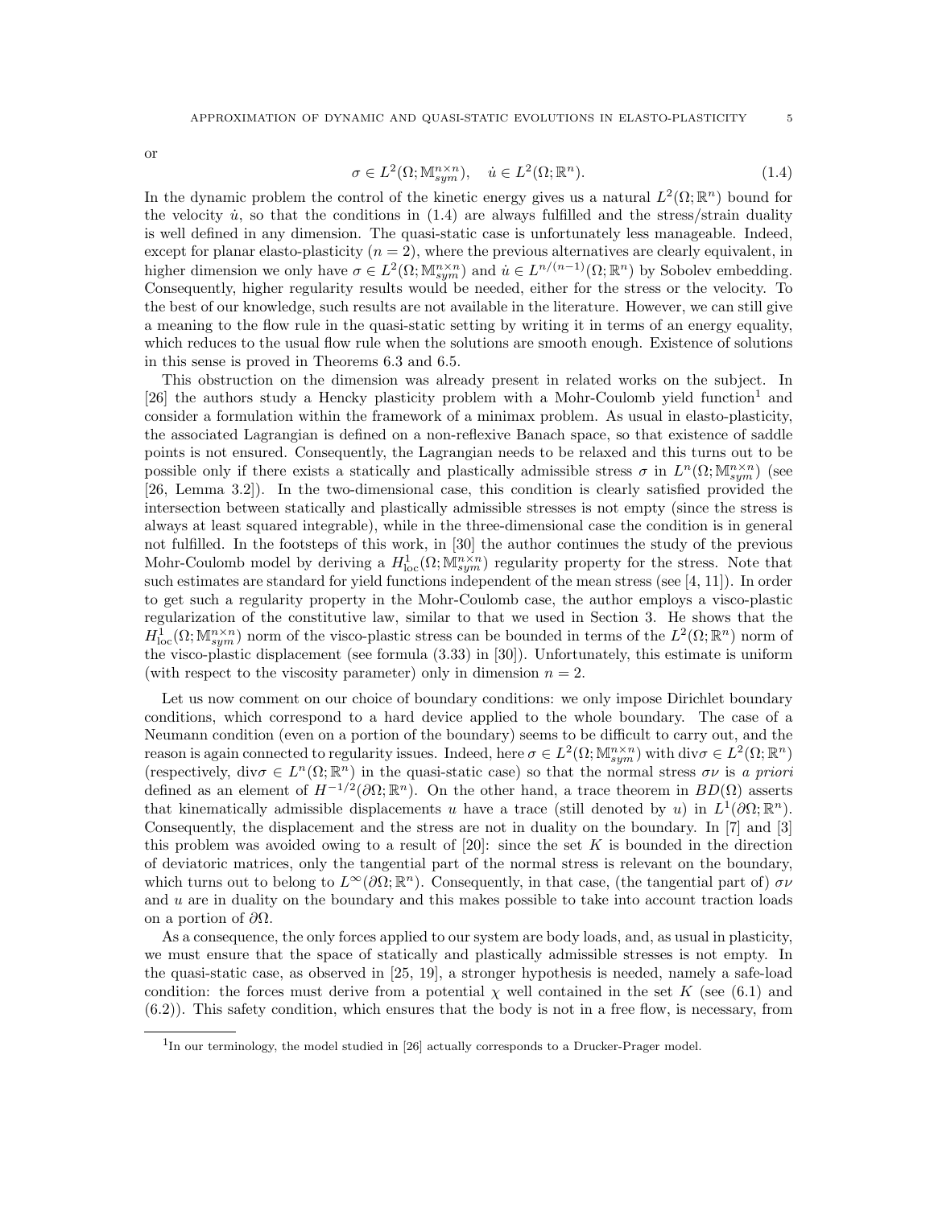or

$$\sigma \in L^2(\Omega; \mathbb{M}^{n\times n}_{sym}), \quad \dot{u} \in L^2(\Omega; \mathbb{R}^n). \tag{1.4}$$

In the dynamic problem the control of the kinetic energy gives us a natural $L^2(\Omega;\mathbb{R}^n)$ bound for the velocity $\dot{u}$, so that the conditions in (1.4) are always fulfilled and the stress/strain duality is well defined in any dimension. The quasi-static case is unfortunately less manageable. Indeed, except for planar elasto-plasticity ($n = 2$), where the previous alternatives are clearly equivalent, in higher dimension we only have $\sigma \in L^2(\Omega; \mathbb{M}^{n\times n}_{sym})$ and $\dot{u} \in L^{n/(n-1)}(\Omega;\mathbb{R}^n)$ by Sobolev embedding. Consequently, higher regularity results would be needed, either for the stress or the velocity. To the best of our knowledge, such results are not available in the literature. However, we can still give a meaning to the flow rule in the quasi-static setting by writing it in terms of an energy equality, which reduces to the usual flow rule when the solutions are smooth enough. Existence of solutions in this sense is proved in Theorems 6.3 and 6.5.

This obstruction on the dimension was already present in related works on the subject. In [26] the authors study a Hencky plasticity problem with a Mohr-Coulomb yield function[1] and consider a formulation within the framework of a minimax problem. As usual in elasto-plasticity, the associated Lagrangian is defined on a non-reflexive Banach space, so that existence of saddle points is not ensured. Consequently, the Lagrangian needs to be relaxed and this turns out to be possible only if there exists a statically and plastically admissible stress $\sigma$ in $L^n(\Omega; \mathbb{M}^{n\times n}_{sym})$ (see [26, Lemma 3.2]). In the two-dimensional case, this condition is clearly satisfied provided the intersection between statically and plastically admissible stresses is not empty (since the stress is always at least squared integrable), while in the three-dimensional case the condition is in general not fulfilled. In the footsteps of this work, in [30] the author continues the study of the previous Mohr-Coulomb model by deriving a $H^1_{\rm loc}(\Omega; \mathbb{M}^{n\times n}_{sym})$ regularity property for the stress. Note that such estimates are standard for yield functions independent of the mean stress (see [4, 11]). In order to get such a regularity property in the Mohr-Coulomb case, the author employs a visco-plastic regularization of the constitutive law, similar to that we used in Section 3. He shows that the $H^1_{\rm loc}(\Omega; \mathbb{M}^{n\times n}_{sym})$ norm of the visco-plastic stress can be bounded in terms of the $L^2(\Omega;\mathbb{R}^n)$ norm of the visco-plastic displacement (see formula (3.33) in [30]). Unfortunately, this estimate is uniform (with respect to the viscosity parameter) only in dimension $n = 2$.

Let us now comment on our choice of boundary conditions: we only impose Dirichlet boundary conditions, which correspond to a hard device applied to the whole boundary. The case of a Neumann condition (even on a portion of the boundary) seems to be difficult to carry out, and the reason is again connected to regularity issues. Indeed, here $\sigma \in L^2(\Omega; \mathbb{M}^{n\times n}_{sym})$ with $\mathrm{div}\sigma \in L^2(\Omega;\mathbb{R}^n)$ (respectively, $\mathrm{div}\sigma \in L^n(\Omega;\mathbb{R}^n)$ in the quasi-static case) so that the normal stress $\sigma\nu$ is *a priori* defined as an element of $H^{-1/2}(\partial\Omega;\mathbb{R}^n)$. On the other hand, a trace theorem in $BD(\Omega)$ asserts that kinematically admissible displacements $u$ have a trace (still denoted by $u$) in $L^1(\partial\Omega;\mathbb{R}^n)$. Consequently, the displacement and the stress are not in duality on the boundary. In [7] and [3] this problem was avoided owing to a result of [20]: since the set $K$ is bounded in the direction of deviatoric matrices, only the tangential part of the normal stress is relevant on the boundary, which turns out to belong to $L^\infty(\partial\Omega;\mathbb{R}^n)$. Consequently, in that case, (the tangential part of) $\sigma\nu$ and $u$ are in duality on the boundary and this makes possible to take into account traction loads on a portion of $\partial\Omega$.

As a consequence, the only forces applied to our system are body loads, and, as usual in plasticity, we must ensure that the space of statically and plastically admissible stresses is not empty. In the quasi-static case, as observed in [25, 19], a stronger hypothesis is needed, namely a safe-load condition: the forces must derive from a potential $\chi$ well contained in the set $K$ (see (6.1) and (6.2)). This safety condition, which ensures that the body is not in a free flow, is necessary, from

[1] In our terminology, the model studied in [26] actually corresponds to a Drucker-Prager model.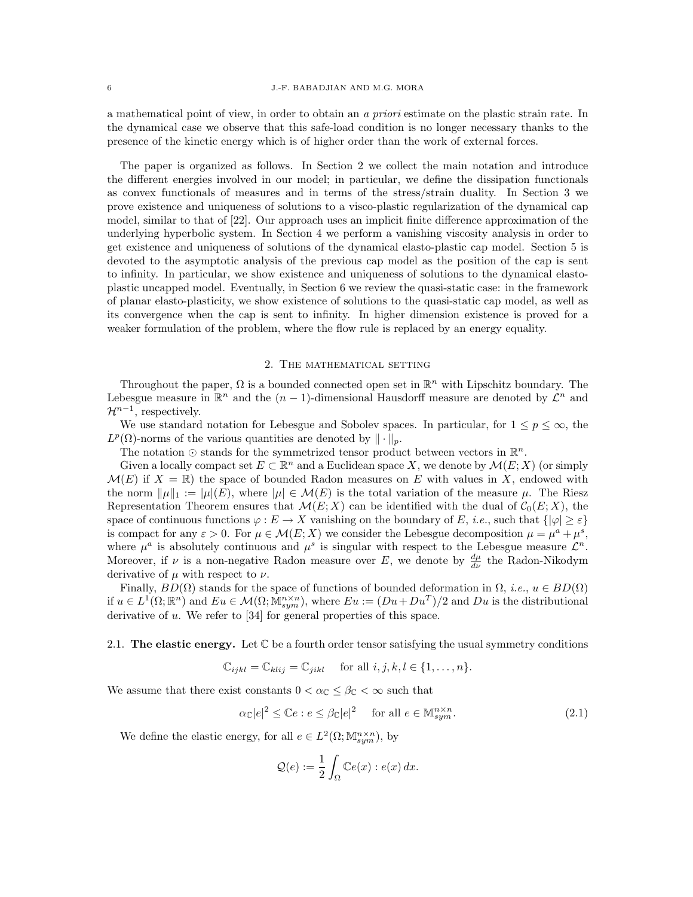a mathematical point of view, in order to obtain an *a priori* estimate on the plastic strain rate. In the dynamical case we observe that this safe-load condition is no longer necessary thanks to the presence of the kinetic energy which is of higher order than the work of external forces.

The paper is organized as follows. In Section 2 we collect the main notation and introduce the different energies involved in our model; in particular, we define the dissipation functionals as convex functionals of measures and in terms of the stress/strain duality. In Section 3 we prove existence and uniqueness of solutions to a visco-plastic regularization of the dynamical cap model, similar to that of [22]. Our approach uses an implicit finite difference approximation of the underlying hyperbolic system. In Section 4 we perform a vanishing viscosity analysis in order to get existence and uniqueness of solutions of the dynamical elasto-plastic cap model. Section 5 is devoted to the asymptotic analysis of the previous cap model as the position of the cap is sent to infinity. In particular, we show existence and uniqueness of solutions to the dynamical elasto-plastic uncapped model. Eventually, in Section 6 we review the quasi-static case: in the framework of planar elasto-plasticity, we show existence of solutions to the quasi-static cap model, as well as its convergence when the cap is sent to infinity. In higher dimension existence is proved for a weaker formulation of the problem, where the flow rule is replaced by an energy equality.

## 2. The mathematical setting

Throughout the paper, $\Omega$ is a bounded connected open set in $\mathbb{R}^n$ with Lipschitz boundary. The Lebesgue measure in $\mathbb{R}^n$ and the $(n-1)$-dimensional Hausdorff measure are denoted by $\mathcal{L}^n$ and $\mathcal{H}^{n-1}$, respectively.

We use standard notation for Lebesgue and Sobolev spaces. In particular, for $1 \leq p \leq \infty$, the $L^p(\Omega)$-norms of the various quantities are denoted by $\|\cdot\|_p$.

The notation $\odot$ stands for the symmetrized tensor product between vectors in $\mathbb{R}^n$.

Given a locally compact set $E \subset \mathbb{R}^n$ and a Euclidean space $X$, we denote by $\mathcal{M}(E;X)$ (or simply $\mathcal{M}(E)$ if $X = \mathbb{R}$) the space of bounded Radon measures on $E$ with values in $X$, endowed with the norm $\|\mu\|_1 := |\mu|(E)$, where $|\mu| \in \mathcal{M}(E)$ is the total variation of the measure $\mu$. The Riesz Representation Theorem ensures that $\mathcal{M}(E;X)$ can be identified with the dual of $\mathcal{C}_0(E;X)$, the space of continuous functions $\varphi : E \to X$ vanishing on the boundary of $E$, *i.e.*, such that $\{|\varphi| \geq \varepsilon\}$ is compact for any $\varepsilon > 0$. For $\mu \in \mathcal{M}(E;X)$ we consider the Lebesgue decomposition $\mu = \mu^a + \mu^s$, where $\mu^a$ is absolutely continuous and $\mu^s$ is singular with respect to the Lebesgue measure $\mathcal{L}^n$. Moreover, if $\nu$ is a non-negative Radon measure over $E$, we denote by $\frac{d\mu}{d\nu}$ the Radon-Nikodym derivative of $\mu$ with respect to $\nu$.

Finally, $BD(\Omega)$ stands for the space of functions of bounded deformation in $\Omega$, *i.e.*, $u \in BD(\Omega)$ if $u \in L^1(\Omega;\mathbb{R}^n)$ and $Eu \in \mathcal{M}(\Omega;\mathbb{M}^{n\times n}_{sym})$, where $Eu := (Du + Du^T)/2$ and $Du$ is the distributional derivative of $u$. We refer to [34] for general properties of this space.

### 2.1. **The elastic energy.**

Let $\mathbb{C}$ be a fourth order tensor satisfying the usual symmetry conditions

$$\mathbb{C}_{ijkl} = \mathbb{C}_{klij} = \mathbb{C}_{jikl} \quad \text{ for all } i,j,k,l \in \{1,\dots,n\}.$$

We assume that there exist constants $0 < \alpha_{\mathbb{C}} \leq \beta_{\mathbb{C}} < \infty$ such that

$$\alpha_{\mathbb{C}}|e|^2 \leq \mathbb{C}e : e \leq \beta_{\mathbb{C}}|e|^2 \quad \text{ for all } e \in \mathbb{M}^{n\times n}_{sym}. \tag{2.1}$$

We define the elastic energy, for all $e \in L^2(\Omega;\mathbb{M}^{n\times n}_{sym})$, by

$$\mathcal{Q}(e) := \frac{1}{2}\int_\Omega \mathbb{C}e(x) : e(x)\,dx.$$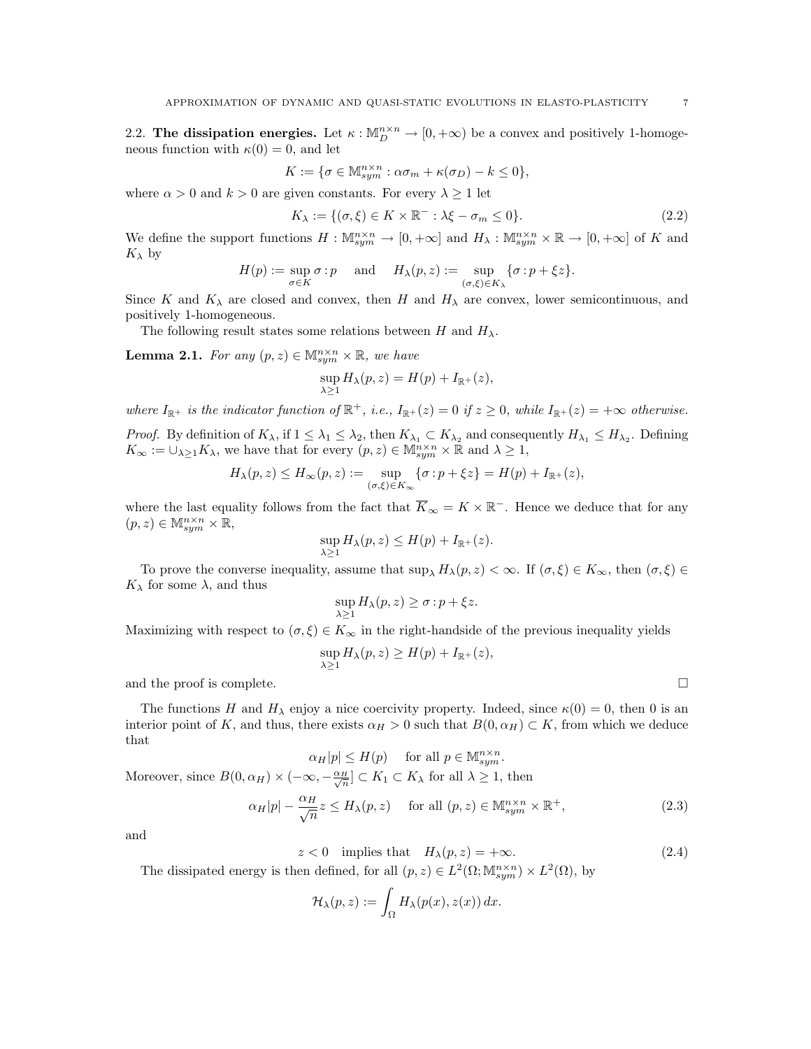2.2. **The dissipation energies.** Let $\kappa : \mathbb{M}^{n\times n}_D \to [0,+\infty)$ be a convex and positively 1-homogeneous function with $\kappa(0) = 0$, and let

$$K := \{\sigma \in \mathbb{M}^{n\times n}_{sym} : \alpha\sigma_m + \kappa(\sigma_D) - k \le 0\},$$

where $\alpha > 0$ and $k > 0$ are given constants. For every $\lambda \ge 1$ let

$$K_\lambda := \{(\sigma, \xi) \in K \times \mathbb{R}^- : \lambda\xi - \sigma_m \le 0\}. \tag{2.2}$$

We define the support functions $H : \mathbb{M}^{n\times n}_{sym} \to [0,+\infty]$ and $H_\lambda : \mathbb{M}^{n\times n}_{sym} \times \mathbb{R} \to [0,+\infty]$ of $K$ and $K_\lambda$ by

$$H(p) := \sup_{\sigma\in K} \sigma : p \quad \text{ and } \quad H_\lambda(p,z) := \sup_{(\sigma,\xi)\in K_\lambda} \{\sigma : p + \xi z\}.$$

Since $K$ and $K_\lambda$ are closed and convex, then $H$ and $H_\lambda$ are convex, lower semicontinuous, and positively 1-homogeneous.

The following result states some relations between $H$ and $H_\lambda$.

**Lemma 2.1.** *For any $(p, z) \in \mathbb{M}^{n\times n}_{sym} \times \mathbb{R}$, we have*

$$\sup_{\lambda\ge 1} H_\lambda(p, z) = H(p) + I_{\mathbb{R}^+}(z),$$

*where $I_{\mathbb{R}^+}$ is the indicator function of $\mathbb{R}^+$, i.e., $I_{\mathbb{R}^+}(z) = 0$ if $z \ge 0$, while $I_{\mathbb{R}^+}(z) = +\infty$ otherwise.*

*Proof.* By definition of $K_\lambda$, if $1 \le \lambda_1 \le \lambda_2$, then $K_{\lambda_1} \subset K_{\lambda_2}$ and consequently $H_{\lambda_1} \le H_{\lambda_2}$. Defining $K_\infty := \cup_{\lambda\ge 1} K_\lambda$, we have that for every $(p, z) \in \mathbb{M}^{n\times n}_{sym} \times \mathbb{R}$ and $\lambda \ge 1$,

$$H_\lambda(p, z) \le H_\infty(p, z) := \sup_{(\sigma,\xi)\in K_\infty} \{\sigma : p + \xi z\} = H(p) + I_{\mathbb{R}^+}(z),$$

where the last equality follows from the fact that $\overline{K}_\infty = K \times \mathbb{R}^-$. Hence we deduce that for any $(p, z) \in \mathbb{M}^{n\times n}_{sym} \times \mathbb{R}$,

$$\sup_{\lambda\ge 1} H_\lambda(p, z) \le H(p) + I_{\mathbb{R}^+}(z).$$

To prove the converse inequality, assume that $\sup_\lambda H_\lambda(p, z) < \infty$. If $(\sigma, \xi) \in K_\infty$, then $(\sigma, \xi) \in K_\lambda$ for some $\lambda$, and thus

$$\sup_{\lambda\ge 1} H_\lambda(p, z) \ge \sigma : p + \xi z.$$

Maximizing with respect to $(\sigma, \xi) \in K_\infty$ in the right-handside of the previous inequality yields

$$\sup_{\lambda\ge 1} H_\lambda(p, z) \ge H(p) + I_{\mathbb{R}^+}(z),$$

and the proof is complete. □

The functions $H$ and $H_\lambda$ enjoy a nice coercivity property. Indeed, since $\kappa(0) = 0$, then 0 is an interior point of $K$, and thus, there exists $\alpha_H > 0$ such that $B(0, \alpha_H) \subset K$, from which we deduce that

$$\alpha_H|p| \le H(p) \quad \text{ for all } p \in \mathbb{M}^{n\times n}_{sym}.$$

Moreover, since $B(0, \alpha_H) \times (-\infty, -\frac{\alpha_H}{\sqrt{n}}] \subset K_1 \subset K_\lambda$ for all $\lambda \ge 1$, then

$$\alpha_H|p| - \frac{\alpha_H}{\sqrt{n}} z \le H_\lambda(p, z) \quad \text{ for all } (p, z) \in \mathbb{M}^{n\times n}_{sym} \times \mathbb{R}^+, \tag{2.3}$$

and

$$z < 0 \quad \text{implies that} \quad H_\lambda(p, z) = +\infty. \tag{2.4}$$

The dissipated energy is then defined, for all $(p, z) \in L^2(\Omega; \mathbb{M}^{n\times n}_{sym}) \times L^2(\Omega)$, by

$$\mathcal{H}_\lambda(p, z) := \int_\Omega H_\lambda(p(x), z(x))\, dx.$$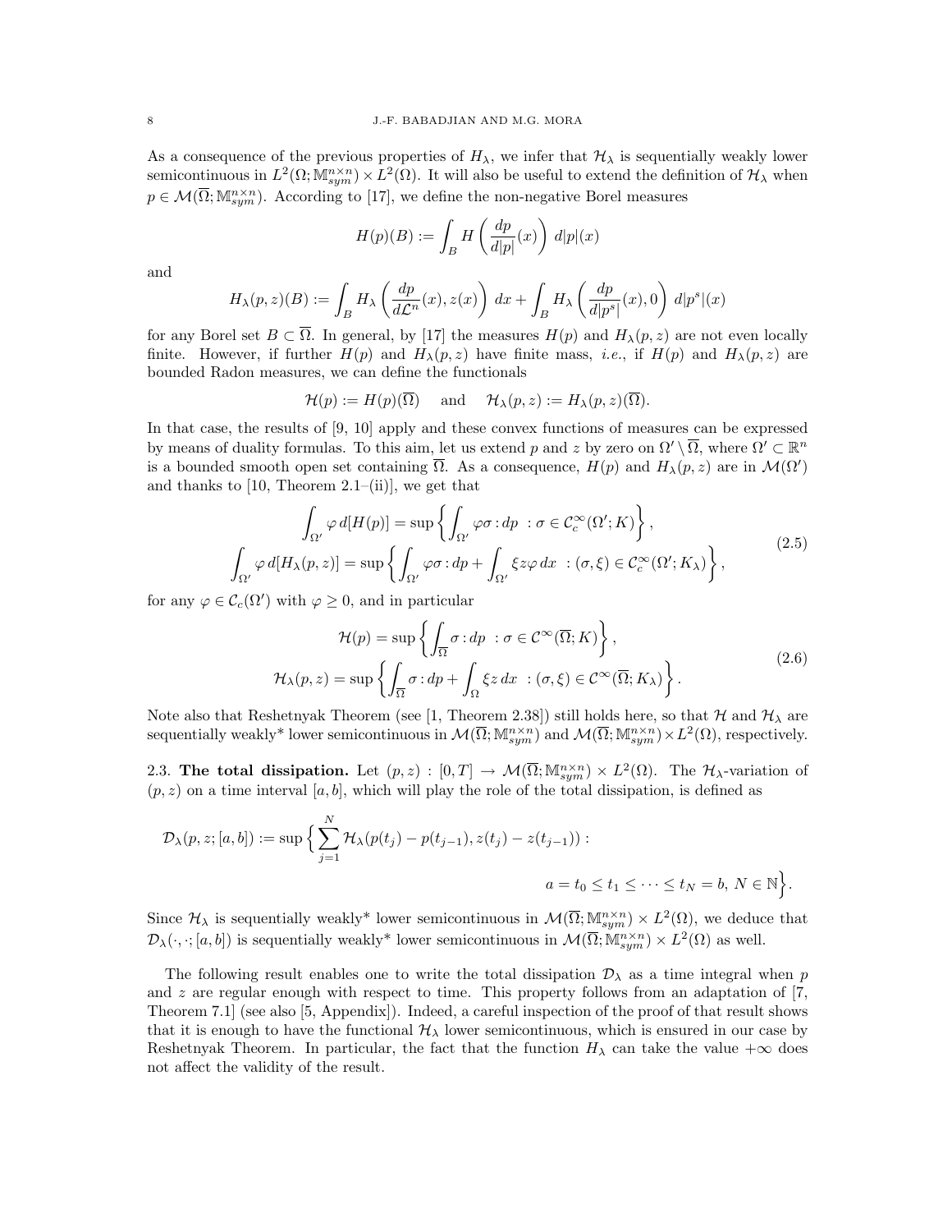As a consequence of the previous properties of $H_\lambda$, we infer that $\mathcal{H}_\lambda$ is sequentially weakly lower semicontinuous in $L^2(\Omega;\mathbb{M}^{n\times n}_{sym})\times L^2(\Omega)$. It will also be useful to extend the definition of $\mathcal{H}_\lambda$ when $p\in\mathcal{M}(\overline{\Omega};\mathbb{M}^{n\times n}_{sym})$. According to [17], we define the non-negative Borel measures

$$H(p)(B) := \int_B H\left(\frac{dp}{d|p|}(x)\right)\, d|p|(x)$$

and

$$H_\lambda(p,z)(B) := \int_B H_\lambda\left(\frac{dp}{d\mathcal{L}^n}(x), z(x)\right)\, dx + \int_B H_\lambda\left(\frac{dp}{d|p^s|}(x), 0\right)\, d|p^s|(x)$$

for any Borel set $B\subset\overline{\Omega}$. In general, by [17] the measures $H(p)$ and $H_\lambda(p,z)$ are not even locally finite. However, if further $H(p)$ and $H_\lambda(p,z)$ have finite mass, *i.e.*, if $H(p)$ and $H_\lambda(p,z)$ are bounded Radon measures, we can define the functionals

$$\mathcal{H}(p) := H(p)(\overline{\Omega}) \quad \text{and} \quad \mathcal{H}_\lambda(p,z) := H_\lambda(p,z)(\overline{\Omega}).$$

In that case, the results of [9, 10] apply and these convex functions of measures can be expressed by means of duality formulas. To this aim, let us extend $p$ and $z$ by zero on $\Omega'\setminus\overline{\Omega}$, where $\Omega'\subset\mathbb{R}^n$ is a bounded smooth open set containing $\overline{\Omega}$. As a consequence, $H(p)$ and $H_\lambda(p,z)$ are in $\mathcal{M}(\Omega')$ and thanks to [10, Theorem 2.1–(ii)], we get that

$$\begin{aligned}
\int_{\Omega'}\varphi\, d[H(p)] &= \sup\left\{\int_{\Omega'}\varphi\sigma : dp \ : \sigma\in\mathcal{C}^\infty_c(\Omega';K)\right\},\\
\int_{\Omega'}\varphi\, d[H_\lambda(p,z)] &= \sup\left\{\int_{\Omega'}\varphi\sigma : dp + \int_{\Omega'}\xi z\varphi\, dx \ : (\sigma,\xi)\in\mathcal{C}^\infty_c(\Omega';K_\lambda)\right\},
\end{aligned} \tag{2.5}$$

for any $\varphi\in\mathcal{C}_c(\Omega')$ with $\varphi\geq 0$, and in particular

$$\begin{aligned}
\mathcal{H}(p) &= \sup\left\{\int_{\overline{\Omega}}\sigma : dp \ : \sigma\in\mathcal{C}^\infty(\overline{\Omega};K)\right\},\\
\mathcal{H}_\lambda(p,z) &= \sup\left\{\int_{\overline{\Omega}}\sigma : dp + \int_{\Omega}\xi z\, dx \ : (\sigma,\xi)\in\mathcal{C}^\infty(\overline{\Omega};K_\lambda)\right\}.
\end{aligned} \tag{2.6}$$

Note also that Reshetnyak Theorem (see [1, Theorem 2.38]) still holds here, so that $\mathcal{H}$ and $\mathcal{H}_\lambda$ are sequentially weakly* lower semicontinuous in $\mathcal{M}(\overline{\Omega};\mathbb{M}^{n\times n}_{sym})$ and $\mathcal{M}(\overline{\Omega};\mathbb{M}^{n\times n}_{sym})\times L^2(\Omega)$, respectively.

## 2.3. The total dissipation.

Let $(p,z):[0,T]\to\mathcal{M}(\overline{\Omega};\mathbb{M}^{n\times n}_{sym})\times L^2(\Omega)$. The $\mathcal{H}_\lambda$-variation of $(p,z)$ on a time interval $[a,b]$, which will play the role of the total dissipation, is defined as

$$\mathcal{D}_\lambda(p,z;[a,b]) := \sup\Big\{\sum_{j=1}^N \mathcal{H}_\lambda(p(t_j)-p(t_{j-1}), z(t_j)-z(t_{j-1})) : \\ a=t_0\leq t_1\leq\cdots\leq t_N=b,\ N\in\mathbb{N}\Big\}.$$

Since $\mathcal{H}_\lambda$ is sequentially weakly* lower semicontinuous in $\mathcal{M}(\overline{\Omega};\mathbb{M}^{n\times n}_{sym})\times L^2(\Omega)$, we deduce that $\mathcal{D}_\lambda(\cdot,\cdot;[a,b])$ is sequentially weakly* lower semicontinuous in $\mathcal{M}(\overline{\Omega};\mathbb{M}^{n\times n}_{sym})\times L^2(\Omega)$ as well.

The following result enables one to write the total dissipation $\mathcal{D}_\lambda$ as a time integral when $p$ and $z$ are regular enough with respect to time. This property follows from an adaptation of [7, Theorem 7.1] (see also [5, Appendix]). Indeed, a careful inspection of the proof of that result shows that it is enough to have the functional $\mathcal{H}_\lambda$ lower semicontinuous, which is ensured in our case by Reshetnyak Theorem. In particular, the fact that the function $H_\lambda$ can take the value $+\infty$ does not affect the validity of the result.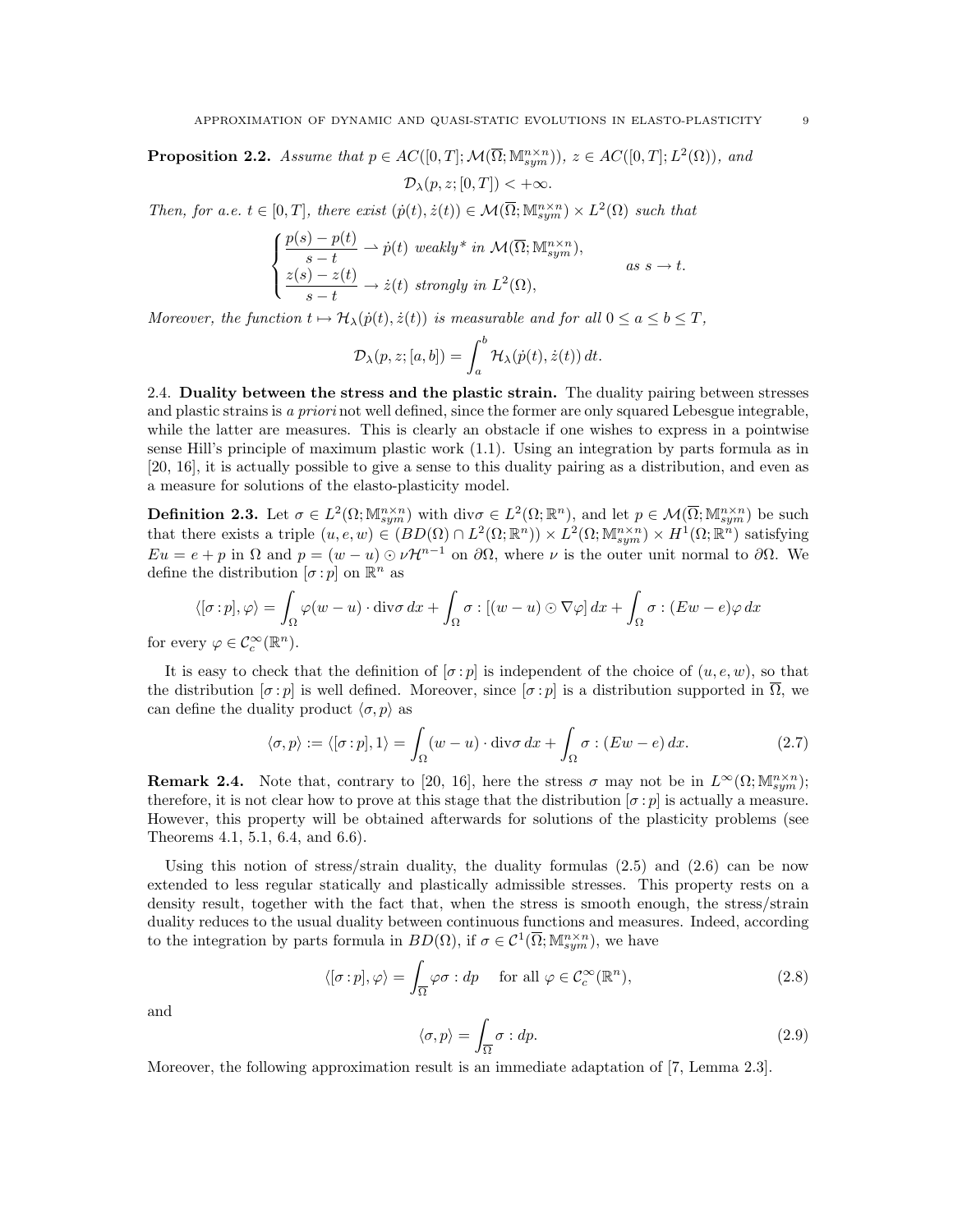**Proposition 2.2.** *Assume that $p \in AC([0,T]; \mathcal{M}(\overline{\Omega}; \mathbb{M}^{n\times n}_{sym}))$, $z \in AC([0,T]; L^2(\Omega))$, and*

$$\mathcal{D}_\lambda(p, z; [0,T]) < +\infty.$$

*Then, for a.e. $t \in [0,T]$, there exist $(\dot{p}(t), \dot{z}(t)) \in \mathcal{M}(\overline{\Omega}; \mathbb{M}^{n\times n}_{sym}) \times L^2(\Omega)$ such that*

$$\begin{cases} \dfrac{p(s) - p(t)}{s - t} \rightharpoonup \dot{p}(t) \text{ weakly* in } \mathcal{M}(\overline{\Omega}; \mathbb{M}^{n\times n}_{sym}), \\ \dfrac{z(s) - z(t)}{s - t} \to \dot{z}(t) \text{ strongly in } L^2(\Omega), \end{cases} \qquad \text{as } s \to t.$$

*Moreover, the function $t \mapsto \mathcal{H}_\lambda(\dot{p}(t), \dot{z}(t))$ is measurable and for all $0 \le a \le b \le T$,*

$$\mathcal{D}_\lambda(p, z; [a,b]) = \int_a^b \mathcal{H}_\lambda(\dot{p}(t), \dot{z}(t))\, dt.$$

### 2.4. Duality between the stress and the plastic strain.

The duality pairing between stresses and plastic strains is *a priori* not well defined, since the former are only squared Lebesgue integrable, while the latter are measures. This is clearly an obstacle if one wishes to express in a pointwise sense Hill's principle of maximum plastic work (1.1). Using an integration by parts formula as in [20, 16], it is actually possible to give a sense to this duality pairing as a distribution, and even as a measure for solutions of the elasto-plasticity model.

**Definition 2.3.** Let $\sigma \in L^2(\Omega; \mathbb{M}^{n\times n}_{sym})$ with $\operatorname{div}\sigma \in L^2(\Omega; \mathbb{R}^n)$, and let $p \in \mathcal{M}(\overline{\Omega}; \mathbb{M}^{n\times n}_{sym})$ be such that there exists a triple $(u, e, w) \in (BD(\Omega) \cap L^2(\Omega; \mathbb{R}^n)) \times L^2(\Omega; \mathbb{M}^{n\times n}_{sym}) \times H^1(\Omega; \mathbb{R}^n)$ satisfying $Eu = e + p$ in $\Omega$ and $p = (w - u) \odot \nu \mathcal{H}^{n-1}$ on $\partial\Omega$, where $\nu$ is the outer unit normal to $\partial\Omega$. We define the distribution $[\sigma : p]$ on $\mathbb{R}^n$ as

$$\langle [\sigma : p], \varphi \rangle = \int_\Omega \varphi (w - u) \cdot \operatorname{div}\sigma \, dx + \int_\Omega \sigma : [(w - u) \odot \nabla\varphi]\, dx + \int_\Omega \sigma : (Ew - e)\varphi \, dx$$

for every $\varphi \in \mathcal{C}^\infty_c(\mathbb{R}^n)$.

It is easy to check that the definition of $[\sigma : p]$ is independent of the choice of $(u, e, w)$, so that the distribution $[\sigma : p]$ is well defined. Moreover, since $[\sigma : p]$ is a distribution supported in $\overline{\Omega}$, we can define the duality product $\langle \sigma, p \rangle$ as

$$\langle \sigma, p \rangle := \langle [\sigma : p], 1 \rangle = \int_\Omega (w - u) \cdot \operatorname{div}\sigma \, dx + \int_\Omega \sigma : (Ew - e)\, dx. \tag{2.7}$$

**Remark 2.4.** Note that, contrary to [20, 16], here the stress $\sigma$ may not be in $L^\infty(\Omega; \mathbb{M}^{n\times n}_{sym})$; therefore, it is not clear how to prove at this stage that the distribution $[\sigma : p]$ is actually a measure. However, this property will be obtained afterwards for solutions of the plasticity problems (see Theorems 4.1, 5.1, 6.4, and 6.6).

Using this notion of stress/strain duality, the duality formulas (2.5) and (2.6) can be now extended to less regular statically and plastically admissible stresses. This property rests on a density result, together with the fact that, when the stress is smooth enough, the stress/strain duality reduces to the usual duality between continuous functions and measures. Indeed, according to the integration by parts formula in $BD(\Omega)$, if $\sigma \in \mathcal{C}^1(\overline{\Omega}; \mathbb{M}^{n\times n}_{sym})$, we have

$$\langle [\sigma : p], \varphi \rangle = \int_{\overline{\Omega}} \varphi \sigma : dp \quad \text{ for all } \varphi \in \mathcal{C}^\infty_c(\mathbb{R}^n), \tag{2.8}$$

and

$$\langle \sigma, p \rangle = \int_{\overline{\Omega}} \sigma : dp. \tag{2.9}$$

Moreover, the following approximation result is an immediate adaptation of [7, Lemma 2.3].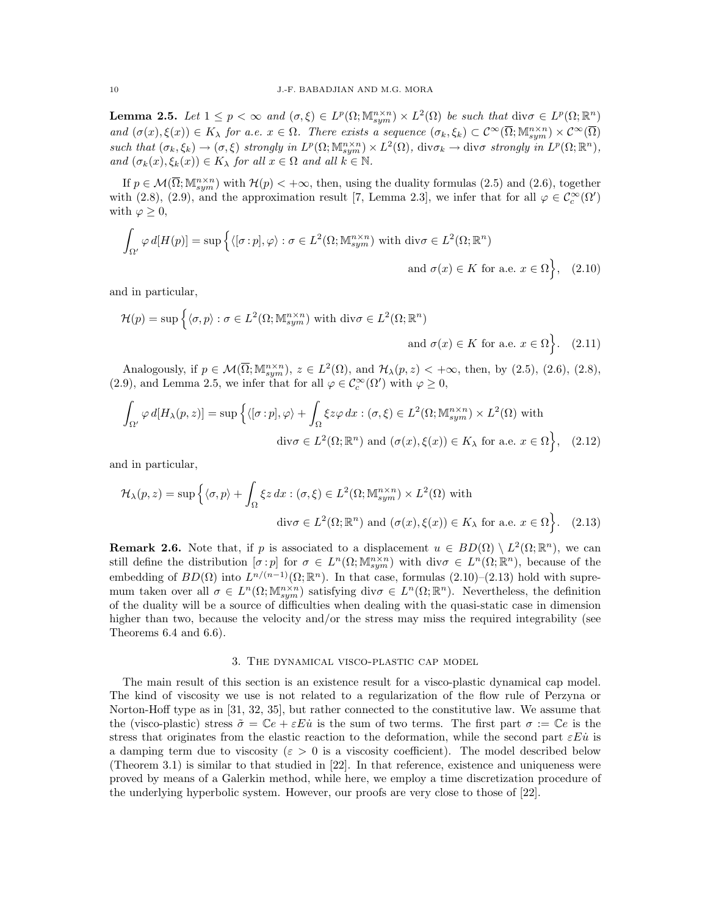**Lemma 2.5.** *Let $1 \le p < \infty$ and $(\sigma, \xi) \in L^p(\Omega; \mathbb{M}^{n\times n}_{sym}) \times L^2(\Omega)$ be such that $\text{div}\sigma \in L^p(\Omega; \mathbb{R}^n)$ and $(\sigma(x), \xi(x)) \in K_\lambda$ for a.e. $x \in \Omega$. There exists a sequence $(\sigma_k, \xi_k) \subset \mathcal{C}^\infty(\overline{\Omega}; \mathbb{M}^{n\times n}_{sym}) \times \mathcal{C}^\infty(\overline{\Omega})$ such that $(\sigma_k, \xi_k) \to (\sigma, \xi)$ strongly in $L^p(\Omega; \mathbb{M}^{n\times n}_{sym}) \times L^2(\Omega)$, $\text{div}\sigma_k \to \text{div}\sigma$ strongly in $L^p(\Omega; \mathbb{R}^n)$, and $(\sigma_k(x), \xi_k(x)) \in K_\lambda$ for all $x \in \Omega$ and all $k \in \mathbb{N}$.*

If $p \in \mathcal{M}(\overline{\Omega}; \mathbb{M}^{n\times n}_{sym})$ with $\mathcal{H}(p) < +\infty$, then, using the duality formulas (2.5) and (2.6), together with (2.8), (2.9), and the approximation result [7, Lemma 2.3], we infer that for all $\varphi \in \mathcal{C}^\infty_c(\Omega')$ with $\varphi \ge 0$,

$$\int_{\Omega'} \varphi \, d[H(p)] = \sup\Big\{ \langle [\sigma : p], \varphi\rangle : \sigma \in L^2(\Omega; \mathbb{M}^{n\times n}_{sym}) \text{ with } \text{div}\sigma \in L^2(\Omega; \mathbb{R}^n) \text{ and } \sigma(x) \in K \text{ for a.e. } x \in \Omega \Big\}, \quad (2.10)$$

and in particular,

$$\mathcal{H}(p) = \sup\Big\{ \langle \sigma, p\rangle : \sigma \in L^2(\Omega; \mathbb{M}^{n\times n}_{sym}) \text{ with } \text{div}\sigma \in L^2(\Omega; \mathbb{R}^n) \text{ and } \sigma(x) \in K \text{ for a.e. } x \in \Omega \Big\}. \quad (2.11)$$

Analogously, if $p \in \mathcal{M}(\overline{\Omega}; \mathbb{M}^{n\times n}_{sym})$, $z \in L^2(\Omega)$, and $\mathcal{H}_\lambda(p, z) < +\infty$, then, by (2.5), (2.6), (2.8), (2.9), and Lemma 2.5, we infer that for all $\varphi \in \mathcal{C}^\infty_c(\Omega')$ with $\varphi \ge 0$,

$$\int_{\Omega'} \varphi \, d[H_\lambda(p, z)] = \sup\Big\{ \langle [\sigma : p], \varphi\rangle + \int_\Omega \xi z \varphi \, dx : (\sigma, \xi) \in L^2(\Omega; \mathbb{M}^{n\times n}_{sym}) \times L^2(\Omega) \text{ with } \text{div}\sigma \in L^2(\Omega; \mathbb{R}^n) \text{ and } (\sigma(x), \xi(x)) \in K_\lambda \text{ for a.e. } x \in \Omega \Big\}, \quad (2.12)$$

and in particular,

$$\mathcal{H}_\lambda(p, z) = \sup\Big\{ \langle \sigma, p\rangle + \int_\Omega \xi z \, dx : (\sigma, \xi) \in L^2(\Omega; \mathbb{M}^{n\times n}_{sym}) \times L^2(\Omega) \text{ with } \text{div}\sigma \in L^2(\Omega; \mathbb{R}^n) \text{ and } (\sigma(x), \xi(x)) \in K_\lambda \text{ for a.e. } x \in \Omega \Big\}. \quad (2.13)$$

**Remark 2.6.** Note that, if $p$ is associated to a displacement $u \in BD(\Omega) \setminus L^2(\Omega; \mathbb{R}^n)$, we can still define the distribution $[\sigma : p]$ for $\sigma \in L^n(\Omega; \mathbb{M}^{n\times n}_{sym})$ with $\text{div}\sigma \in L^n(\Omega; \mathbb{R}^n)$, because of the embedding of $BD(\Omega)$ into $L^{n/(n-1)}(\Omega; \mathbb{R}^n)$. In that case, formulas (2.10)–(2.13) hold with supremum taken over all $\sigma \in L^n(\Omega; \mathbb{M}^{n\times n}_{sym})$ satisfying $\text{div}\sigma \in L^n(\Omega; \mathbb{R}^n)$. Nevertheless, the definition of the duality will be a source of difficulties when dealing with the quasi-static case in dimension higher than two, because the velocity and/or the stress may miss the required integrability (see Theorems 6.4 and 6.6).

## 3. The dynamical visco-plastic cap model

The main result of this section is an existence result for a visco-plastic dynamical cap model. The kind of viscosity we use is not related to a regularization of the flow rule of Perzyna or Norton-Hoff type as in [31, 32, 35], but rather connected to the constitutive law. We assume that the (visco-plastic) stress $\tilde{\sigma} = \mathbb{C}e + \varepsilon E\dot{u}$ is the sum of two terms. The first part $\sigma := \mathbb{C}e$ is the stress that originates from the elastic reaction to the deformation, while the second part $\varepsilon E\dot{u}$ is a damping term due to viscosity ($\varepsilon > 0$ is a viscosity coefficient). The model described below (Theorem 3.1) is similar to that studied in [22]. In that reference, existence and uniqueness were proved by means of a Galerkin method, while here, we employ a time discretization procedure of the underlying hyperbolic system. However, our proofs are very close to those of [22].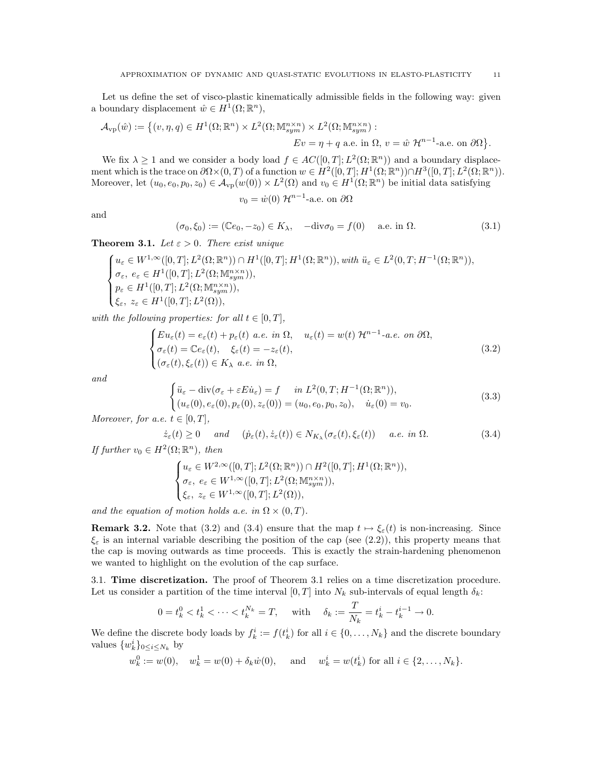Let us define the set of visco-plastic kinematically admissible fields in the following way: given a boundary displacement $\hat{w} \in H^1(\Omega;\mathbb{R}^n)$,

$$\mathcal{A}_{\rm vp}(\hat{w}) := \big\{(v,\eta,q) \in H^1(\Omega;\mathbb{R}^n) \times L^2(\Omega;\mathbb{M}^{n\times n}_{sym}) \times L^2(\Omega;\mathbb{M}^{n\times n}_{sym}) : \\ Ev = \eta + q \text{ a.e. in } \Omega,\ v = \hat{w}\ \mathcal{H}^{n-1}\text{-a.e. on } \partial\Omega\big\}.$$

We fix $\lambda \geq 1$ and we consider a body load $f \in AC([0,T];L^2(\Omega;\mathbb{R}^n))$ and a boundary displacement which is the trace on $\partial\Omega\times(0,T)$ of a function $w \in H^2([0,T];H^1(\Omega;\mathbb{R}^n)) \cap H^3([0,T];L^2(\Omega;\mathbb{R}^n))$. Moreover, let $(u_0,e_0,p_0,z_0) \in \mathcal{A}_{\rm vp}(w(0)) \times L^2(\Omega)$ and $v_0 \in H^1(\Omega;\mathbb{R}^n)$ be initial data satisfying

$$v_0 = \dot{w}(0)\ \mathcal{H}^{n-1}\text{-a.e. on } \partial\Omega$$

and

$$(\sigma_0,\xi_0) := (\mathbb{C}e_0, -z_0) \in K_\lambda, \quad -\mathrm{div}\sigma_0 = f(0) \quad \text{ a.e. in } \Omega. \tag{3.1}$$

**Theorem 3.1.** *Let $\varepsilon > 0$. There exist unique*

$$\begin{cases} u_\varepsilon \in W^{1,\infty}([0,T];L^2(\Omega;\mathbb{R}^n)) \cap H^1([0,T];H^1(\Omega;\mathbb{R}^n)), \text{ with } \ddot{u}_\varepsilon \in L^2(0,T;H^{-1}(\Omega;\mathbb{R}^n)), \\ \sigma_\varepsilon,\ e_\varepsilon \in H^1([0,T];L^2(\Omega;\mathbb{M}^{n\times n}_{sym})), \\ p_\varepsilon \in H^1([0,T];L^2(\Omega;\mathbb{M}^{n\times n}_{sym})), \\ \xi_\varepsilon,\ z_\varepsilon \in H^1([0,T];L^2(\Omega)), \end{cases}$$

*with the following properties: for all $t \in [0,T]$,*

$$\begin{cases} Eu_\varepsilon(t) = e_\varepsilon(t) + p_\varepsilon(t) \text{ a.e. in } \Omega, \quad u_\varepsilon(t) = w(t)\ \mathcal{H}^{n-1}\text{-a.e. on } \partial\Omega, \\ \sigma_\varepsilon(t) = \mathbb{C}e_\varepsilon(t), \quad \xi_\varepsilon(t) = -z_\varepsilon(t), \\ (\sigma_\varepsilon(t),\xi_\varepsilon(t)) \in K_\lambda \text{ a.e. in } \Omega, \end{cases} \tag{3.2}$$

*and*

$$\begin{cases} \ddot{u}_\varepsilon - \mathrm{div}(\sigma_\varepsilon + \varepsilon E\dot{u}_\varepsilon) = f \quad \text{ in } L^2(0,T;H^{-1}(\Omega;\mathbb{R}^n)), \\ (u_\varepsilon(0),e_\varepsilon(0),p_\varepsilon(0),z_\varepsilon(0)) = (u_0,e_0,p_0,z_0), \quad \dot{u}_\varepsilon(0) = v_0. \end{cases} \tag{3.3}$$

*Moreover, for a.e. $t \in [0,T]$,*

$$\dot{z}_\varepsilon(t) \geq 0 \quad \text{ and } \quad (\dot{p}_\varepsilon(t),\dot{z}_\varepsilon(t)) \in N_{K_\lambda}(\sigma_\varepsilon(t),\xi_\varepsilon(t)) \quad \text{ a.e. in } \Omega. \tag{3.4}$$

*If further $v_0 \in H^2(\Omega;\mathbb{R}^n)$, then*

$$\begin{cases} u_\varepsilon \in W^{2,\infty}([0,T];L^2(\Omega;\mathbb{R}^n)) \cap H^2([0,T];H^1(\Omega;\mathbb{R}^n)), \\ \sigma_\varepsilon,\ e_\varepsilon \in W^{1,\infty}([0,T];L^2(\Omega;\mathbb{M}^{n\times n}_{sym})), \\ \xi_\varepsilon,\ z_\varepsilon \in W^{1,\infty}([0,T];L^2(\Omega)), \end{cases}$$

*and the equation of motion holds a.e. in $\Omega \times (0,T)$.*

**Remark 3.2.** Note that (3.2) and (3.4) ensure that the map $t \mapsto \xi_\varepsilon(t)$ is non-increasing. Since $\xi_\varepsilon$ is an internal variable describing the position of the cap (see (2.2)), this property means that the cap is moving outwards as time proceeds. This is exactly the strain-hardening phenomenon we wanted to highlight on the evolution of the cap surface.

## 3.1. Time discretization.

The proof of Theorem 3.1 relies on a time discretization procedure. Let us consider a partition of the time interval $[0,T]$ into $N_k$ sub-intervals of equal length $\delta_k$:

$$0 = t_k^0 < t_k^1 < \cdots < t_k^{N_k} = T, \quad \text{ with } \quad \delta_k := \frac{T}{N_k} = t_k^i - t_k^{i-1} \to 0.$$

We define the discrete body loads by $f_k^i := f(t_k^i)$ for all $i \in \{0,\ldots,N_k\}$ and the discrete boundary values $\{w_k^i\}_{0\leq i\leq N_k}$ by

$$w_k^0 := w(0), \quad w_k^1 = w(0) + \delta_k\dot{w}(0), \quad \text{ and } \quad w_k^i = w(t_k^i) \text{ for all } i \in \{2,\ldots,N_k\}.$$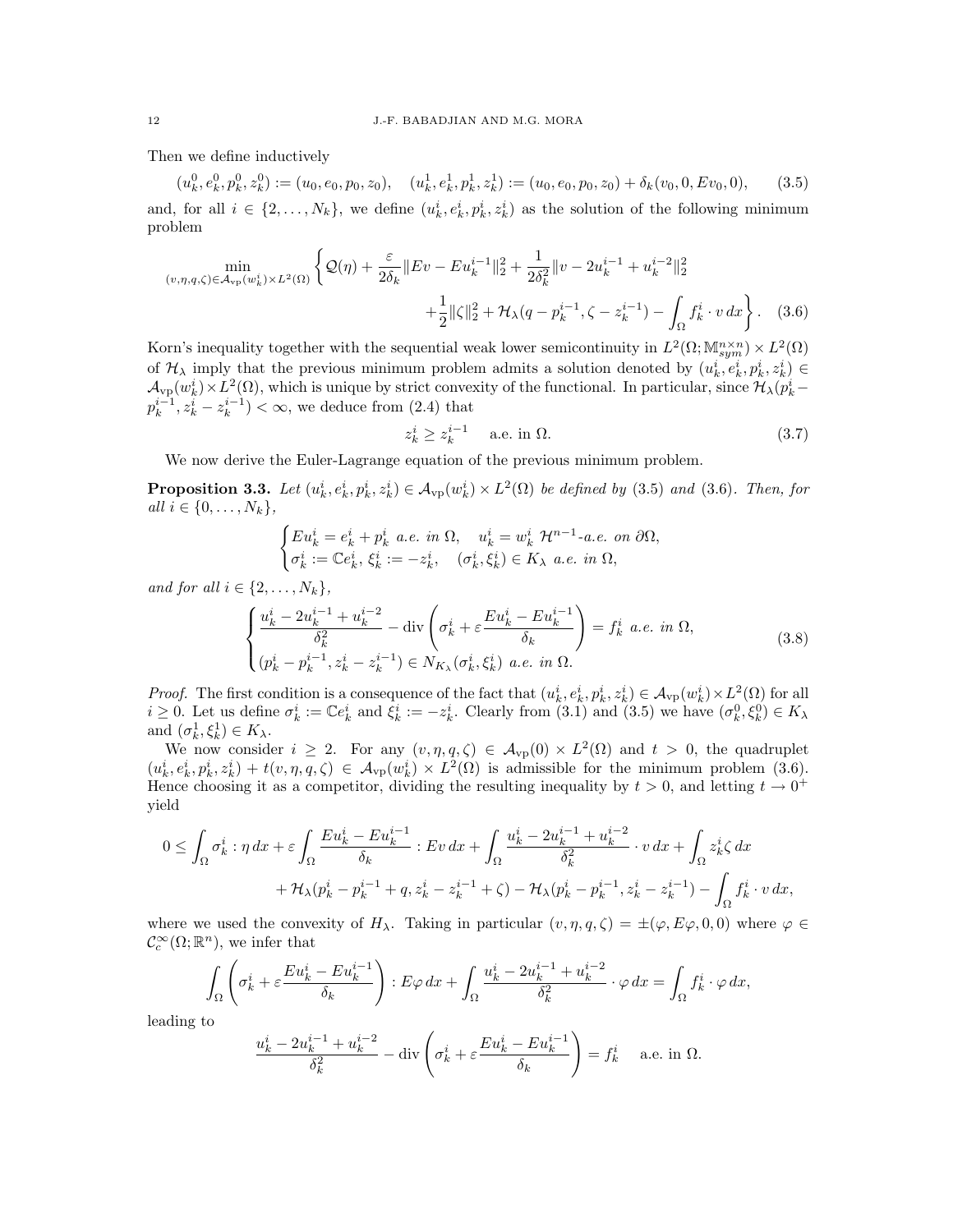Then we define inductively

$$(u_k^0, e_k^0, p_k^0, z_k^0) := (u_0, e_0, p_0, z_0), \quad (u_k^1, e_k^1, p_k^1, z_k^1) := (u_0, e_0, p_0, z_0) + \delta_k(v_0, 0, Ev_0, 0), \tag{3.5}$$

and, for all $i \in \{2, \dots, N_k\}$, we define $(u_k^i, e_k^i, p_k^i, z_k^i)$ as the solution of the following minimum problem

$$\min_{(v,\eta,q,\zeta) \in \mathcal{A}_{\rm vp}(w_k^i) \times L^2(\Omega)} \left\{ \mathcal{Q}(\eta) + \frac{\varepsilon}{2\delta_k} \|Ev - Eu_k^{i-1}\|_2^2 + \frac{1}{2\delta_k^2} \|v - 2u_k^{i-1} + u_k^{i-2}\|_2^2 \right.$$
$$\left. + \frac{1}{2}\|\zeta\|_2^2 + \mathcal{H}_\lambda(q - p_k^{i-1}, \zeta - z_k^{i-1}) - \int_\Omega f_k^i \cdot v \, dx \right\}. \tag{3.6}$$

Korn's inequality together with the sequential weak lower semicontinuity in $L^2(\Omega; \mathbb{M}^{n \times n}_{sym}) \times L^2(\Omega)$ of $\mathcal{H}_\lambda$ imply that the previous minimum problem admits a solution denoted by $(u_k^i, e_k^i, p_k^i, z_k^i) \in \mathcal{A}_{\rm vp}(w_k^i) \times L^2(\Omega)$, which is unique by strict convexity of the functional. In particular, since $\mathcal{H}_\lambda(p_k^i - p_k^{i-1}, z_k^i - z_k^{i-1}) < \infty$, we deduce from (2.4) that

$$z_k^i \geq z_k^{i-1} \quad \text{a.e. in } \Omega. \tag{3.7}$$

We now derive the Euler-Lagrange equation of the previous minimum problem.

**Proposition 3.3.** *Let $(u_k^i, e_k^i, p_k^i, z_k^i) \in \mathcal{A}_{\rm vp}(w_k^i) \times L^2(\Omega)$ be defined by (3.5) and (3.6). Then, for all $i \in \{0, \dots, N_k\}$,*

$$\begin{cases} Eu_k^i = e_k^i + p_k^i \text{ a.e. in } \Omega, \quad u_k^i = w_k^i \ \mathcal{H}^{n-1}\text{-a.e. on } \partial\Omega, \\ \sigma_k^i := \mathbb{C}e_k^i, \ \xi_k^i := -z_k^i, \quad (\sigma_k^i, \xi_k^i) \in K_\lambda \text{ a.e. in } \Omega, \end{cases}$$

*and for all $i \in \{2, \dots, N_k\}$,*

$$\begin{cases} \dfrac{u_k^i - 2u_k^{i-1} + u_k^{i-2}}{\delta_k^2} - \operatorname{div}\left(\sigma_k^i + \varepsilon \dfrac{Eu_k^i - Eu_k^{i-1}}{\delta_k}\right) = f_k^i \text{ a.e. in } \Omega, \\ (p_k^i - p_k^{i-1}, z_k^i - z_k^{i-1}) \in N_{K_\lambda}(\sigma_k^i, \xi_k^i) \text{ a.e. in } \Omega. \end{cases} \tag{3.8}$$

*Proof.* The first condition is a consequence of the fact that $(u_k^i, e_k^i, p_k^i, z_k^i) \in \mathcal{A}_{\rm vp}(w_k^i) \times L^2(\Omega)$ for all $i \geq 0$. Let us define $\sigma_k^i := \mathbb{C}e_k^i$ and $\xi_k^i := -z_k^i$. Clearly from (3.1) and (3.5) we have $(\sigma_k^0, \xi_k^0) \in K_\lambda$ and $(\sigma_k^1, \xi_k^1) \in K_\lambda$.

We now consider $i \geq 2$. For any $(v, \eta, q, \zeta) \in \mathcal{A}_{\rm vp}(0) \times L^2(\Omega)$ and $t > 0$, the quadruplet $(u_k^i, e_k^i, p_k^i, z_k^i) + t(v, \eta, q, \zeta) \in \mathcal{A}_{\rm vp}(w_k^i) \times L^2(\Omega)$ is admissible for the minimum problem (3.6). Hence choosing it as a competitor, dividing the resulting inequality by $t > 0$, and letting $t \to 0^+$ yield

$$0 \leq \int_\Omega \sigma_k^i : \eta \, dx + \varepsilon \int_\Omega \frac{Eu_k^i - Eu_k^{i-1}}{\delta_k} : Ev \, dx + \int_\Omega \frac{u_k^i - 2u_k^{i-1} + u_k^{i-2}}{\delta_k^2} \cdot v \, dx + \int_\Omega z_k^i \zeta \, dx$$
$$+ \mathcal{H}_\lambda(p_k^i - p_k^{i-1} + q, z_k^i - z_k^{i-1} + \zeta) - \mathcal{H}_\lambda(p_k^i - p_k^{i-1}, z_k^i - z_k^{i-1}) - \int_\Omega f_k^i \cdot v \, dx,$$

where we used the convexity of $H_\lambda$. Taking in particular $(v, \eta, q, \zeta) = \pm(\varphi, E\varphi, 0, 0)$ where $\varphi \in \mathcal{C}_c^\infty(\Omega; \mathbb{R}^n)$, we infer that

$$\int_\Omega \left(\sigma_k^i + \varepsilon \frac{Eu_k^i - Eu_k^{i-1}}{\delta_k}\right) : E\varphi \, dx + \int_\Omega \frac{u_k^i - 2u_k^{i-1} + u_k^{i-2}}{\delta_k^2} \cdot \varphi \, dx = \int_\Omega f_k^i \cdot \varphi \, dx,$$

leading to

$$\frac{u_k^i - 2u_k^{i-1} + u_k^{i-2}}{\delta_k^2} - \operatorname{div}\left(\sigma_k^i + \varepsilon \frac{Eu_k^i - Eu_k^{i-1}}{\delta_k}\right) = f_k^i \quad \text{a.e. in } \Omega.$$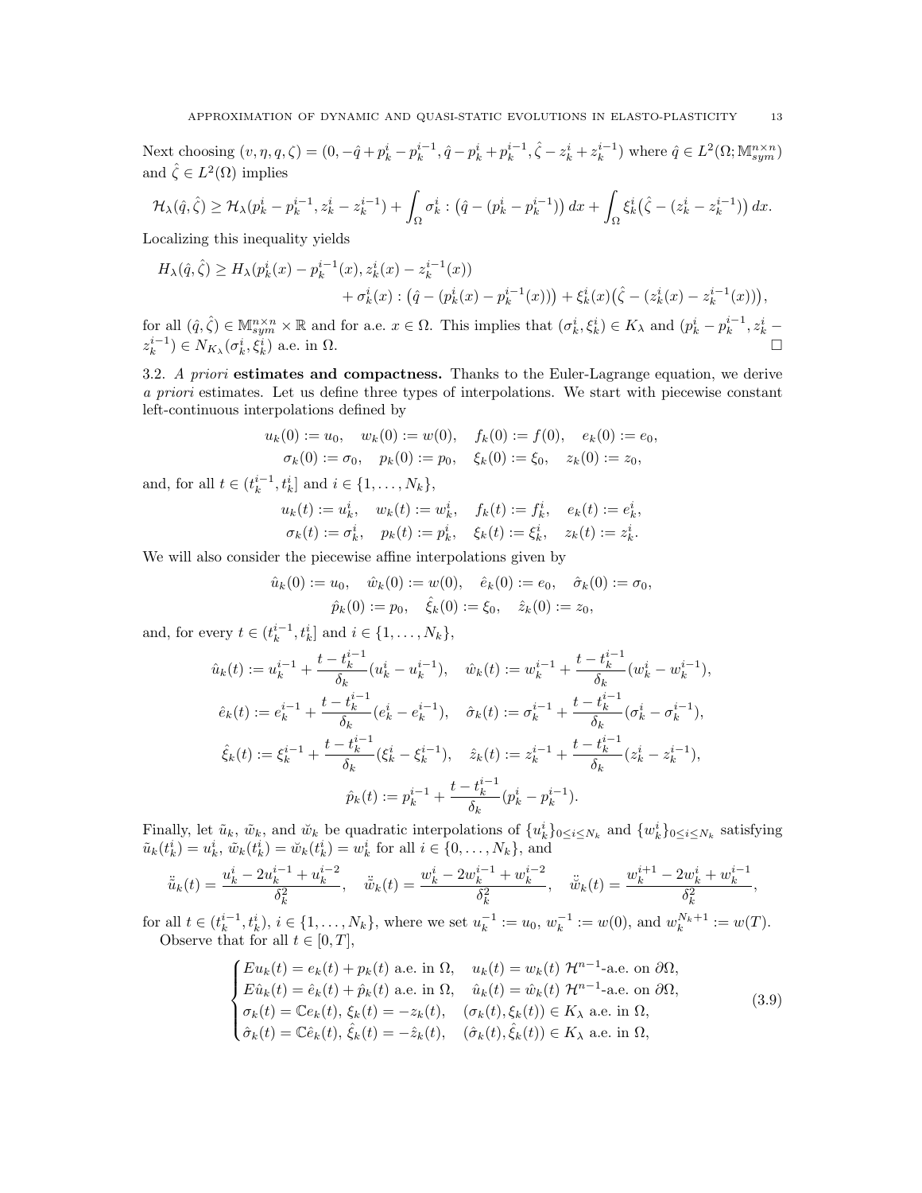Next choosing $(v, \eta, q, \zeta) = (0, -\hat{q} + p_k^i - p_k^{i-1}, \hat{q} - p_k^i + p_k^{i-1}, \hat{\zeta} - z_k^i + z_k^{i-1})$ where $\hat{q} \in L^2(\Omega; \mathbb{M}^{n\times n}_{sym})$ and $\hat{\zeta} \in L^2(\Omega)$ implies

$$\mathcal{H}_\lambda(\hat{q}, \hat{\zeta}) \geq \mathcal{H}_\lambda(p_k^i - p_k^{i-1}, z_k^i - z_k^{i-1}) + \int_\Omega \sigma_k^i : \big(\hat{q} - (p_k^i - p_k^{i-1})\big)\, dx + \int_\Omega \xi_k^i \big(\hat{\zeta} - (z_k^i - z_k^{i-1})\big)\, dx.$$

Localizing this inequality yields

$$\begin{aligned} H_\lambda(\hat{q}, \hat{\zeta}) \geq\ & H_\lambda(p_k^i(x) - p_k^{i-1}(x), z_k^i(x) - z_k^{i-1}(x)) \\ & + \sigma_k^i(x) : \big(\hat{q} - (p_k^i(x) - p_k^{i-1}(x))\big) + \xi_k^i(x)\big(\hat{\zeta} - (z_k^i(x) - z_k^{i-1}(x))\big), \end{aligned}$$

for all $(\hat{q}, \hat{\zeta}) \in \mathbb{M}^{n\times n}_{sym} \times \mathbb{R}$ and for a.e. $x \in \Omega$. This implies that $(\sigma_k^i, \xi_k^i) \in K_\lambda$ and $(p_k^i - p_k^{i-1}, z_k^i - z_k^{i-1}) \in N_{K_\lambda}(\sigma_k^i, \xi_k^i)$ a.e. in $\Omega$. □

3.2. *A priori* **estimates and compactness.** Thanks to the Euler-Lagrange equation, we derive *a priori* estimates. Let us define three types of interpolations. We start with piecewise constant left-continuous interpolations defined by

$$\begin{gathered} u_k(0) := u_0, \quad w_k(0) := w(0), \quad f_k(0) := f(0), \quad e_k(0) := e_0, \\ \sigma_k(0) := \sigma_0, \quad p_k(0) := p_0, \quad \xi_k(0) := \xi_0, \quad z_k(0) := z_0, \end{gathered}$$

and, for all $t \in (t_k^{i-1}, t_k^i]$ and $i \in \{1, \dots, N_k\}$,

$$\begin{gathered} u_k(t) := u_k^i, \quad w_k(t) := w_k^i, \quad f_k(t) := f_k^i, \quad e_k(t) := e_k^i, \\ \sigma_k(t) := \sigma_k^i, \quad p_k(t) := p_k^i, \quad \xi_k(t) := \xi_k^i, \quad z_k(t) := z_k^i. \end{gathered}$$

We will also consider the piecewise affine interpolations given by

$$\begin{gathered} \hat{u}_k(0) := u_0, \quad \hat{w}_k(0) := w(0), \quad \hat{e}_k(0) := e_0, \quad \hat{\sigma}_k(0) := \sigma_0, \\ \hat{p}_k(0) := p_0, \quad \hat{\xi}_k(0) := \xi_0, \quad \hat{z}_k(0) := z_0, \end{gathered}$$

and, for every $t \in (t_k^{i-1}, t_k^i]$ and $i \in \{1, \dots, N_k\}$,

$$\begin{gathered} \hat{u}_k(t) := u_k^{i-1} + \frac{t - t_k^{i-1}}{\delta_k}(u_k^i - u_k^{i-1}), \quad \hat{w}_k(t) := w_k^{i-1} + \frac{t - t_k^{i-1}}{\delta_k}(w_k^i - w_k^{i-1}), \\ \hat{e}_k(t) := e_k^{i-1} + \frac{t - t_k^{i-1}}{\delta_k}(e_k^i - e_k^{i-1}), \quad \hat{\sigma}_k(t) := \sigma_k^{i-1} + \frac{t - t_k^{i-1}}{\delta_k}(\sigma_k^i - \sigma_k^{i-1}), \\ \hat{\xi}_k(t) := \xi_k^{i-1} + \frac{t - t_k^{i-1}}{\delta_k}(\xi_k^i - \xi_k^{i-1}), \quad \hat{z}_k(t) := z_k^{i-1} + \frac{t - t_k^{i-1}}{\delta_k}(z_k^i - z_k^{i-1}), \\ \hat{p}_k(t) := p_k^{i-1} + \frac{t - t_k^{i-1}}{\delta_k}(p_k^i - p_k^{i-1}). \end{gathered}$$

Finally, let $\tilde{u}_k$, $\tilde{w}_k$, and $\breve{w}_k$ be quadratic interpolations of $\{u_k^i\}_{0\leq i\leq N_k}$ and $\{w_k^i\}_{0\leq i\leq N_k}$ satisfying $\tilde{u}_k(t_k^i) = u_k^i$, $\tilde{w}_k(t_k^i) = \breve{w}_k(t_k^i) = w_k^i$ for all $i \in \{0, \dots, N_k\}$, and

$$\ddot{\tilde{u}}_k(t) = \frac{u_k^i - 2u_k^{i-1} + u_k^{i-2}}{\delta_k^2}, \quad \ddot{\tilde{w}}_k(t) = \frac{w_k^i - 2w_k^{i-1} + w_k^{i-2}}{\delta_k^2}, \quad \ddot{\breve{w}}_k(t) = \frac{w_k^{i+1} - 2w_k^i + w_k^{i-1}}{\delta_k^2},$$

for all $t \in (t_k^{i-1}, t_k^i)$, $i \in \{1, \dots, N_k\}$, where we set $u_k^{-1} := u_0$, $w_k^{-1} := w(0)$, and $w_k^{N_k+1} := w(T)$.

Observe that for all $t \in [0, T]$,

$$\begin{cases} Eu_k(t) = e_k(t) + p_k(t) \text{ a.e. in } \Omega, \quad u_k(t) = w_k(t)\ \mathcal{H}^{n-1}\text{-a.e. on } \partial\Omega, \\ E\hat{u}_k(t) = \hat{e}_k(t) + \hat{p}_k(t) \text{ a.e. in } \Omega, \quad \hat{u}_k(t) = \hat{w}_k(t)\ \mathcal{H}^{n-1}\text{-a.e. on } \partial\Omega, \\ \sigma_k(t) = \mathbb{C}e_k(t),\ \xi_k(t) = -z_k(t), \quad (\sigma_k(t), \xi_k(t)) \in K_\lambda \text{ a.e. in } \Omega, \\ \hat{\sigma}_k(t) = \mathbb{C}\hat{e}_k(t),\ \hat{\xi}_k(t) = -\hat{z}_k(t), \quad (\hat{\sigma}_k(t), \hat{\xi}_k(t)) \in K_\lambda \text{ a.e. in } \Omega, \end{cases} \tag{3.9}$$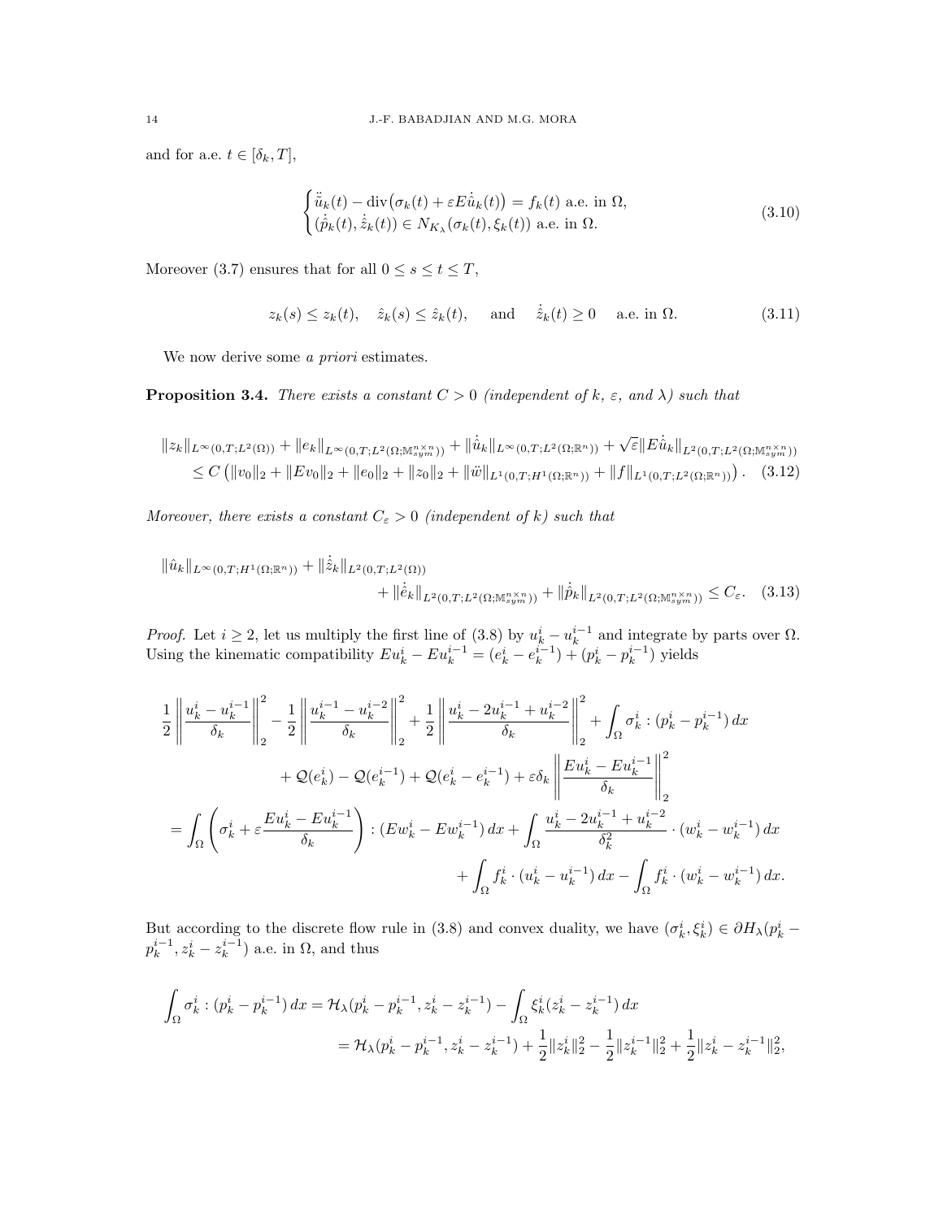and for a.e. $t \in [\delta_k, T]$,

$$
\begin{cases} \ddot{u}_k(t) - \operatorname{div}\big(\sigma_k(t) + \varepsilon E\dot{\hat{u}}_k(t)\big) = f_k(t) \text{ a.e. in } \Omega, \\ (\dot{\hat{p}}_k(t), \dot{\hat{z}}_k(t)) \in N_{K_\lambda}(\sigma_k(t), \xi_k(t)) \text{ a.e. in } \Omega. \end{cases} \tag{3.10}
$$

Moreover (3.7) ensures that for all $0 \le s \le t \le T$,

$$
z_k(s) \le z_k(t), \quad \hat{z}_k(s) \le \hat{z}_k(t), \quad \text{ and } \quad \dot{\hat{z}}_k(t) \ge 0 \quad \text{ a.e. in } \Omega. \tag{3.11}
$$

We now derive some *a priori* estimates.

**Proposition 3.4.** *There exists a constant $C > 0$ (independent of $k$, $\varepsilon$, and $\lambda$) such that*

$$
\begin{aligned}
&\|z_k\|_{L^\infty(0,T;L^2(\Omega))} + \|e_k\|_{L^\infty(0,T;L^2(\Omega;\mathbb{M}^{n\times n}_{sym}))} + \|\dot{\hat{u}}_k\|_{L^\infty(0,T;L^2(\Omega;\mathbb{R}^n))} + \sqrt{\varepsilon}\|E\dot{\hat{u}}_k\|_{L^2(0,T;L^2(\Omega;\mathbb{M}^{n\times n}_{sym}))} \\
&\quad \le C\left(\|v_0\|_2 + \|Ev_0\|_2 + \|e_0\|_2 + \|z_0\|_2 + \|\ddot{w}\|_{L^1(0,T;H^1(\Omega;\mathbb{R}^n))} + \|f\|_{L^1(0,T;L^2(\Omega;\mathbb{R}^n))}\right).
\end{aligned} \tag{3.12}
$$

*Moreover, there exists a constant $C_\varepsilon > 0$ (independent of $k$) such that*

$$
\begin{aligned}
&\|\hat{u}_k\|_{L^\infty(0,T;H^1(\Omega;\mathbb{R}^n))} + \|\dot{\hat{z}}_k\|_{L^2(0,T;L^2(\Omega))} \\
&\qquad\qquad + \|\dot{\hat{e}}_k\|_{L^2(0,T;L^2(\Omega;\mathbb{M}^{n\times n}_{sym}))} + \|\dot{\hat{p}}_k\|_{L^2(0,T;L^2(\Omega;\mathbb{M}^{n\times n}_{sym}))} \le C_\varepsilon.
\end{aligned} \tag{3.13}
$$

*Proof.* Let $i \ge 2$, let us multiply the first line of (3.8) by $u_k^i - u_k^{i-1}$ and integrate by parts over $\Omega$. Using the kinematic compatibility $Eu_k^i - Eu_k^{i-1} = (e_k^i - e_k^{i-1}) + (p_k^i - p_k^{i-1})$ yields

$$
\begin{aligned}
&\frac{1}{2}\left\|\frac{u_k^i - u_k^{i-1}}{\delta_k}\right\|_2^2 - \frac{1}{2}\left\|\frac{u_k^{i-1} - u_k^{i-2}}{\delta_k}\right\|_2^2 + \frac{1}{2}\left\|\frac{u_k^i - 2u_k^{i-1} + u_k^{i-2}}{\delta_k}\right\|_2^2 + \int_\Omega \sigma_k^i : (p_k^i - p_k^{i-1})\,dx \\
&\qquad + \mathcal{Q}(e_k^i) - \mathcal{Q}(e_k^{i-1}) + \mathcal{Q}(e_k^i - e_k^{i-1}) + \varepsilon\delta_k\left\|\frac{Eu_k^i - Eu_k^{i-1}}{\delta_k}\right\|_2^2 \\
&= \int_\Omega \left(\sigma_k^i + \varepsilon\frac{Eu_k^i - Eu_k^{i-1}}{\delta_k}\right) : (Ew_k^i - Ew_k^{i-1})\,dx + \int_\Omega \frac{u_k^i - 2u_k^{i-1} + u_k^{i-2}}{\delta_k^2} \cdot (w_k^i - w_k^{i-1})\,dx \\
&\qquad\qquad + \int_\Omega f_k^i \cdot (u_k^i - u_k^{i-1})\,dx - \int_\Omega f_k^i \cdot (w_k^i - w_k^{i-1})\,dx.
\end{aligned}
$$

But according to the discrete flow rule in (3.8) and convex duality, we have $(\sigma_k^i, \xi_k^i) \in \partial H_\lambda(p_k^i - p_k^{i-1}, z_k^i - z_k^{i-1})$ a.e. in $\Omega$, and thus

$$
\begin{aligned}
\int_\Omega \sigma_k^i : (p_k^i - p_k^{i-1})\,dx &= \mathcal{H}_\lambda(p_k^i - p_k^{i-1}, z_k^i - z_k^{i-1}) - \int_\Omega \xi_k^i(z_k^i - z_k^{i-1})\,dx \\
&= \mathcal{H}_\lambda(p_k^i - p_k^{i-1}, z_k^i - z_k^{i-1}) + \frac{1}{2}\|z_k^i\|_2^2 - \frac{1}{2}\|z_k^{i-1}\|_2^2 + \frac{1}{2}\|z_k^i - z_k^{i-1}\|_2^2,
\end{aligned}
$$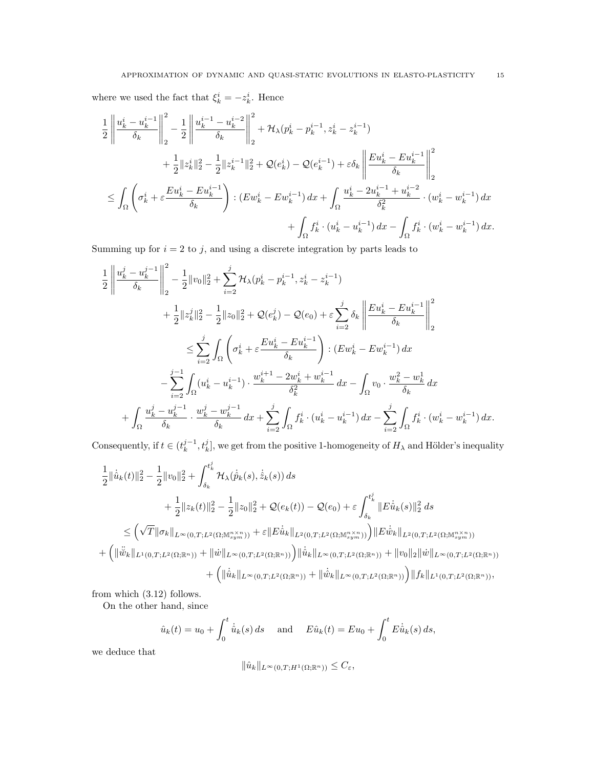where we used the fact that $\xi_k^i = -z_k^i$. Hence

$$
\begin{aligned}
\frac{1}{2}\left\|\frac{u_k^i - u_k^{i-1}}{\delta_k}\right\|_2^2 - \frac{1}{2}\left\|\frac{u_k^{i-1} - u_k^{i-2}}{\delta_k}\right\|_2^2 + \mathcal{H}_\lambda(p_k^i - p_k^{i-1}, z_k^i - z_k^{i-1})& \\
+ \frac{1}{2}\|z_k^i\|_2^2 - \frac{1}{2}\|z_k^{i-1}\|_2^2 + \mathcal{Q}(e_k^i) - \mathcal{Q}(e_k^{i-1}) + \varepsilon\delta_k\left\|\frac{Eu_k^i - Eu_k^{i-1}}{\delta_k}\right\|_2^2& \\
\le \int_\Omega \left(\sigma_k^i + \varepsilon\frac{Eu_k^i - Eu_k^{i-1}}{\delta_k}\right) : (Ew_k^i - Ew_k^{i-1})\,dx + \int_\Omega \frac{u_k^i - 2u_k^{i-1} + u_k^{i-2}}{\delta_k^2}\cdot(w_k^i - w_k^{i-1})\,dx& \\
+ \int_\Omega f_k^i\cdot(u_k^i - u_k^{i-1})\,dx - \int_\Omega f_k^i\cdot(w_k^i - w_k^{i-1})\,dx.&
\end{aligned}
$$

Summing up for $i = 2$ to $j$, and using a discrete integration by parts leads to

$$
\begin{aligned}
\frac{1}{2}\left\|\frac{u_k^j - u_k^{j-1}}{\delta_k}\right\|_2^2 - \frac{1}{2}\|v_0\|_2^2 + \sum_{i=2}^j \mathcal{H}_\lambda(p_k^i - p_k^{i-1}, z_k^i - z_k^{i-1})& \\
+ \frac{1}{2}\|z_k^j\|_2^2 - \frac{1}{2}\|z_0\|_2^2 + \mathcal{Q}(e_k^j) - \mathcal{Q}(e_0) + \varepsilon\sum_{i=2}^j \delta_k\left\|\frac{Eu_k^i - Eu_k^{i-1}}{\delta_k}\right\|_2^2& \\
\le \sum_{i=2}^j \int_\Omega \left(\sigma_k^i + \varepsilon\frac{Eu_k^i - Eu_k^{i-1}}{\delta_k}\right) : (Ew_k^i - Ew_k^{i-1})\,dx& \\
- \sum_{i=2}^{j-1}\int_\Omega (u_k^i - u_k^{i-1})\cdot\frac{w_k^{i+1} - 2w_k^i + w_k^{i-1}}{\delta_k^2}\,dx - \int_\Omega v_0\cdot\frac{w_k^2 - w_k^1}{\delta_k}\,dx& \\
+ \int_\Omega \frac{u_k^j - u_k^{j-1}}{\delta_k}\cdot\frac{w_k^j - w_k^{j-1}}{\delta_k}\,dx + \sum_{i=2}^j\int_\Omega f_k^i\cdot(u_k^i - u_k^{i-1})\,dx - \sum_{i=2}^j\int_\Omega f_k^i\cdot(w_k^i - w_k^{i-1})\,dx.&
\end{aligned}
$$

Consequently, if $t \in (t_k^{j-1}, t_k^j]$, we get from the positive 1-homogeneity of $H_\lambda$ and Hölder's inequality

$$
\begin{aligned}
\frac{1}{2}\|\dot{\hat{u}}_k(t)\|_2^2 - \frac{1}{2}\|v_0\|_2^2 + \int_{\delta_k}^{t_k^j}\mathcal{H}_\lambda(\dot{\hat{p}}_k(s), \dot{\hat{z}}_k(s))\,ds& \\
+ \frac{1}{2}\|z_k(t)\|_2^2 - \frac{1}{2}\|z_0\|_2^2 + \mathcal{Q}(e_k(t)) - \mathcal{Q}(e_0) + \varepsilon\int_{\delta_k}^{t_k^j}\|E\dot{\hat{u}}_k(s)\|_2^2\,ds& \\
\le \left(\sqrt{T}\|\sigma_k\|_{L^\infty(0,T;L^2(\Omega;\mathbb{M}^{n\times n}_{sym}))} + \varepsilon\|E\dot{\hat{u}}_k\|_{L^2(0,T;L^2(\Omega;\mathbb{M}^{n\times n}_{sym}))}\right)\|E\dot{\hat{w}}_k\|_{L^2(0,T;L^2(\Omega;\mathbb{M}^{n\times n}_{sym}))}& \\
+ \left(\|\ddot{\hat{w}}_k\|_{L^1(0,T;L^2(\Omega;\mathbb{R}^n))} + \|\dot{w}\|_{L^\infty(0,T;L^2(\Omega;\mathbb{R}^n))}\right)\|\dot{\hat{u}}_k\|_{L^\infty(0,T;L^2(\Omega;\mathbb{R}^n))} + \|v_0\|_2\|\dot{w}\|_{L^\infty(0,T;L^2(\Omega;\mathbb{R}^n))}& \\
+ \left(\|\dot{\hat{u}}_k\|_{L^\infty(0,T;L^2(\Omega;\mathbb{R}^n))} + \|\dot{\hat{w}}_k\|_{L^\infty(0,T;L^2(\Omega;\mathbb{R}^n))}\right)\|f_k\|_{L^1(0,T;L^2(\Omega;\mathbb{R}^n))},&
\end{aligned}
$$

from which (3.12) follows.

On the other hand, since

$$
\hat{u}_k(t) = u_0 + \int_0^t \dot{\hat{u}}_k(s)\,ds \quad \text{ and } \quad E\hat{u}_k(t) = Eu_0 + \int_0^t E\dot{\hat{u}}_k(s)\,ds,
$$

we deduce that

$$
\|\hat{u}_k\|_{L^\infty(0,T;H^1(\Omega;\mathbb{R}^n))} \le C_\varepsilon,
$$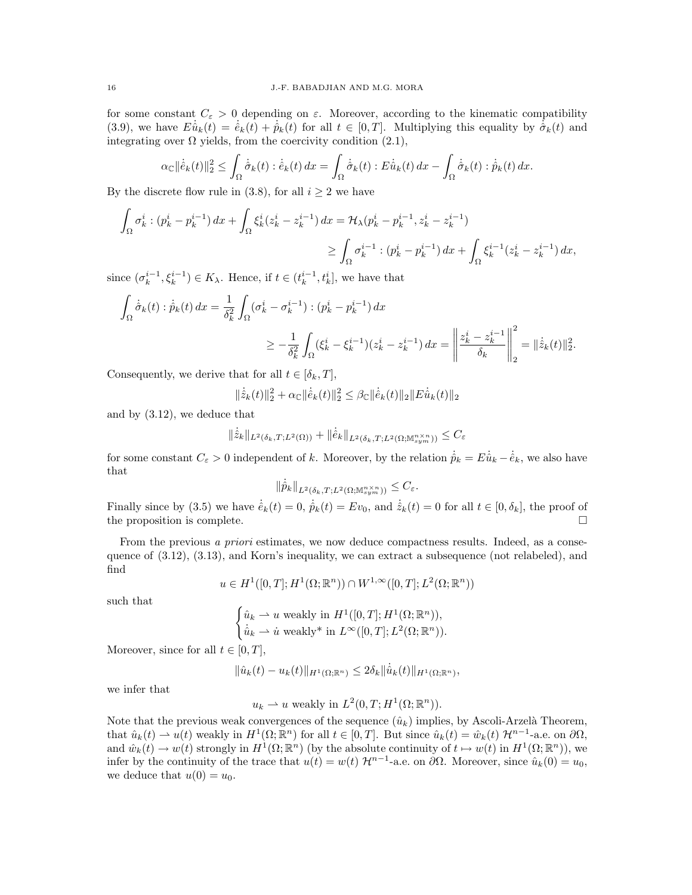for some constant $C_\varepsilon > 0$ depending on $\varepsilon$. Moreover, according to the kinematic compatibility (3.9), we have $E\dot{\hat{u}}_k(t) = \dot{\hat{e}}_k(t) + \dot{\hat{p}}_k(t)$ for all $t \in [0,T]$. Multiplying this equality by $\dot{\hat{\sigma}}_k(t)$ and integrating over $\Omega$ yields, from the coercivity condition (2.1),

$$\alpha_{\mathbb{C}} \|\dot{\hat{e}}_k(t)\|_2^2 \le \int_\Omega \dot{\hat{\sigma}}_k(t) : \dot{\hat{e}}_k(t)\, dx = \int_\Omega \dot{\hat{\sigma}}_k(t) : E\dot{\hat{u}}_k(t)\, dx - \int_\Omega \dot{\hat{\sigma}}_k(t) : \dot{\hat{p}}_k(t)\, dx.$$

By the discrete flow rule in (3.8), for all $i \ge 2$ we have

$$\begin{aligned}\int_\Omega \sigma_k^i : (p_k^i - p_k^{i-1})\, dx + \int_\Omega \xi_k^i (z_k^i - z_k^{i-1})\, dx &= \mathcal{H}_\lambda(p_k^i - p_k^{i-1}, z_k^i - z_k^{i-1}) \\ &\ge \int_\Omega \sigma_k^{i-1} : (p_k^i - p_k^{i-1})\, dx + \int_\Omega \xi_k^{i-1}(z_k^i - z_k^{i-1})\, dx,\end{aligned}$$

since $(\sigma_k^{i-1}, \xi_k^{i-1}) \in K_\lambda$. Hence, if $t \in (t_k^{i-1}, t_k^i]$, we have that

$$\begin{aligned}\int_\Omega \dot{\hat{\sigma}}_k(t) : \dot{\hat{p}}_k(t)\, dx &= \frac{1}{\delta_k^2} \int_\Omega (\sigma_k^i - \sigma_k^{i-1}) : (p_k^i - p_k^{i-1})\, dx \\ &\ge -\frac{1}{\delta_k^2} \int_\Omega (\xi_k^i - \xi_k^{i-1})(z_k^i - z_k^{i-1})\, dx = \left\| \frac{z_k^i - z_k^{i-1}}{\delta_k} \right\|_2^2 = \|\dot{\hat{z}}_k(t)\|_2^2.\end{aligned}$$

Consequently, we derive that for all $t \in [\delta_k, T]$,

$$\|\dot{\hat{z}}_k(t)\|_2^2 + \alpha_{\mathbb{C}} \|\dot{\hat{e}}_k(t)\|_2^2 \le \beta_{\mathbb{C}} \|\dot{\hat{e}}_k(t)\|_2 \|E\dot{\hat{u}}_k(t)\|_2$$

and by (3.12), we deduce that

$$\|\dot{\hat{z}}_k\|_{L^2(\delta_k,T;L^2(\Omega))} + \|\dot{\hat{e}}_k\|_{L^2(\delta_k,T;L^2(\Omega;\mathbb{M}^{n\times n}_{sym}))} \le C_\varepsilon$$

for some constant $C_\varepsilon > 0$ independent of $k$. Moreover, by the relation $\dot{\hat{p}}_k = E\dot{\hat{u}}_k - \dot{\hat{e}}_k$, we also have that

$$\|\dot{\hat{p}}_k\|_{L^2(\delta_k,T;L^2(\Omega;\mathbb{M}^{n\times n}_{sym}))} \le C_\varepsilon.$$

Finally since by (3.5) we have $\dot{\hat{e}}_k(t) = 0$, $\dot{\hat{p}}_k(t) = Ev_0$, and $\dot{\hat{z}}_k(t) = 0$ for all $t \in [0, \delta_k]$, the proof of the proposition is complete. $\square$

From the previous *a priori* estimates, we now deduce compactness results. Indeed, as a consequence of (3.12), (3.13), and Korn's inequality, we can extract a subsequence (not relabeled), and find

$$u \in H^1([0,T]; H^1(\Omega;\mathbb{R}^n)) \cap W^{1,\infty}([0,T]; L^2(\Omega;\mathbb{R}^n))$$

such that

$$\begin{cases} \hat{u}_k \rightharpoonup u \text{ weakly in } H^1([0,T]; H^1(\Omega;\mathbb{R}^n)), \\ \dot{\hat{u}}_k \rightharpoonup \dot{u} \text{ weakly* in } L^\infty([0,T]; L^2(\Omega;\mathbb{R}^n)). \end{cases}$$

Moreover, since for all $t \in [0,T]$,

$$\|\hat{u}_k(t) - u_k(t)\|_{H^1(\Omega;\mathbb{R}^n)} \le 2\delta_k \|\dot{\hat{u}}_k(t)\|_{H^1(\Omega;\mathbb{R}^n)},$$

we infer that

$$u_k \rightharpoonup u \text{ weakly in } L^2(0,T; H^1(\Omega;\mathbb{R}^n)).$$

Note that the previous weak convergences of the sequence $(\hat{u}_k)$ implies, by Ascoli-Arzelà Theorem, that $\hat{u}_k(t) \rightharpoonup u(t)$ weakly in $H^1(\Omega;\mathbb{R}^n)$ for all $t \in [0,T]$. But since $\hat{u}_k(t) = \hat{w}_k(t)$ $\mathcal{H}^{n-1}$-a.e. on $\partial\Omega$, and $\hat{w}_k(t) \to w(t)$ strongly in $H^1(\Omega;\mathbb{R}^n)$ (by the absolute continuity of $t \mapsto w(t)$ in $H^1(\Omega;\mathbb{R}^n)$), we infer by the continuity of the trace that $u(t) = w(t)$ $\mathcal{H}^{n-1}$-a.e. on $\partial\Omega$. Moreover, since $\hat{u}_k(0) = u_0$, we deduce that $u(0) = u_0$.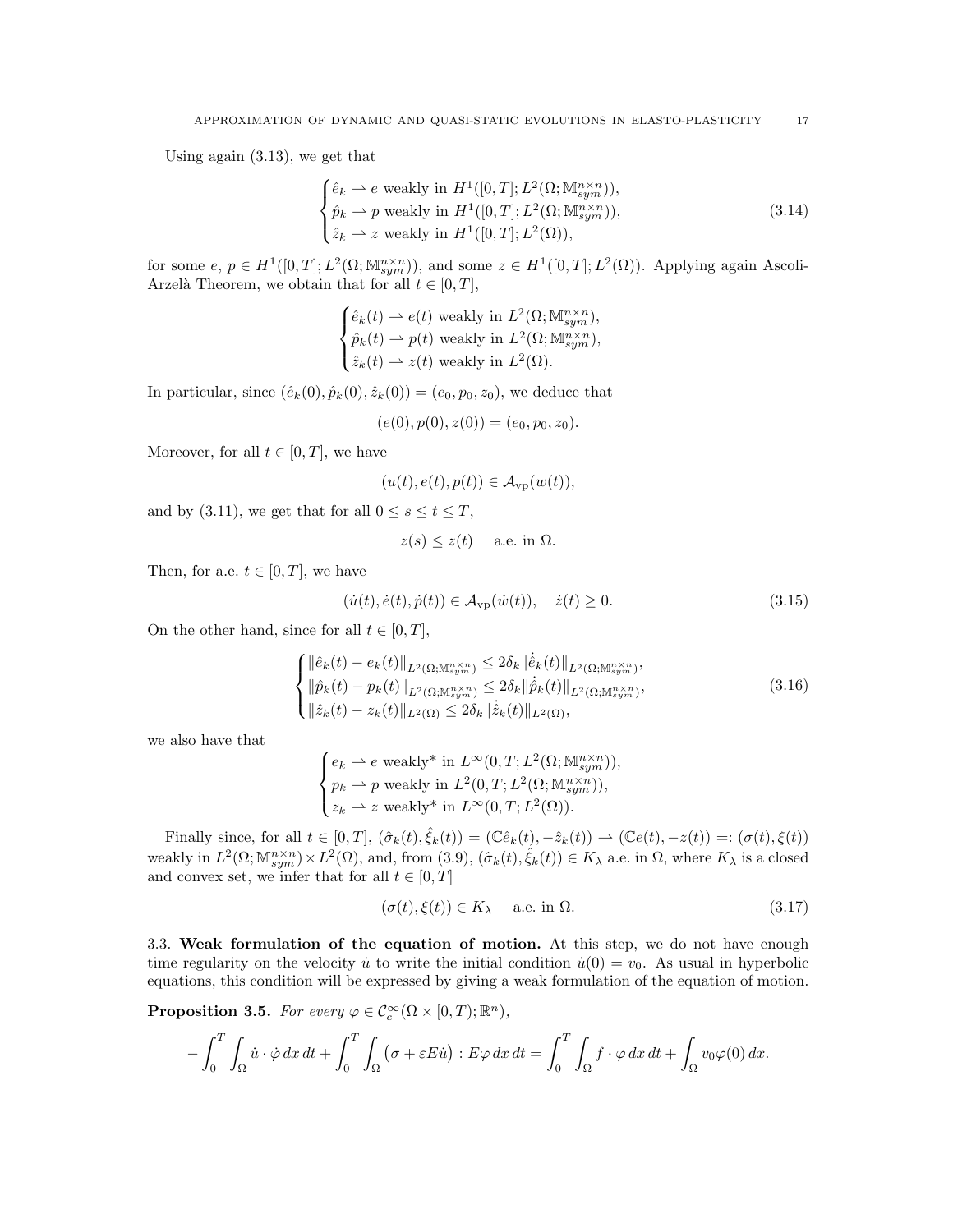Using again (3.13), we get that

$$
\begin{cases}
\hat{e}_k \rightharpoonup e \text{ weakly in } H^1([0,T];L^2(\Omega;\mathbb{M}^{n\times n}_{sym})),\\
\hat{p}_k \rightharpoonup p \text{ weakly in } H^1([0,T];L^2(\Omega;\mathbb{M}^{n\times n}_{sym})),\\
\hat{z}_k \rightharpoonup z \text{ weakly in } H^1([0,T];L^2(\Omega)),
\end{cases}
\tag{3.14}
$$

for some $e$, $p \in H^1([0,T];L^2(\Omega;\mathbb{M}^{n\times n}_{sym}))$, and some $z \in H^1([0,T];L^2(\Omega))$. Applying again Ascoli-Arzelà Theorem, we obtain that for all $t \in [0,T]$,

$$
\begin{cases}
\hat{e}_k(t) \rightharpoonup e(t) \text{ weakly in } L^2(\Omega;\mathbb{M}^{n\times n}_{sym}),\\
\hat{p}_k(t) \rightharpoonup p(t) \text{ weakly in } L^2(\Omega;\mathbb{M}^{n\times n}_{sym}),\\
\hat{z}_k(t) \rightharpoonup z(t) \text{ weakly in } L^2(\Omega).
\end{cases}
$$

In particular, since $(\hat{e}_k(0), \hat{p}_k(0), \hat{z}_k(0)) = (e_0, p_0, z_0)$, we deduce that

$$
(e(0), p(0), z(0)) = (e_0, p_0, z_0).
$$

Moreover, for all $t \in [0,T]$, we have

$$
(u(t), e(t), p(t)) \in \mathcal{A}_{\rm vp}(w(t)),
$$

and by (3.11), we get that for all $0 \le s \le t \le T$,

$$
z(s) \le z(t) \quad \text{ a.e. in } \Omega.
$$

Then, for a.e. $t \in [0,T]$, we have

$$
(\dot{u}(t), \dot{e}(t), \dot{p}(t)) \in \mathcal{A}_{\rm vp}(\dot{w}(t)), \quad \dot{z}(t) \ge 0.
\tag{3.15}
$$

On the other hand, since for all $t \in [0,T]$,

$$
\begin{cases}
\|\hat{e}_k(t) - e_k(t)\|_{L^2(\Omega;\mathbb{M}^{n\times n}_{sym})} \le 2\delta_k \|\dot{\hat{e}}_k(t)\|_{L^2(\Omega;\mathbb{M}^{n\times n}_{sym})},\\
\|\hat{p}_k(t) - p_k(t)\|_{L^2(\Omega;\mathbb{M}^{n\times n}_{sym})} \le 2\delta_k \|\dot{\hat{p}}_k(t)\|_{L^2(\Omega;\mathbb{M}^{n\times n}_{sym})},\\
\|\hat{z}_k(t) - z_k(t)\|_{L^2(\Omega)} \le 2\delta_k \|\dot{\hat{z}}_k(t)\|_{L^2(\Omega)},
\end{cases}
\tag{3.16}
$$

we also have that

$$
\begin{cases}
e_k \rightharpoonup e \text{ weakly* in } L^\infty(0,T;L^2(\Omega;\mathbb{M}^{n\times n}_{sym})),\\
p_k \rightharpoonup p \text{ weakly in } L^2(0,T;L^2(\Omega;\mathbb{M}^{n\times n}_{sym})),\\
z_k \rightharpoonup z \text{ weakly* in } L^\infty(0,T;L^2(\Omega)).
\end{cases}
$$

Finally since, for all $t \in [0,T]$, $(\hat{\sigma}_k(t), \hat{\xi}_k(t)) = (\mathbb{C}\hat{e}_k(t), -\hat{z}_k(t)) \rightharpoonup (\mathbb{C}e(t), -z(t)) =: (\sigma(t), \xi(t))$ weakly in $L^2(\Omega;\mathbb{M}^{n\times n}_{sym}) \times L^2(\Omega)$, and, from (3.9), $(\hat{\sigma}_k(t), \hat{\xi}_k(t)) \in K_\lambda$ a.e. in $\Omega$, where $K_\lambda$ is a closed and convex set, we infer that for all $t \in [0,T]$

$$
(\sigma(t), \xi(t)) \in K_\lambda \quad \text{ a.e. in } \Omega.
\tag{3.17}
$$

3.3. **Weak formulation of the equation of motion.** At this step, we do not have enough time regularity on the velocity $\dot{u}$ to write the initial condition $\dot{u}(0) = v_0$. As usual in hyperbolic equations, this condition will be expressed by giving a weak formulation of the equation of motion.

**Proposition 3.5.** *For every $\varphi \in \mathcal{C}^\infty_c(\Omega \times [0,T);\mathbb{R}^n)$,*

$$
-\int_0^T \int_\Omega \dot{u} \cdot \dot{\varphi} \, dx \, dt + \int_0^T \int_\Omega \big(\sigma + \varepsilon E\dot{u}\big) : E\varphi \, dx \, dt = \int_0^T \int_\Omega f \cdot \varphi \, dx \, dt + \int_\Omega v_0 \varphi(0) \, dx.
$$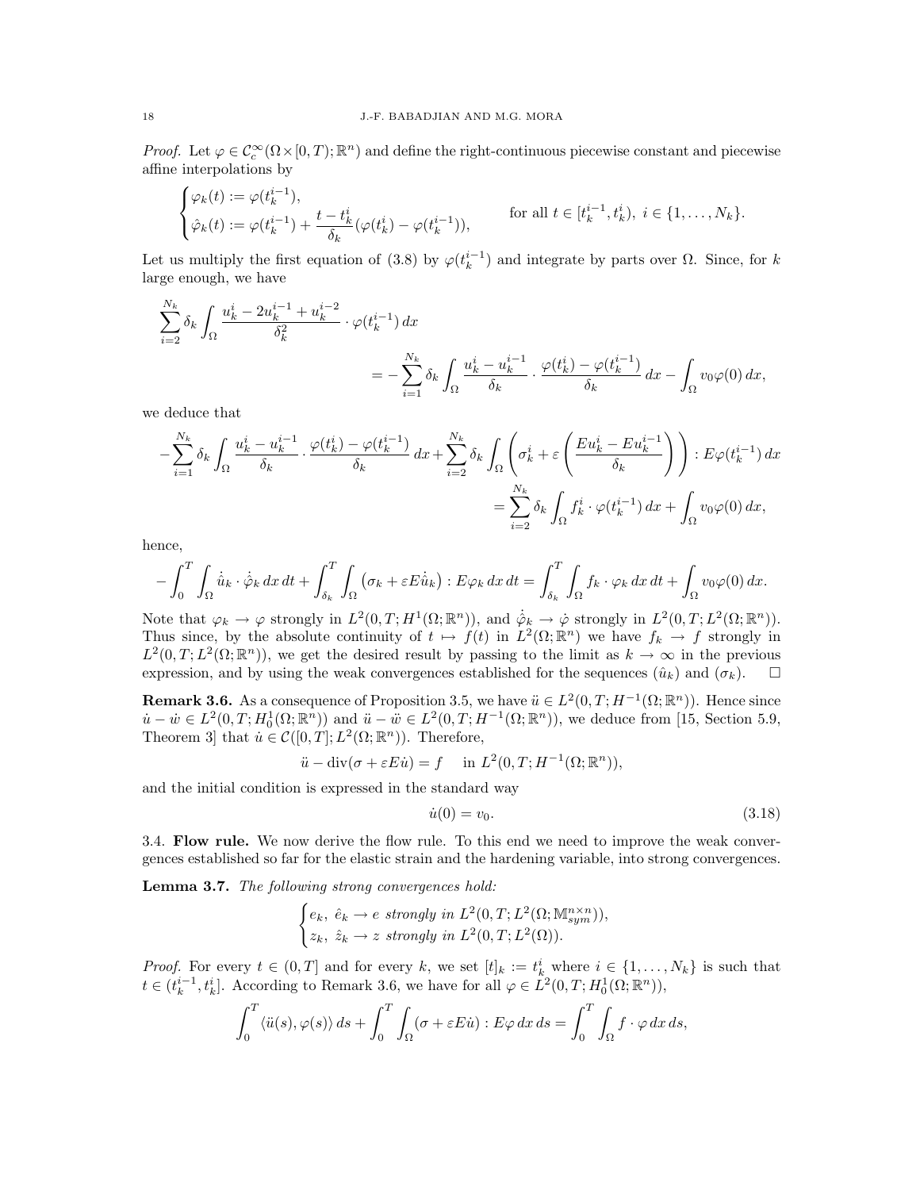*Proof.* Let $\varphi \in \mathcal{C}^\infty_c(\Omega \times [0,T);\mathbb{R}^n)$ and define the right-continuous piecewise constant and piecewise affine interpolations by

$$\begin{cases} \varphi_k(t) := \varphi(t_k^{i-1}), \\ \hat{\varphi}_k(t) := \varphi(t_k^{i-1}) + \dfrac{t - t_k^i}{\delta_k}(\varphi(t_k^i) - \varphi(t_k^{i-1})), \end{cases} \qquad \text{for all } t \in [t_k^{i-1}, t_k^i),\ i \in \{1,\dots,N_k\}.$$

Let us multiply the first equation of (3.8) by $\varphi(t_k^{i-1})$ and integrate by parts over $\Omega$. Since, for $k$ large enough, we have

$$\sum_{i=2}^{N_k} \delta_k \int_\Omega \frac{u_k^i - 2u_k^{i-1} + u_k^{i-2}}{\delta_k^2} \cdot \varphi(t_k^{i-1})\,dx = -\sum_{i=1}^{N_k} \delta_k \int_\Omega \frac{u_k^i - u_k^{i-1}}{\delta_k} \cdot \frac{\varphi(t_k^i) - \varphi(t_k^{i-1})}{\delta_k}\,dx - \int_\Omega v_0 \varphi(0)\,dx,$$

we deduce that

$$-\sum_{i=1}^{N_k} \delta_k \int_\Omega \frac{u_k^i - u_k^{i-1}}{\delta_k} \cdot \frac{\varphi(t_k^i) - \varphi(t_k^{i-1})}{\delta_k}\,dx + \sum_{i=2}^{N_k} \delta_k \int_\Omega \left( \sigma_k^i + \varepsilon \left( \frac{Eu_k^i - Eu_k^{i-1}}{\delta_k} \right) \right) : E\varphi(t_k^{i-1})\,dx = \sum_{i=2}^{N_k} \delta_k \int_\Omega f_k^i \cdot \varphi(t_k^{i-1})\,dx + \int_\Omega v_0 \varphi(0)\,dx,$$

hence,

$$-\int_0^T \int_\Omega \dot{\hat{u}}_k \cdot \dot{\hat{\varphi}}_k\,dx\,dt + \int_{\delta_k}^T \int_\Omega \left( \sigma_k + \varepsilon E\dot{\hat{u}}_k \right) : E\varphi_k\,dx\,dt = \int_{\delta_k}^T \int_\Omega f_k \cdot \varphi_k\,dx\,dt + \int_\Omega v_0 \varphi(0)\,dx.$$

Note that $\varphi_k \to \varphi$ strongly in $L^2(0,T;H^1(\Omega;\mathbb{R}^n))$, and $\dot{\hat{\varphi}}_k \to \dot{\varphi}$ strongly in $L^2(0,T;L^2(\Omega;\mathbb{R}^n))$. Thus since, by the absolute continuity of $t \mapsto f(t)$ in $L^2(\Omega;\mathbb{R}^n)$ we have $f_k \to f$ strongly in $L^2(0,T;L^2(\Omega;\mathbb{R}^n))$, we get the desired result by passing to the limit as $k \to \infty$ in the previous expression, and by using the weak convergences established for the sequences $(\hat{u}_k)$ and $(\sigma_k)$. $\square$

**Remark 3.6.** As a consequence of Proposition 3.5, we have $\ddot{u} \in L^2(0,T;H^{-1}(\Omega;\mathbb{R}^n))$. Hence since $\dot{u} - \dot{w} \in L^2(0,T;H^1_0(\Omega;\mathbb{R}^n))$ and $\ddot{u} - \ddot{w} \in L^2(0,T;H^{-1}(\Omega;\mathbb{R}^n))$, we deduce from [15, Section 5.9, Theorem 3] that $\dot{u} \in \mathcal{C}([0,T];L^2(\Omega;\mathbb{R}^n))$. Therefore,

$$\ddot{u} - \operatorname{div}(\sigma + \varepsilon E\dot{u}) = f \quad \text{in } L^2(0,T;H^{-1}(\Omega;\mathbb{R}^n)),$$

and the initial condition is expressed in the standard way

$$\dot{u}(0) = v_0. \tag{3.18}$$

3.4. **Flow rule.** We now derive the flow rule. To this end we need to improve the weak convergences established so far for the elastic strain and the hardening variable, into strong convergences.

**Lemma 3.7.** *The following strong convergences hold:*

$$\begin{cases} e_k,\ \hat{e}_k \to e \textit{ strongly in } L^2(0,T;L^2(\Omega;\mathbb{M}^{n\times n}_{sym})), \\ z_k,\ \hat{z}_k \to z \textit{ strongly in } L^2(0,T;L^2(\Omega)). \end{cases}$$

*Proof.* For every $t \in (0,T]$ and for every $k$, we set $[t]_k := t_k^i$ where $i \in \{1,\dots,N_k\}$ is such that $t \in (t_k^{i-1}, t_k^i]$. According to Remark 3.6, we have for all $\varphi \in L^2(0,T;H^1_0(\Omega;\mathbb{R}^n))$,

$$\int_0^T \langle \ddot{u}(s), \varphi(s) \rangle\,ds + \int_0^T \int_\Omega (\sigma + \varepsilon E\dot{u}) : E\varphi\,dx\,ds = \int_0^T \int_\Omega f \cdot \varphi\,dx\,ds,$$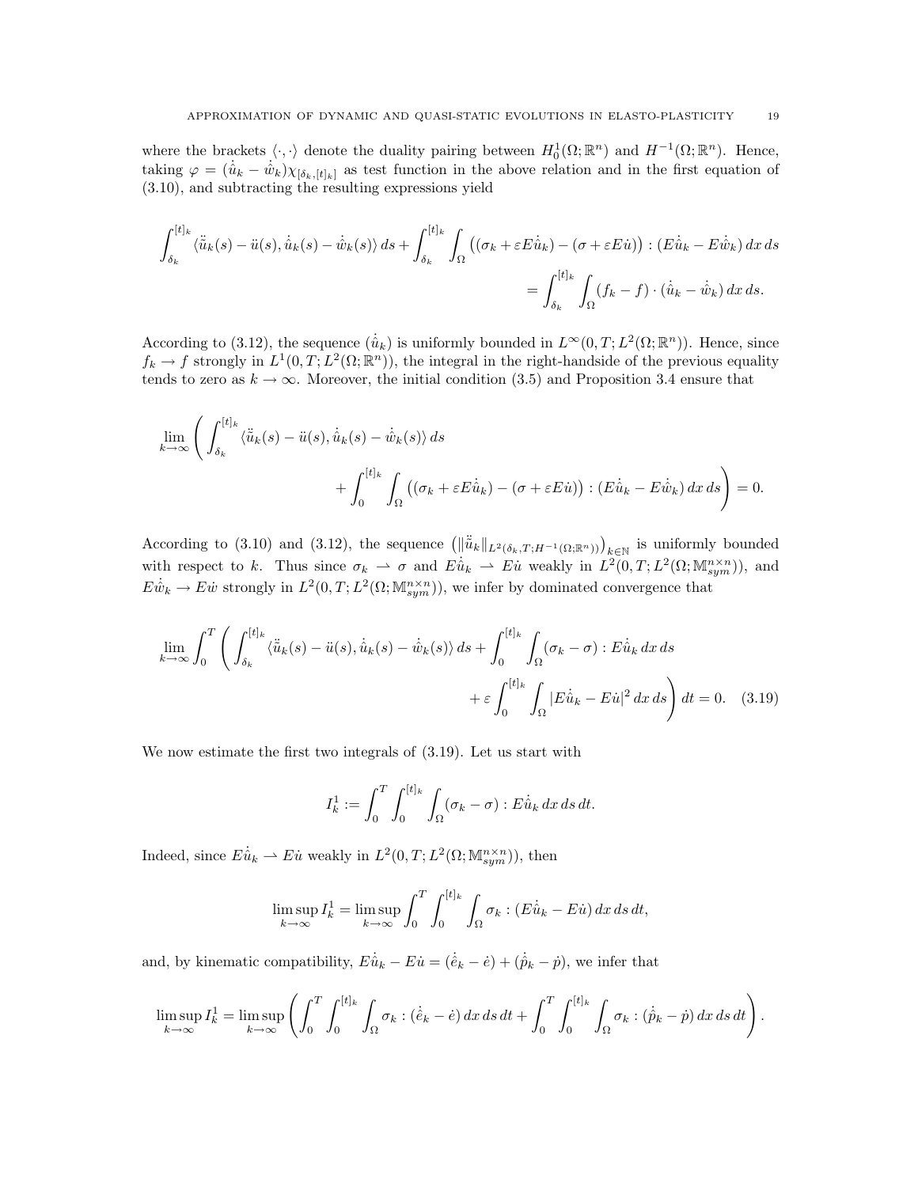where the brackets $\langle \cdot, \cdot \rangle$ denote the duality pairing between $H^1_0(\Omega; \mathbb{R}^n)$ and $H^{-1}(\Omega; \mathbb{R}^n)$. Hence, taking $\varphi = (\dot{\hat{u}}_k - \dot{\hat{w}}_k)\chi_{[\delta_k, [t]_k]}$ as test function in the above relation and in the first equation of (3.10), and subtracting the resulting expressions yield

$$\int_{\delta_k}^{[t]_k} \langle \ddot{\hat{u}}_k(s) - \ddot{u}(s), \dot{\hat{u}}_k(s) - \dot{\hat{w}}_k(s) \rangle \, ds + \int_{\delta_k}^{[t]_k} \int_\Omega \big( (\sigma_k + \varepsilon E\dot{\hat{u}}_k) - (\sigma + \varepsilon E\dot{u}) \big) : (E\dot{\hat{u}}_k - E\dot{\hat{w}}_k) \, dx \, ds$$
$$= \int_{\delta_k}^{[t]_k} \int_\Omega (f_k - f) \cdot (\dot{\hat{u}}_k - \dot{\hat{w}}_k) \, dx \, ds.$$

According to (3.12), the sequence $(\dot{\hat{u}}_k)$ is uniformly bounded in $L^\infty(0, T; L^2(\Omega; \mathbb{R}^n))$. Hence, since $f_k \to f$ strongly in $L^1(0, T; L^2(\Omega; \mathbb{R}^n))$, the integral in the right-handside of the previous equality tends to zero as $k \to \infty$. Moreover, the initial condition (3.5) and Proposition 3.4 ensure that

$$\lim_{k\to\infty} \Bigg( \int_{\delta_k}^{[t]_k} \langle \ddot{\hat{u}}_k(s) - \ddot{u}(s), \dot{\hat{u}}_k(s) - \dot{\hat{w}}_k(s) \rangle \, ds$$
$$+ \int_0^{[t]_k} \int_\Omega \big( (\sigma_k + \varepsilon E\dot{\hat{u}}_k) - (\sigma + \varepsilon E\dot{u}) \big) : (E\dot{\hat{u}}_k - E\dot{\hat{w}}_k) \, dx \, ds \Bigg) = 0.$$

According to (3.10) and (3.12), the sequence $\big( \|\ddot{\hat{u}}_k\|_{L^2(\delta_k, T; H^{-1}(\Omega; \mathbb{R}^n))} \big)_{k\in\mathbb{N}}$ is uniformly bounded with respect to $k$. Thus since $\sigma_k \rightharpoonup \sigma$ and $E\dot{\hat{u}}_k \rightharpoonup E\dot{u}$ weakly in $L^2(0, T; L^2(\Omega; \mathbb{M}^{n\times n}_{sym}))$, and $E\dot{\hat{w}}_k \to E\dot{w}$ strongly in $L^2(0, T; L^2(\Omega; \mathbb{M}^{n\times n}_{sym}))$, we infer by dominated convergence that

$$\lim_{k\to\infty} \int_0^T \Bigg( \int_{\delta_k}^{[t]_k} \langle \ddot{\hat{u}}_k(s) - \ddot{u}(s), \dot{\hat{u}}_k(s) - \dot{\hat{w}}_k(s) \rangle \, ds + \int_0^{[t]_k} \int_\Omega (\sigma_k - \sigma) : E\dot{\hat{u}}_k \, dx \, ds$$
$$+ \varepsilon \int_0^{[t]_k} \int_\Omega |E\dot{\hat{u}}_k - E\dot{u}|^2 \, dx \, ds \Bigg) dt = 0. \quad (3.19)$$

We now estimate the first two integrals of (3.19). Let us start with

$$I_k^1 := \int_0^T \int_0^{[t]_k} \int_\Omega (\sigma_k - \sigma) : E\dot{\hat{u}}_k \, dx \, ds \, dt.$$

Indeed, since $E\dot{\hat{u}}_k \rightharpoonup E\dot{u}$ weakly in $L^2(0, T; L^2(\Omega; \mathbb{M}^{n\times n}_{sym}))$, then

$$\limsup_{k\to\infty} I_k^1 = \limsup_{k\to\infty} \int_0^T \int_0^{[t]_k} \int_\Omega \sigma_k : (E\dot{\hat{u}}_k - E\dot{u}) \, dx \, ds \, dt,$$

and, by kinematic compatibility, $E\dot{\hat{u}}_k - E\dot{u} = (\dot{\hat{e}}_k - \dot{e}) + (\dot{\hat{p}}_k - \dot{p})$, we infer that

$$\limsup_{k\to\infty} I_k^1 = \limsup_{k\to\infty} \left( \int_0^T \int_0^{[t]_k} \int_\Omega \sigma_k : (\dot{\hat{e}}_k - \dot{e}) \, dx \, ds \, dt + \int_0^T \int_0^{[t]_k} \int_\Omega \sigma_k : (\dot{\hat{p}}_k - \dot{p}) \, dx \, ds \, dt \right).$$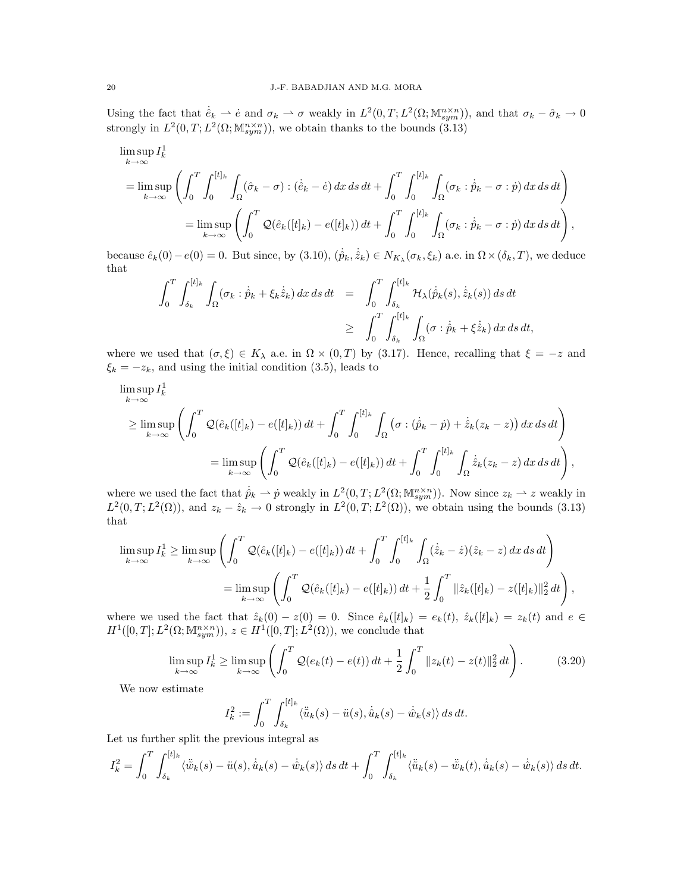Using the fact that $\dot{\hat{e}}_k \rightharpoonup \dot{e}$ and $\sigma_k \rightharpoonup \sigma$ weakly in $L^2(0,T;L^2(\Omega;\mathbb{M}^{n\times n}_{sym}))$, and that $\sigma_k - \hat{\sigma}_k \to 0$ strongly in $L^2(0,T;L^2(\Omega;\mathbb{M}^{n\times n}_{sym}))$, we obtain thanks to the bounds (3.13)

$$
\begin{aligned}
&\limsup_{k\to\infty} I^1_k \\
&= \limsup_{k\to\infty} \left( \int_0^T \int_0^{[t]_k} \int_\Omega (\hat{\sigma}_k - \sigma) : (\dot{\hat{e}}_k - \dot{e})\, dx\, ds\, dt + \int_0^T \int_0^{[t]_k} \int_\Omega (\sigma_k : \dot{\hat{p}}_k - \sigma : \dot{p})\, dx\, ds\, dt \right) \\
&\qquad = \limsup_{k\to\infty} \left( \int_0^T \mathcal{Q}(\hat{e}_k([t]_k) - e([t]_k))\, dt + \int_0^T \int_0^{[t]_k} \int_\Omega (\sigma_k : \dot{\hat{p}}_k - \sigma : \dot{p})\, dx\, ds\, dt \right),
\end{aligned}
$$

because $\hat{e}_k(0) - e(0) = 0$. But since, by (3.10), $(\dot{\hat{p}}_k, \dot{\hat{z}}_k) \in N_{K_\lambda}(\sigma_k, \xi_k)$ a.e. in $\Omega \times (\delta_k, T)$, we deduce that

$$
\begin{aligned}
\int_0^T \int_{\delta_k}^{[t]_k} \int_\Omega (\sigma_k : \dot{\hat{p}}_k + \xi_k \dot{\hat{z}}_k)\, dx\, ds\, dt &= \int_0^T \int_{\delta_k}^{[t]_k} \mathcal{H}_\lambda(\dot{\hat{p}}_k(s), \dot{\hat{z}}_k(s))\, ds\, dt \\
&\geq \int_0^T \int_{\delta_k}^{[t]_k} \int_\Omega (\sigma : \dot{\hat{p}}_k + \xi \dot{\hat{z}}_k)\, dx\, ds\, dt,
\end{aligned}
$$

where we used that $(\sigma, \xi) \in K_\lambda$ a.e. in $\Omega \times (0,T)$ by (3.17). Hence, recalling that $\xi = -z$ and $\xi_k = -z_k$, and using the initial condition (3.5), leads to

$$
\begin{aligned}
&\limsup_{k\to\infty} I^1_k \\
&\geq \limsup_{k\to\infty} \left( \int_0^T \mathcal{Q}(\hat{e}_k([t]_k) - e([t]_k))\, dt + \int_0^T \int_0^{[t]_k} \int_\Omega \big(\sigma : (\dot{\hat{p}}_k - \dot{p}) + \dot{\hat{z}}_k (z_k - z)\big)\, dx\, ds\, dt \right) \\
&\qquad = \limsup_{k\to\infty} \left( \int_0^T \mathcal{Q}(\hat{e}_k([t]_k) - e([t]_k))\, dt + \int_0^T \int_0^{[t]_k} \int_\Omega \dot{\hat{z}}_k (z_k - z)\, dx\, ds\, dt \right),
\end{aligned}
$$

where we used the fact that $\dot{\hat{p}}_k \rightharpoonup \dot{p}$ weakly in $L^2(0,T;L^2(\Omega;\mathbb{M}^{n\times n}_{sym}))$. Now since $z_k \rightharpoonup z$ weakly in $L^2(0,T;L^2(\Omega))$, and $z_k - \hat{z}_k \to 0$ strongly in $L^2(0,T;L^2(\Omega))$, we obtain using the bounds (3.13) that

$$
\begin{aligned}
\limsup_{k\to\infty} I^1_k &\geq \limsup_{k\to\infty} \left( \int_0^T \mathcal{Q}(\hat{e}_k([t]_k) - e([t]_k))\, dt + \int_0^T \int_0^{[t]_k} \int_\Omega (\dot{\hat{z}}_k - \dot{z})(\hat{z}_k - z)\, dx\, ds\, dt \right) \\
&= \limsup_{k\to\infty} \left( \int_0^T \mathcal{Q}(\hat{e}_k([t]_k) - e([t]_k))\, dt + \frac{1}{2} \int_0^T \|\hat{z}_k([t]_k) - z([t]_k)\|_2^2\, dt \right),
\end{aligned}
$$

where we used the fact that $\hat{z}_k(0) - z(0) = 0$. Since $\hat{e}_k([t]_k) = e_k(t)$, $\hat{z}_k([t]_k) = z_k(t)$ and $e \in H^1([0,T];L^2(\Omega;\mathbb{M}^{n\times n}_{sym}))$, $z \in H^1([0,T];L^2(\Omega))$, we conclude that

$$
\limsup_{k\to\infty} I^1_k \geq \limsup_{k\to\infty} \left( \int_0^T \mathcal{Q}(e_k(t) - e(t))\, dt + \frac{1}{2} \int_0^T \|z_k(t) - z(t)\|_2^2\, dt \right). \tag{3.20}
$$

We now estimate

$$
I^2_k := \int_0^T \int_{\delta_k}^{[t]_k} \langle \ddot{\hat{u}}_k(s) - \ddot{u}(s), \dot{\hat{u}}_k(s) - \dot{\hat{w}}_k(s) \rangle\, ds\, dt.
$$

Let us further split the previous integral as

$$
I^2_k = \int_0^T \int_{\delta_k}^{[t]_k} \langle \ddot{\hat{w}}_k(s) - \ddot{u}(s), \dot{\hat{u}}_k(s) - \dot{\hat{w}}_k(s) \rangle\, ds\, dt + \int_0^T \int_{\delta_k}^{[t]_k} \langle \ddot{\hat{u}}_k(s) - \ddot{\hat{w}}_k(t), \dot{\hat{u}}_k(s) - \dot{\hat{w}}_k(s) \rangle\, ds\, dt.
$$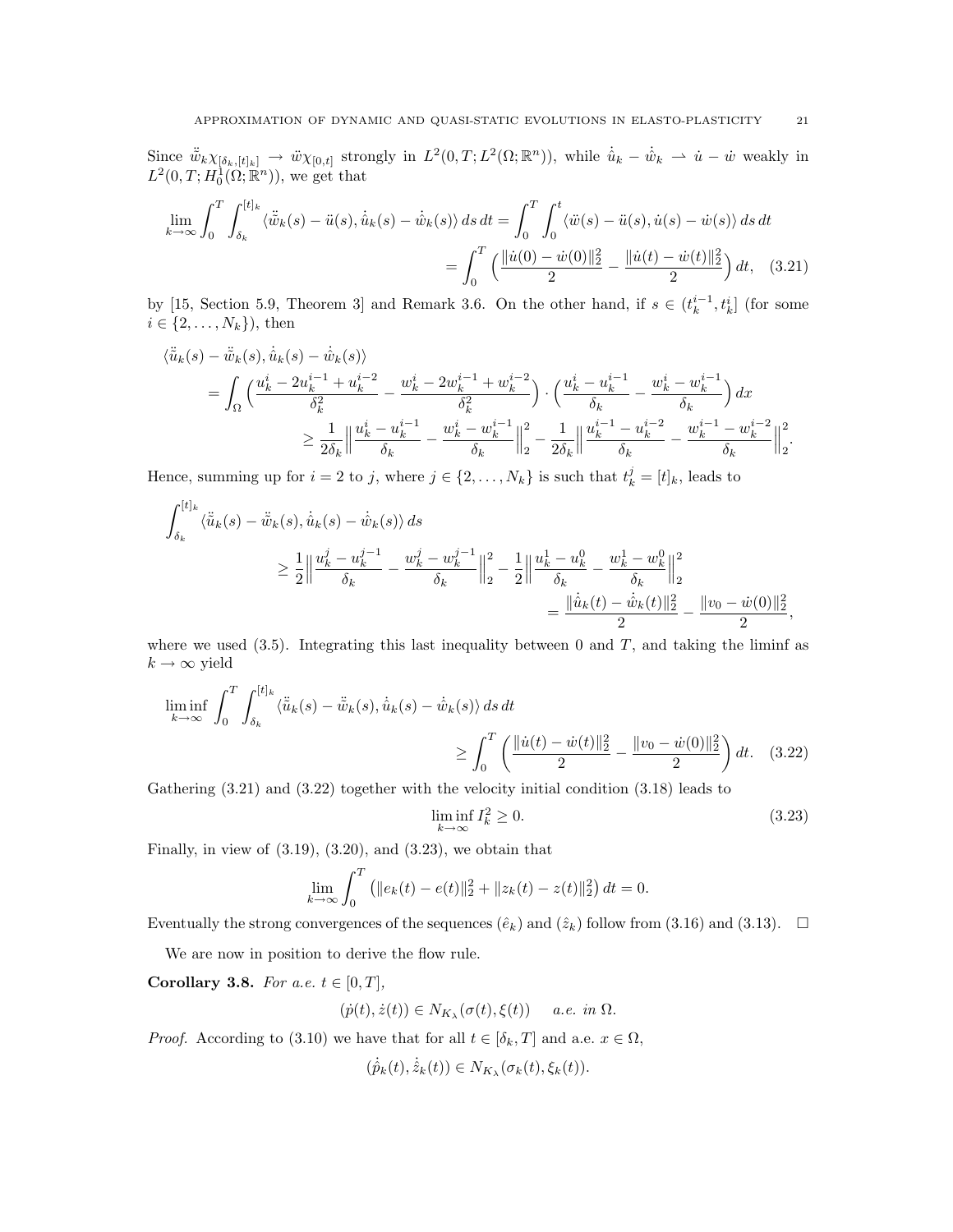Since $\ddot{\hat{w}}_k \chi_{[\delta_k,[t]_k]} \to \ddot{w}\chi_{[0,t]}$ strongly in $L^2(0,T;L^2(\Omega;\mathbb{R}^n))$, while $\dot{\hat{u}}_k - \dot{\hat{w}}_k \rightharpoonup \dot{u} - \dot{w}$ weakly in $L^2(0,T;H^1_0(\Omega;\mathbb{R}^n))$, we get that

$$\lim_{k\to\infty} \int_0^T \int_{\delta_k}^{[t]_k} \langle \ddot{\hat{w}}_k(s) - \ddot{u}(s), \dot{\hat{u}}_k(s) - \dot{\hat{w}}_k(s)\rangle \, ds \, dt = \int_0^T \int_0^t \langle \ddot{w}(s) - \ddot{u}(s), \dot{u}(s) - \dot{w}(s)\rangle \, ds \, dt$$
$$= \int_0^T \Big( \frac{\|\dot{u}(0) - \dot{w}(0)\|_2^2}{2} - \frac{\|\dot{u}(t) - \dot{w}(t)\|_2^2}{2} \Big) \, dt, \quad (3.21)$$

by [15, Section 5.9, Theorem 3] and Remark 3.6. On the other hand, if $s \in (t_k^{i-1}, t_k^i]$ (for some $i \in \{2, \dots, N_k\}$), then

$$\langle \ddot{\hat{u}}_k(s) - \ddot{\hat{w}}_k(s), \dot{\hat{u}}_k(s) - \dot{\hat{w}}_k(s)\rangle$$
$$= \int_\Omega \Big( \frac{u_k^i - 2u_k^{i-1} + u_k^{i-2}}{\delta_k^2} - \frac{w_k^i - 2w_k^{i-1} + w_k^{i-2}}{\delta_k^2} \Big) \cdot \Big( \frac{u_k^i - u_k^{i-1}}{\delta_k} - \frac{w_k^i - w_k^{i-1}}{\delta_k} \Big) \, dx$$
$$\geq \frac{1}{2\delta_k} \Big\| \frac{u_k^i - u_k^{i-1}}{\delta_k} - \frac{w_k^i - w_k^{i-1}}{\delta_k} \Big\|_2^2 - \frac{1}{2\delta_k} \Big\| \frac{u_k^{i-1} - u_k^{i-2}}{\delta_k} - \frac{w_k^{i-1} - w_k^{i-2}}{\delta_k} \Big\|_2^2.$$

Hence, summing up for $i = 2$ to $j$, where $j \in \{2, \dots, N_k\}$ is such that $t_k^j = [t]_k$, leads to

$$\int_{\delta_k}^{[t]_k} \langle \ddot{\hat{u}}_k(s) - \ddot{\hat{w}}_k(s), \dot{\hat{u}}_k(s) - \dot{\hat{w}}_k(s)\rangle \, ds$$
$$\geq \frac{1}{2} \Big\| \frac{u_k^j - u_k^{j-1}}{\delta_k} - \frac{w_k^j - w_k^{j-1}}{\delta_k} \Big\|_2^2 - \frac{1}{2} \Big\| \frac{u_k^1 - u_k^0}{\delta_k} - \frac{w_k^1 - w_k^0}{\delta_k} \Big\|_2^2$$
$$= \frac{\|\dot{\hat{u}}_k(t) - \dot{\hat{w}}_k(t)\|_2^2}{2} - \frac{\|v_0 - \dot{w}(0)\|_2^2}{2},$$

where we used (3.5). Integrating this last inequality between 0 and $T$, and taking the liminf as $k \to \infty$ yield

$$\liminf_{k\to\infty} \int_0^T \int_{\delta_k}^{[t]_k} \langle \ddot{\hat{u}}_k(s) - \ddot{\hat{w}}_k(s), \dot{\hat{u}}_k(s) - \dot{\hat{w}}_k(s)\rangle \, ds \, dt$$
$$\geq \int_0^T \left( \frac{\|\dot{u}(t) - \dot{w}(t)\|_2^2}{2} - \frac{\|v_0 - \dot{w}(0)\|_2^2}{2} \right) dt. \quad (3.22)$$

Gathering (3.21) and (3.22) together with the velocity initial condition (3.18) leads to

$$\liminf_{k\to\infty} I_k^2 \geq 0. \quad (3.23)$$

Finally, in view of (3.19), (3.20), and (3.23), we obtain that

$$\lim_{k\to\infty} \int_0^T \left( \|e_k(t) - e(t)\|_2^2 + \|z_k(t) - z(t)\|_2^2 \right) dt = 0.$$

Eventually the strong convergences of the sequences $(\hat{e}_k)$ and $(\hat{z}_k)$ follow from (3.16) and (3.13). $\square$

We are now in position to derive the flow rule.

**Corollary 3.8.** *For a.e. $t \in [0,T]$,*

$$(\dot{p}(t), \dot{z}(t)) \in N_{K_\lambda}(\sigma(t), \xi(t)) \quad \text{a.e. in } \Omega.$$

*Proof.* According to (3.10) we have that for all $t \in [\delta_k, T]$ and a.e. $x \in \Omega$,

$$(\dot{\hat{p}}_k(t), \dot{\hat{z}}_k(t)) \in N_{K_\lambda}(\sigma_k(t), \xi_k(t)).$$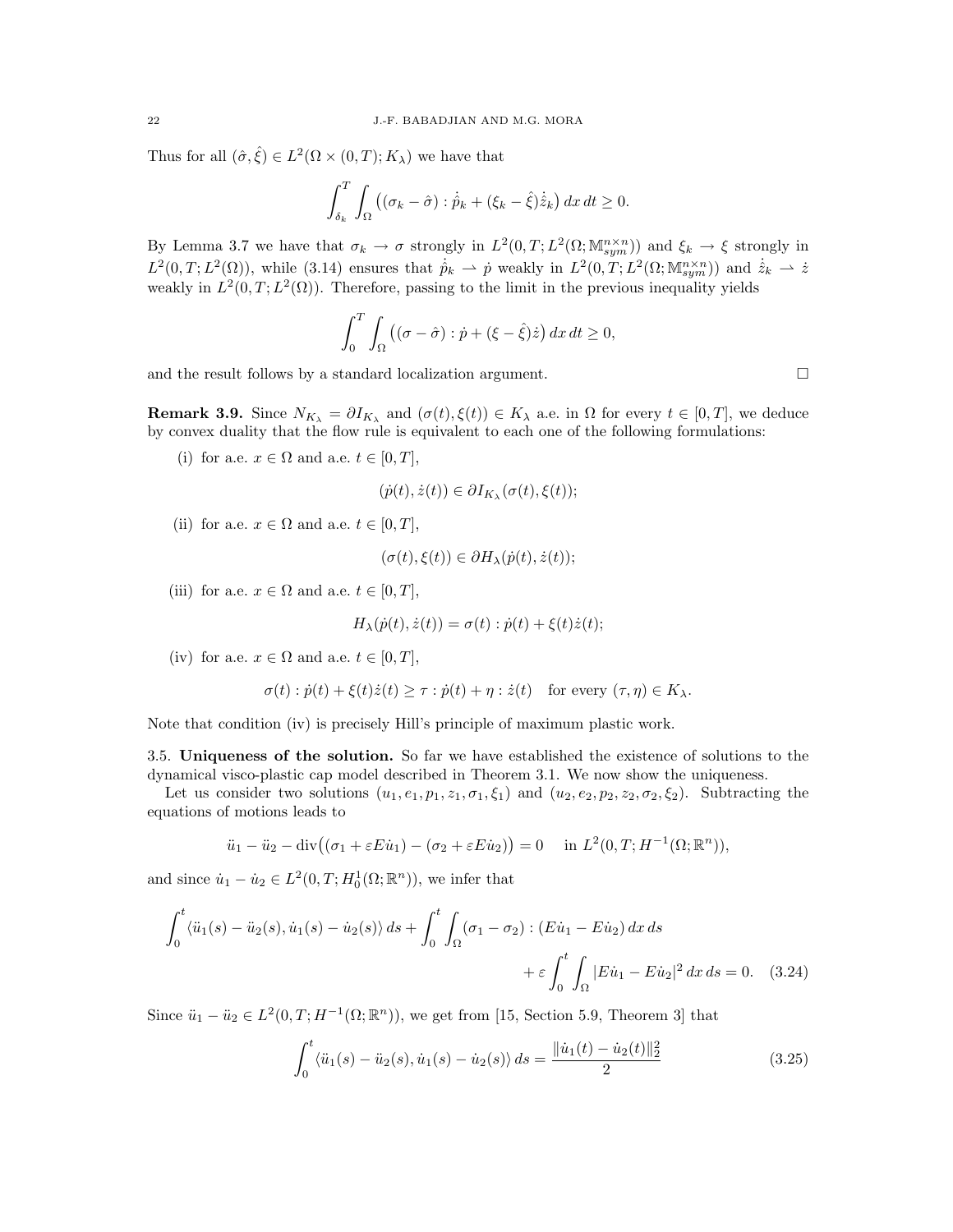Thus for all $(\hat{\sigma}, \hat{\xi}) \in L^2(\Omega \times (0,T); K_\lambda)$ we have that

$$\int_{\delta_k}^T \int_\Omega \big( (\sigma_k - \hat{\sigma}) : \dot{\hat{p}}_k + (\xi_k - \hat{\xi}) \dot{\hat{z}}_k \big) \, dx \, dt \geq 0.$$

By Lemma 3.7 we have that $\sigma_k \to \sigma$ strongly in $L^2(0,T; L^2(\Omega; \mathbb{M}^{n\times n}_{sym}))$ and $\xi_k \to \xi$ strongly in $L^2(0,T; L^2(\Omega))$, while (3.14) ensures that $\dot{\hat{p}}_k \rightharpoonup \dot{p}$ weakly in $L^2(0,T; L^2(\Omega; \mathbb{M}^{n\times n}_{sym}))$ and $\dot{\hat{z}}_k \rightharpoonup \dot{z}$ weakly in $L^2(0,T; L^2(\Omega))$. Therefore, passing to the limit in the previous inequality yields

$$\int_0^T \int_\Omega \big( (\sigma - \hat{\sigma}) : \dot{p} + (\xi - \hat{\xi}) \dot{z} \big) \, dx \, dt \geq 0,$$

and the result follows by a standard localization argument. $\square$

**Remark 3.9.** Since $N_{K_\lambda} = \partial I_{K_\lambda}$ and $(\sigma(t), \xi(t)) \in K_\lambda$ a.e. in $\Omega$ for every $t \in [0,T]$, we deduce by convex duality that the flow rule is equivalent to each one of the following formulations:

(i) for a.e. $x \in \Omega$ and a.e. $t \in [0,T]$,

$$(\dot{p}(t), \dot{z}(t)) \in \partial I_{K_\lambda}(\sigma(t), \xi(t));$$

(ii) for a.e. $x \in \Omega$ and a.e. $t \in [0,T]$,

$$(\sigma(t), \xi(t)) \in \partial H_\lambda(\dot{p}(t), \dot{z}(t));$$

(iii) for a.e. $x \in \Omega$ and a.e. $t \in [0,T]$,

$$H_\lambda(\dot{p}(t), \dot{z}(t)) = \sigma(t) : \dot{p}(t) + \xi(t)\dot{z}(t);$$

(iv) for a.e. $x \in \Omega$ and a.e. $t \in [0,T]$,

$$\sigma(t) : \dot{p}(t) + \xi(t)\dot{z}(t) \geq \tau : \dot{p}(t) + \eta : \dot{z}(t) \quad \text{for every } (\tau, \eta) \in K_\lambda.$$

Note that condition (iv) is precisely Hill's principle of maximum plastic work.

### 3.5. Uniqueness of the solution.

So far we have established the existence of solutions to the dynamical visco-plastic cap model described in Theorem 3.1. We now show the uniqueness.

Let us consider two solutions $(u_1, e_1, p_1, z_1, \sigma_1, \xi_1)$ and $(u_2, e_2, p_2, z_2, \sigma_2, \xi_2)$. Subtracting the equations of motions leads to

$$\ddot{u}_1 - \ddot{u}_2 - \operatorname{div}\big( (\sigma_1 + \varepsilon E\dot{u}_1) - (\sigma_2 + \varepsilon E\dot{u}_2) \big) = 0 \quad \text{ in } L^2(0,T; H^{-1}(\Omega; \mathbb{R}^n)),$$

and since $\dot{u}_1 - \dot{u}_2 \in L^2(0,T; H^1_0(\Omega; \mathbb{R}^n))$, we infer that

$$\int_0^t \langle \ddot{u}_1(s) - \ddot{u}_2(s), \dot{u}_1(s) - \dot{u}_2(s) \rangle \, ds + \int_0^t \int_\Omega (\sigma_1 - \sigma_2) : (E\dot{u}_1 - E\dot{u}_2) \, dx \, ds + \varepsilon \int_0^t \int_\Omega |E\dot{u}_1 - E\dot{u}_2|^2 \, dx \, ds = 0. \quad (3.24)$$

Since $\ddot{u}_1 - \ddot{u}_2 \in L^2(0,T; H^{-1}(\Omega; \mathbb{R}^n))$, we get from [15, Section 5.9, Theorem 3] that

$$\int_0^t \langle \ddot{u}_1(s) - \ddot{u}_2(s), \dot{u}_1(s) - \dot{u}_2(s) \rangle \, ds = \frac{\|\dot{u}_1(t) - \dot{u}_2(t)\|_2^2}{2} \quad (3.25)$$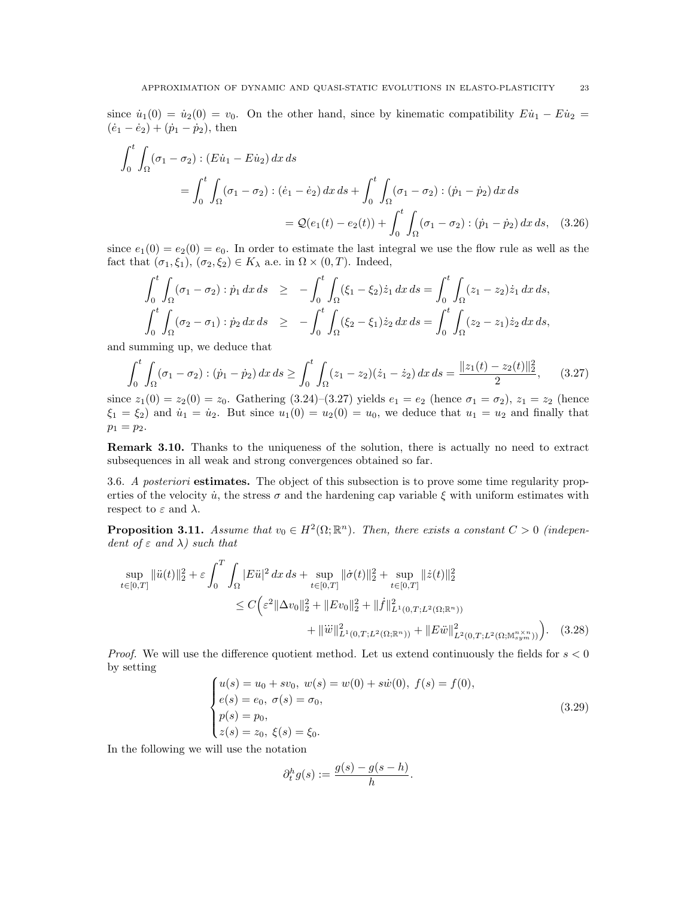since $\dot u_1(0) = \dot u_2(0) = v_0$. On the other hand, since by kinematic compatibility $E\dot u_1 - E\dot u_2 = (\dot e_1 - \dot e_2) + (\dot p_1 - \dot p_2)$, then

$$
\begin{aligned}
\int_0^t \int_\Omega (\sigma_1 - \sigma_2) : (E\dot u_1 - E\dot u_2)\, dx\, ds
&= \int_0^t \int_\Omega (\sigma_1 - \sigma_2) : (\dot e_1 - \dot e_2)\, dx\, ds + \int_0^t \int_\Omega (\sigma_1 - \sigma_2) : (\dot p_1 - \dot p_2)\, dx\, ds \\
&= \mathcal{Q}(e_1(t) - e_2(t)) + \int_0^t \int_\Omega (\sigma_1 - \sigma_2) : (\dot p_1 - \dot p_2)\, dx\, ds, \quad (3.26)
\end{aligned}
$$

since $e_1(0) = e_2(0) = e_0$. In order to estimate the last integral we use the flow rule as well as the fact that $(\sigma_1, \xi_1)$, $(\sigma_2, \xi_2) \in K_\lambda$ a.e. in $\Omega \times (0, T)$. Indeed,

$$
\begin{aligned}
\int_0^t \int_\Omega (\sigma_1 - \sigma_2) : \dot p_1\, dx\, ds &\geq -\int_0^t \int_\Omega (\xi_1 - \xi_2) \dot z_1\, dx\, ds = \int_0^t \int_\Omega (z_1 - z_2) \dot z_1\, dx\, ds, \\
\int_0^t \int_\Omega (\sigma_2 - \sigma_1) : \dot p_2\, dx\, ds &\geq -\int_0^t \int_\Omega (\xi_2 - \xi_1) \dot z_2\, dx\, ds = \int_0^t \int_\Omega (z_2 - z_1) \dot z_2\, dx\, ds,
\end{aligned}
$$

and summing up, we deduce that

$$
\int_0^t \int_\Omega (\sigma_1 - \sigma_2) : (\dot p_1 - \dot p_2)\, dx\, ds \geq \int_0^t \int_\Omega (z_1 - z_2)(\dot z_1 - \dot z_2)\, dx\, ds = \frac{\|z_1(t) - z_2(t)\|_2^2}{2}, \quad (3.27)
$$

since $z_1(0) = z_2(0) = z_0$. Gathering (3.24)–(3.27) yields $e_1 = e_2$ (hence $\sigma_1 = \sigma_2$), $z_1 = z_2$ (hence $\xi_1 = \xi_2$) and $\dot u_1 = \dot u_2$. But since $u_1(0) = u_2(0) = u_0$, we deduce that $u_1 = u_2$ and finally that $p_1 = p_2$.

**Remark 3.10.** Thanks to the uniqueness of the solution, there is actually no need to extract subsequences in all weak and strong convergences obtained so far.

3.6. *A posteriori* **estimates.** The object of this subsection is to prove some time regularity properties of the velocity $\dot u$, the stress $\sigma$ and the hardening cap variable $\xi$ with uniform estimates with respect to $\varepsilon$ and $\lambda$.

**Proposition 3.11.** *Assume that $v_0 \in H^2(\Omega; \mathbb{R}^n)$. Then, there exists a constant $C > 0$ (independent of $\varepsilon$ and $\lambda$) such that*

$$
\begin{aligned}
\sup_{t \in [0,T]} \|\ddot u(t)\|_2^2 + \varepsilon \int_0^T \int_\Omega |E\ddot u|^2\, dx\, ds + \sup_{t \in [0,T]} \|\dot \sigma(t)\|_2^2 + \sup_{t \in [0,T]} \|\dot z(t)\|_2^2 \\
\leq C\Big( \varepsilon^2 \|\Delta v_0\|_2^2 + \|Ev_0\|_2^2 + \|\dot f\|^2_{L^1(0,T;L^2(\Omega;\mathbb{R}^n))} \\
+ \|\dddot w\|^2_{L^1(0,T;L^2(\Omega;\mathbb{R}^n))} + \|E\ddot w\|^2_{L^2(0,T;L^2(\Omega;\mathbb{M}^{n\times n}_{sym}))} \Big). \quad (3.28)
\end{aligned}
$$

*Proof.* We will use the difference quotient method. Let us extend continuously the fields for $s < 0$ by setting

$$
\begin{cases}
u(s) = u_0 + s v_0,\ w(s) = w(0) + s\dot w(0),\ f(s) = f(0), \\
e(s) = e_0,\ \sigma(s) = \sigma_0, \\
p(s) = p_0, \\
z(s) = z_0,\ \xi(s) = \xi_0.
\end{cases} \quad (3.29)
$$

In the following we will use the notation

$$
\partial_t^h g(s) := \frac{g(s) - g(s-h)}{h}.
$$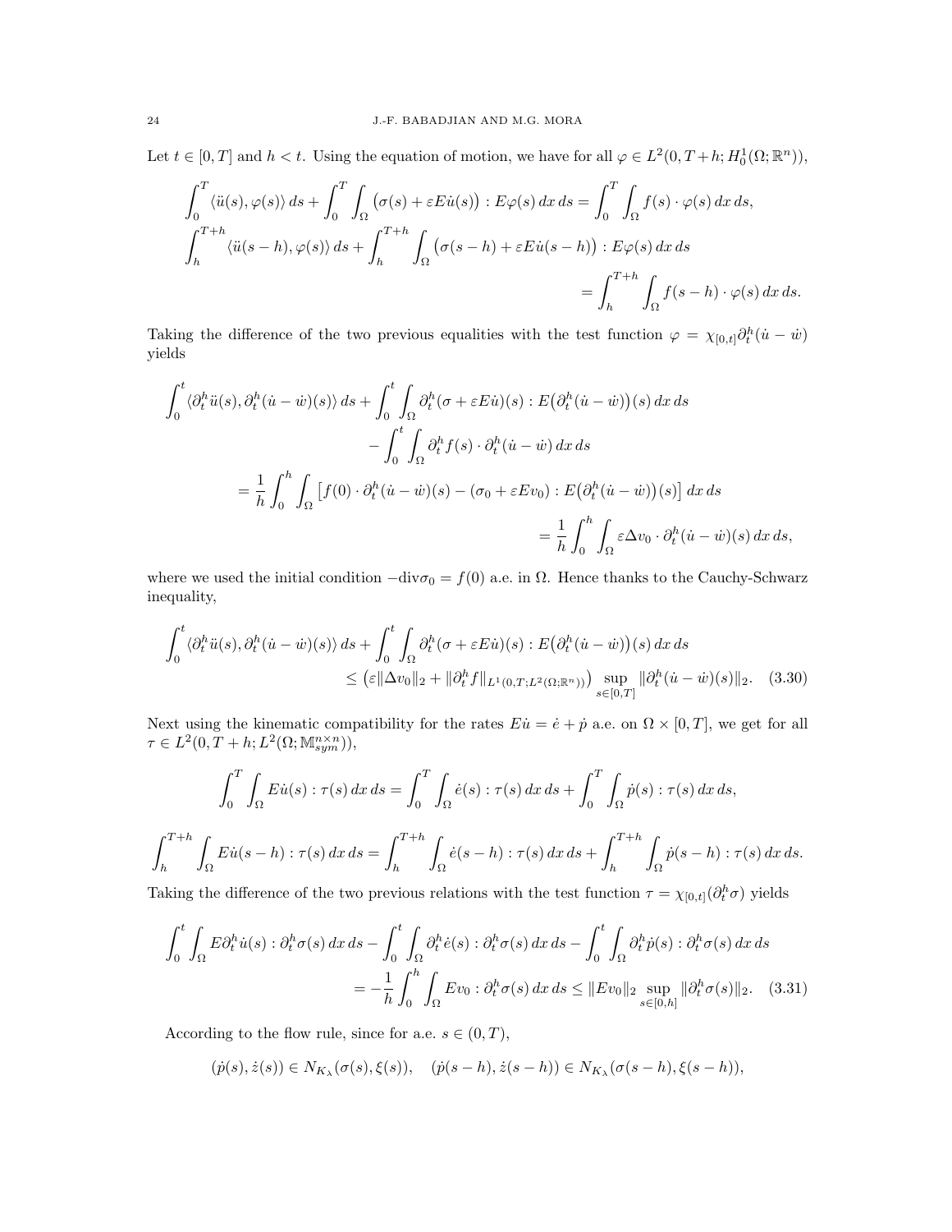Let $t \in [0,T]$ and $h < t$. Using the equation of motion, we have for all $\varphi \in L^2(0,T+h;H^1_0(\Omega;\mathbb{R}^n))$,

$$
\int_0^T \langle \ddot u(s), \varphi(s)\rangle\, ds + \int_0^T \int_\Omega \big(\sigma(s) + \varepsilon E\dot u(s)\big) : E\varphi(s)\, dx\, ds = \int_0^T \int_\Omega f(s)\cdot \varphi(s)\, dx\, ds,
$$

$$
\int_h^{T+h} \langle \ddot u(s-h), \varphi(s)\rangle\, ds + \int_h^{T+h} \int_\Omega \big(\sigma(s-h) + \varepsilon E\dot u(s-h)\big) : E\varphi(s)\, dx\, ds = \int_h^{T+h} \int_\Omega f(s-h)\cdot \varphi(s)\, dx\, ds.
$$

Taking the difference of the two previous equalities with the test function $\varphi = \chi_{[0,t]}\partial^h_t(\dot u - \dot w)$ yields

$$
\begin{aligned}
\int_0^t \langle \partial_t^h \ddot u(s), \partial^h_t(\dot u - \dot w)(s)\rangle\, ds &+ \int_0^t\int_\Omega \partial^h_t(\sigma + \varepsilon E\dot u)(s) : E\big(\partial^h_t(\dot u - \dot w)\big)(s)\, dx\, ds \\
&- \int_0^t \int_\Omega \partial^h_t f(s)\cdot \partial^h_t(\dot u - \dot w)\, dx\, ds \\
= \frac{1}{h}\int_0^h \int_\Omega &\big[ f(0)\cdot \partial^h_t(\dot u - \dot w)(s) - (\sigma_0 + \varepsilon E v_0) : E\big(\partial^h_t(\dot u - \dot w)\big)(s)\big]\, dx\, ds \\
&= \frac{1}{h}\int_0^h\int_\Omega \varepsilon \Delta v_0 \cdot \partial^h_t(\dot u - \dot w)(s)\, dx\, ds,
\end{aligned}
$$

where we used the initial condition $-\mathrm{div}\sigma_0 = f(0)$ a.e. in $\Omega$. Hence thanks to the Cauchy-Schwarz inequality,

$$
\begin{aligned}
\int_0^t \langle \partial_t^h \ddot u(s), \partial^h_t(\dot u - \dot w)(s)\rangle\, ds &+ \int_0^t\int_\Omega \partial^h_t(\sigma + \varepsilon E\dot u)(s) : E\big(\partial^h_t(\dot u - \dot w)\big)(s)\, dx\, ds \\
&\le \big(\varepsilon \|\Delta v_0\|_2 + \|\partial^h_t f\|_{L^1(0,T;L^2(\Omega;\mathbb{R}^n))}\big) \sup_{s\in[0,T]} \|\partial^h_t(\dot u - \dot w)(s)\|_2. \quad (3.30)
\end{aligned}
$$

Next using the kinematic compatibility for the rates $E\dot u = \dot e + \dot p$ a.e. on $\Omega\times[0,T]$, we get for all $\tau \in L^2(0,T+h;L^2(\Omega;\mathbb{M}^{n\times n}_{sym}))$,

$$
\int_0^T \int_\Omega E\dot u(s) : \tau(s)\, dx\, ds = \int_0^T\int_\Omega \dot e(s) : \tau(s)\, dx\, ds + \int_0^T \int_\Omega \dot p(s) : \tau(s)\, dx\, ds,
$$

$$
\int_h^{T+h}\int_\Omega E\dot u(s-h) : \tau(s)\, dx\, ds = \int_h^{T+h}\int_\Omega \dot e(s-h) : \tau(s)\, dx\, ds + \int_h^{T+h}\int_\Omega \dot p(s-h) : \tau(s)\, dx\, ds.
$$

Taking the difference of the two previous relations with the test function $\tau = \chi_{[0,t]}(\partial^h_t \sigma)$ yields

$$
\begin{aligned}
\int_0^t\int_\Omega E\partial^h_t \dot u(s) : \partial^h_t\sigma(s)\, dx\, ds &- \int_0^t\int_\Omega \partial^h_t \dot e(s) : \partial^h_t \sigma(s)\, dx\, ds - \int_0^t\int_\Omega \partial^h_t\dot p(s) : \partial^h_t\sigma(s)\, dx\, ds \\
&= -\frac{1}{h}\int_0^h \int_\Omega E v_0 : \partial^h_t \sigma(s)\, dx\, ds \le \|Ev_0\|_2 \sup_{s\in[0,h]} \|\partial^h_t\sigma(s)\|_2. \quad (3.31)
\end{aligned}
$$

According to the flow rule, since for a.e. $s\in(0,T)$,

$$
(\dot p(s), \dot z(s)) \in N_{K_\lambda}(\sigma(s), \xi(s)), \quad (\dot p(s-h), \dot z(s-h)) \in N_{K_\lambda}(\sigma(s-h), \xi(s-h)),
$$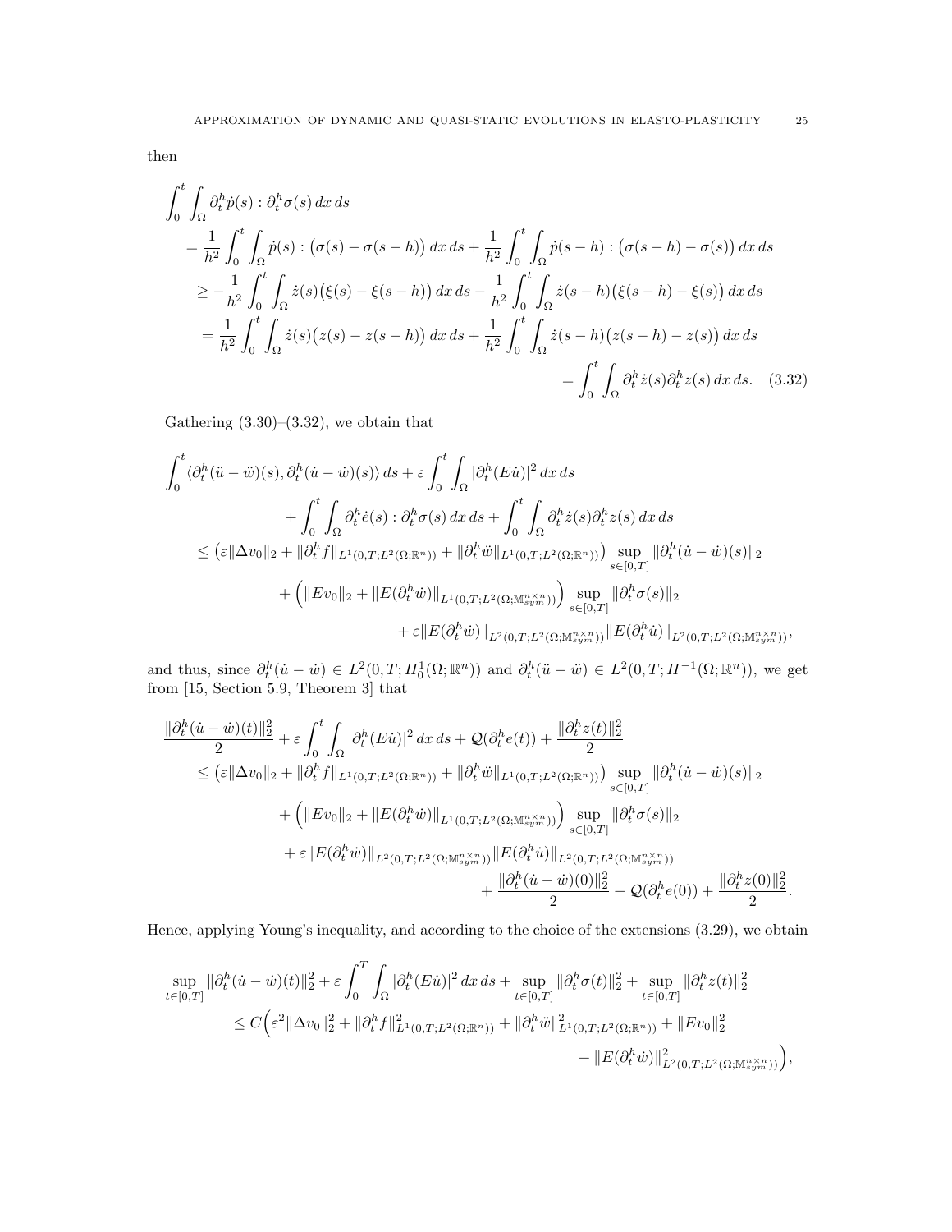then

$$
\begin{aligned}
\int_0^t \int_\Omega \partial_t^h \dot p(s) : \partial_t^h \sigma(s)\, dx\, ds
&= \frac{1}{h^2}\int_0^t \int_\Omega \dot p(s) : \big(\sigma(s) - \sigma(s-h)\big)\, dx\, ds + \frac{1}{h^2}\int_0^t \int_\Omega \dot p(s-h) : \big(\sigma(s-h) - \sigma(s)\big)\, dx\, ds \\
&\geq -\frac{1}{h^2}\int_0^t \int_\Omega \dot z(s)\big(\xi(s) - \xi(s-h)\big)\, dx\, ds - \frac{1}{h^2}\int_0^t \int_\Omega \dot z(s-h)\big(\xi(s-h) - \xi(s)\big)\, dx\, ds \\
&= \frac{1}{h^2}\int_0^t \int_\Omega \dot z(s)\big(z(s) - z(s-h)\big)\, dx\, ds + \frac{1}{h^2}\int_0^t \int_\Omega \dot z(s-h)\big(z(s-h) - z(s)\big)\, dx\, ds \\
&= \int_0^t \int_\Omega \partial_t^h \dot z(s) \partial_t^h z(s)\, dx\, ds. \qquad (3.32)
\end{aligned}
$$

Gathering (3.30)–(3.32), we obtain that

$$
\begin{aligned}
\int_0^t \langle \partial_t^h(\ddot u - \ddot w)(s), \partial_t^h(\dot u - \dot w)(s)\rangle\, ds &+ \varepsilon \int_0^t \int_\Omega |\partial_t^h(E\dot u)|^2\, dx\, ds \\
&+ \int_0^t \int_\Omega \partial_t^h \dot e(s) : \partial_t^h \sigma(s)\, dx\, ds + \int_0^t \int_\Omega \partial_t^h \dot z(s) \partial_t^h z(s)\, dx\, ds \\
\leq \big(\varepsilon \|\Delta v_0\|_2 &+ \|\partial_t^h f\|_{L^1(0,T;L^2(\Omega;\mathbb{R}^n))} + \|\partial_t^h \ddot w\|_{L^1(0,T;L^2(\Omega;\mathbb{R}^n))}\big) \sup_{s\in[0,T]} \|\partial_t^h(\dot u - \dot w)(s)\|_2 \\
&+ \Big(\|Ev_0\|_2 + \|E(\partial_t^h \dot w)\|_{L^1(0,T;L^2(\Omega;\mathbb{M}^{n\times n}_{sym}))}\Big) \sup_{s\in[0,T]} \|\partial_t^h \sigma(s)\|_2 \\
&+ \varepsilon \|E(\partial_t^h \dot w)\|_{L^2(0,T;L^2(\Omega;\mathbb{M}^{n\times n}_{sym}))} \|E(\partial_t^h \dot u)\|_{L^2(0,T;L^2(\Omega;\mathbb{M}^{n\times n}_{sym}))},
\end{aligned}
$$

and thus, since $\partial_t^h(\dot u - \dot w) \in L^2(0,T;H^1_0(\Omega;\mathbb{R}^n))$ and $\partial_t^h(\ddot u - \ddot w) \in L^2(0,T;H^{-1}(\Omega;\mathbb{R}^n))$, we get from [15, Section 5.9, Theorem 3] that

$$
\begin{aligned}
\frac{\|\partial_t^h(\dot u - \dot w)(t)\|_2^2}{2} &+ \varepsilon \int_0^t \int_\Omega |\partial_t^h(E\dot u)|^2\, dx\, ds + \mathcal{Q}(\partial_t^h e(t)) + \frac{\|\partial_t^h z(t)\|_2^2}{2} \\
\leq \big(\varepsilon \|\Delta v_0\|_2 &+ \|\partial_t^h f\|_{L^1(0,T;L^2(\Omega;\mathbb{R}^n))} + \|\partial_t^h \ddot w\|_{L^1(0,T;L^2(\Omega;\mathbb{R}^n))}\big) \sup_{s\in[0,T]} \|\partial_t^h(\dot u - \dot w)(s)\|_2 \\
&+ \Big(\|Ev_0\|_2 + \|E(\partial_t^h \dot w)\|_{L^1(0,T;L^2(\Omega;\mathbb{M}^{n\times n}_{sym}))}\Big) \sup_{s\in[0,T]} \|\partial_t^h \sigma(s)\|_2 \\
&+ \varepsilon \|E(\partial_t^h \dot w)\|_{L^2(0,T;L^2(\Omega;\mathbb{M}^{n\times n}_{sym}))} \|E(\partial_t^h \dot u)\|_{L^2(0,T;L^2(\Omega;\mathbb{M}^{n\times n}_{sym}))} \\
&+ \frac{\|\partial_t^h(\dot u - \dot w)(0)\|_2^2}{2} + \mathcal{Q}(\partial_t^h e(0)) + \frac{\|\partial_t^h z(0)\|_2^2}{2}.
\end{aligned}
$$

Hence, applying Young's inequality, and according to the choice of the extensions (3.29), we obtain

$$
\begin{aligned}
\sup_{t\in[0,T]} \|\partial_t^h(\dot u - \dot w)(t)\|_2^2 &+ \varepsilon \int_0^T \int_\Omega |\partial_t^h(E\dot u)|^2\, dx\, ds + \sup_{t\in[0,T]} \|\partial_t^h \sigma(t)\|_2^2 + \sup_{t\in[0,T]} \|\partial_t^h z(t)\|_2^2 \\
\leq C\Big(\varepsilon^2 \|\Delta v_0\|_2^2 &+ \|\partial_t^h f\|^2_{L^1(0,T;L^2(\Omega;\mathbb{R}^n))} + \|\partial_t^h \ddot w\|^2_{L^1(0,T;L^2(\Omega;\mathbb{R}^n))} + \|Ev_0\|_2^2 \\
&+ \|E(\partial_t^h \dot w)\|^2_{L^2(0,T;L^2(\Omega;\mathbb{M}^{n\times n}_{sym}))}\Big),
\end{aligned}
$$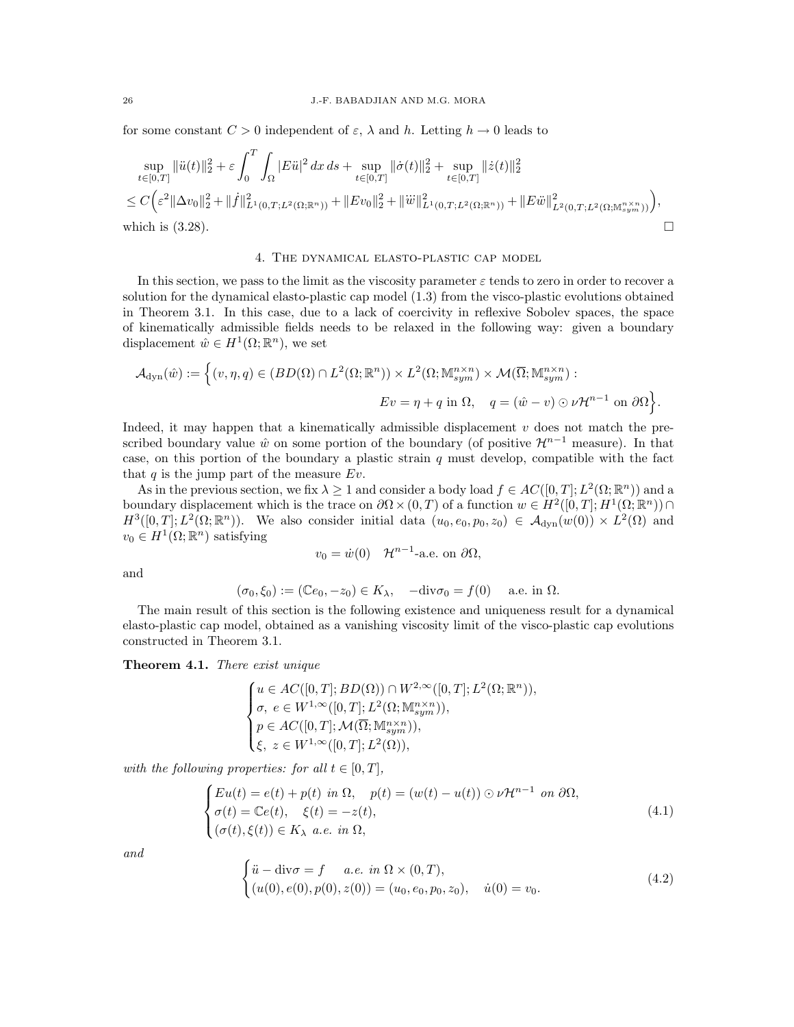for some constant $C > 0$ independent of $\varepsilon$, $\lambda$ and $h$. Letting $h \to 0$ leads to

$$
\begin{aligned}
&\sup_{t\in[0,T]} \|\ddot u(t)\|_2^2 + \varepsilon \int_0^T \int_\Omega |E\ddot u|^2\, dx\, ds + \sup_{t\in[0,T]} \|\dot\sigma(t)\|_2^2 + \sup_{t\in[0,T]} \|\dot z(t)\|_2^2 \\
&\le C\Big(\varepsilon^2 \|\Delta v_0\|_2^2 + \|\dot f\|^2_{L^1(0,T;L^2(\Omega;\mathbb{R}^n))} + \|Ev_0\|_2^2 + \|\dddot w\|^2_{L^1(0,T;L^2(\Omega;\mathbb{R}^n))} + \|E\ddot w\|^2_{L^2(0,T;L^2(\Omega;\mathbb{M}^{n\times n}_{sym}))}\Big),
\end{aligned}
$$

which is (3.28). $\square$

## 4. The dynamical elasto-plastic cap model

In this section, we pass to the limit as the viscosity parameter $\varepsilon$ tends to zero in order to recover a solution for the dynamical elasto-plastic cap model (1.3) from the visco-plastic evolutions obtained in Theorem 3.1. In this case, due to a lack of coercivity in reflexive Sobolev spaces, the space of kinematically admissible fields needs to be relaxed in the following way: given a boundary displacement $\hat w \in H^1(\Omega;\mathbb{R}^n)$, we set

$$
\begin{aligned}
\mathcal{A}_{\rm dyn}(\hat w) := \Big\{ (v,\eta,q) \in (BD(\Omega)\cap L^2(\Omega;\mathbb{R}^n)) \times L^2(\Omega;\mathbb{M}^{n\times n}_{sym}) \times \mathcal{M}(\overline\Omega;\mathbb{M}^{n\times n}_{sym}) :&\\
Ev = \eta + q \text{ in } \Omega, \quad q = (\hat w - v)\odot \nu \mathcal{H}^{n-1} \text{ on } \partial\Omega\Big\}.&
\end{aligned}
$$

Indeed, it may happen that a kinematically admissible displacement $v$ does not match the prescribed boundary value $\hat w$ on some portion of the boundary (of positive $\mathcal{H}^{n-1}$ measure). In that case, on this portion of the boundary a plastic strain $q$ must develop, compatible with the fact that $q$ is the jump part of the measure $Ev$.

As in the previous section, we fix $\lambda \ge 1$ and consider a body load $f \in AC([0,T];L^2(\Omega;\mathbb{R}^n))$ and a boundary displacement which is the trace on $\partial\Omega \times (0,T)$ of a function $w \in H^2([0,T];H^1(\Omega;\mathbb{R}^n)) \cap H^3([0,T];L^2(\Omega;\mathbb{R}^n))$. We also consider initial data $(u_0,e_0,p_0,z_0) \in \mathcal{A}_{\rm dyn}(w(0)) \times L^2(\Omega)$ and $v_0 \in H^1(\Omega;\mathbb{R}^n)$ satisfying

$$
v_0 = \dot w(0) \quad \mathcal{H}^{n-1}\text{-a.e. on } \partial\Omega,
$$

and

$$
(\sigma_0,\xi_0) := (\mathbb{C}e_0, -z_0) \in K_\lambda, \quad -\mathrm{div}\sigma_0 = f(0) \quad \text{ a.e. in } \Omega.
$$

The main result of this section is the following existence and uniqueness result for a dynamical elasto-plastic cap model, obtained as a vanishing viscosity limit of the visco-plastic cap evolutions constructed in Theorem 3.1.

**Theorem 4.1.** *There exist unique*

$$
\begin{cases}
u \in AC([0,T];BD(\Omega)) \cap W^{2,\infty}([0,T];L^2(\Omega;\mathbb{R}^n)),\\
\sigma,\ e \in W^{1,\infty}([0,T];L^2(\Omega;\mathbb{M}^{n\times n}_{sym})),\\
p \in AC([0,T];\mathcal{M}(\overline\Omega;\mathbb{M}^{n\times n}_{sym})),\\
\xi,\ z \in W^{1,\infty}([0,T];L^2(\Omega)),
\end{cases}
$$

*with the following properties: for all $t \in [0,T]$,*

$$
\begin{cases}
Eu(t) = e(t) + p(t) \text{ in } \Omega, \quad p(t) = (w(t)-u(t))\odot\nu\mathcal{H}^{n-1} \text{ on } \partial\Omega,\\
\sigma(t) = \mathbb{C}e(t), \quad \xi(t) = -z(t),\\
(\sigma(t),\xi(t)) \in K_\lambda \text{ a.e. in } \Omega,
\end{cases}
\tag{4.1}
$$

*and*

$$
\begin{cases}
\ddot u - \mathrm{div}\sigma = f \quad \text{ a.e. in } \Omega\times(0,T),\\
(u(0),e(0),p(0),z(0)) = (u_0,e_0,p_0,z_0), \quad \dot u(0) = v_0.
\end{cases}
\tag{4.2}
$$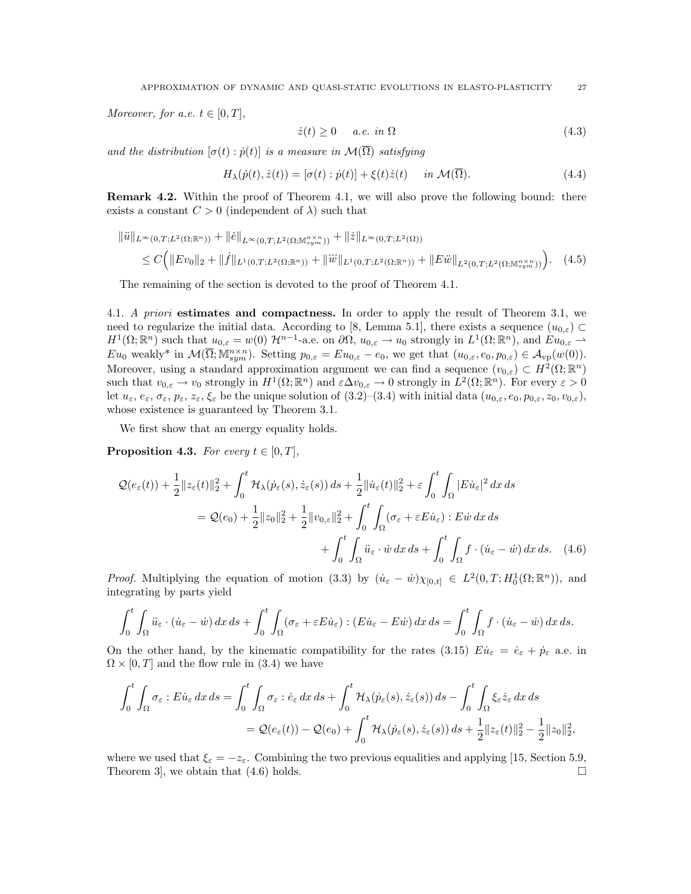*Moreover, for a.e.* $t \in [0,T]$,

$$\dot z(t) \geq 0 \quad \text{a.e. in } \Omega \tag{4.3}$$

*and the distribution* $[\sigma(t) : \dot p(t)]$ *is a measure in* $\mathcal{M}(\overline{\Omega})$ *satisfying*

$$H_\lambda(\dot p(t), \dot z(t)) = [\sigma(t) : \dot p(t)] + \xi(t)\dot z(t) \quad \text{in } \mathcal{M}(\overline{\Omega}). \tag{4.4}$$

**Remark 4.2.** Within the proof of Theorem 4.1, we will also prove the following bound: there exists a constant $C > 0$ (independent of $\lambda$) such that

$$\begin{aligned}
&\|\ddot u\|_{L^\infty(0,T;L^2(\Omega;\mathbb{R}^n))} + \|\dot e\|_{L^\infty(0,T;L^2(\Omega;\mathbb{M}^{n\times n}_{sym}))} + \|\dot z\|_{L^\infty(0,T;L^2(\Omega))} \\
&\qquad \leq C\Big(\|Ev_0\|_2 + \|\dot f\|_{L^1(0,T;L^2(\Omega;\mathbb{R}^n))} + \|\dddot w\|_{L^1(0,T;L^2(\Omega;\mathbb{R}^n))} + \|E\ddot w\|_{L^2(0,T;L^2(\Omega;\mathbb{M}^{n\times n}_{sym}))}\Big).
\end{aligned} \tag{4.5}$$

The remaining of the section is devoted to the proof of Theorem 4.1.

## 4.1. *A priori* estimates and compactness.

In order to apply the result of Theorem 3.1, we need to regularize the initial data. According to [8, Lemma 5.1], there exists a sequence $(u_{0,\varepsilon}) \subset H^1(\Omega;\mathbb{R}^n)$ such that $u_{0,\varepsilon} = w(0)$ $\mathcal{H}^{n-1}$-a.e. on $\partial\Omega$, $u_{0,\varepsilon} \to u_0$ strongly in $L^1(\Omega;\mathbb{R}^n)$, and $Eu_{0,\varepsilon} \rightharpoonup Eu_0$ weakly* in $\mathcal{M}(\overline{\Omega};\mathbb{M}^{n\times n}_{sym})$. Setting $p_{0,\varepsilon} = Eu_{0,\varepsilon} - e_0$, we get that $(u_{0,\varepsilon}, e_0, p_{0,\varepsilon}) \in \mathcal{A}_{\rm vp}(w(0))$. Moreover, using a standard approximation argument we can find a sequence $(v_{0,\varepsilon}) \subset H^2(\Omega;\mathbb{R}^n)$ such that $v_{0,\varepsilon} \to v_0$ strongly in $H^1(\Omega;\mathbb{R}^n)$ and $\varepsilon\Delta v_{0,\varepsilon} \to 0$ strongly in $L^2(\Omega;\mathbb{R}^n)$. For every $\varepsilon > 0$ let $u_\varepsilon$, $e_\varepsilon$, $\sigma_\varepsilon$, $p_\varepsilon$, $z_\varepsilon$, $\xi_\varepsilon$ be the unique solution of (3.2)–(3.4) with initial data $(u_{0,\varepsilon}, e_0, p_{0,\varepsilon}, z_0, v_{0,\varepsilon})$, whose existence is guaranteed by Theorem 3.1.

We first show that an energy equality holds.

**Proposition 4.3.** *For every* $t \in [0,T]$,

$$\begin{aligned}
\mathcal{Q}(e_\varepsilon(t)) + \frac12\|z_\varepsilon(t)\|_2^2 + \int_0^t \mathcal{H}_\lambda(\dot p_\varepsilon(s), \dot z_\varepsilon(s))\,ds + \frac12\|\dot u_\varepsilon(t)\|_2^2 + \varepsilon\int_0^t\int_\Omega |E\dot u_\varepsilon|^2\,dx\,ds \\
= \mathcal{Q}(e_0) + \frac12\|z_0\|_2^2 + \frac12\|v_{0,\varepsilon}\|_2^2 + \int_0^t\int_\Omega (\sigma_\varepsilon + \varepsilon E\dot u_\varepsilon) : E\dot w\,dx\,ds \\
+ \int_0^t\int_\Omega \ddot u_\varepsilon \cdot \dot w\,dx\,ds + \int_0^t\int_\Omega f\cdot(\dot u_\varepsilon - \dot w)\,dx\,ds.
\end{aligned} \tag{4.6}$$

*Proof.* Multiplying the equation of motion (3.3) by $(\dot u_\varepsilon - \dot w)\chi_{[0,t]} \in L^2(0,T;H^1_0(\Omega;\mathbb{R}^n))$, and integrating by parts yield

$$\int_0^t\int_\Omega \ddot u_\varepsilon\cdot(\dot u_\varepsilon - \dot w)\,dx\,ds + \int_0^t\int_\Omega(\sigma_\varepsilon + \varepsilon E\dot u_\varepsilon) : (E\dot u_\varepsilon - E\dot w)\,dx\,ds = \int_0^t\int_\Omega f\cdot(\dot u_\varepsilon - \dot w)\,dx\,ds.$$

On the other hand, by the kinematic compatibility for the rates (3.15) $E\dot u_\varepsilon = \dot e_\varepsilon + \dot p_\varepsilon$ a.e. in $\Omega\times[0,T]$ and the flow rule in (3.4) we have

$$\begin{aligned}
\int_0^t\int_\Omega \sigma_\varepsilon : E\dot u_\varepsilon\,dx\,ds &= \int_0^t\int_\Omega \sigma_\varepsilon : \dot e_\varepsilon\,dx\,ds + \int_0^t \mathcal{H}_\lambda(\dot p_\varepsilon(s), \dot z_\varepsilon(s))\,ds - \int_0^t\int_\Omega \xi_\varepsilon \dot z_\varepsilon\,dx\,ds \\
&= \mathcal{Q}(e_\varepsilon(t)) - \mathcal{Q}(e_0) + \int_0^t \mathcal{H}_\lambda(\dot p_\varepsilon(s), \dot z_\varepsilon(s))\,ds + \frac12\|z_\varepsilon(t)\|_2^2 - \frac12\|z_0\|_2^2,
\end{aligned}$$

where we used that $\xi_\varepsilon = -z_\varepsilon$. Combining the two previous equalities and applying [15, Section 5.9, Theorem 3], we obtain that (4.6) holds. $\square$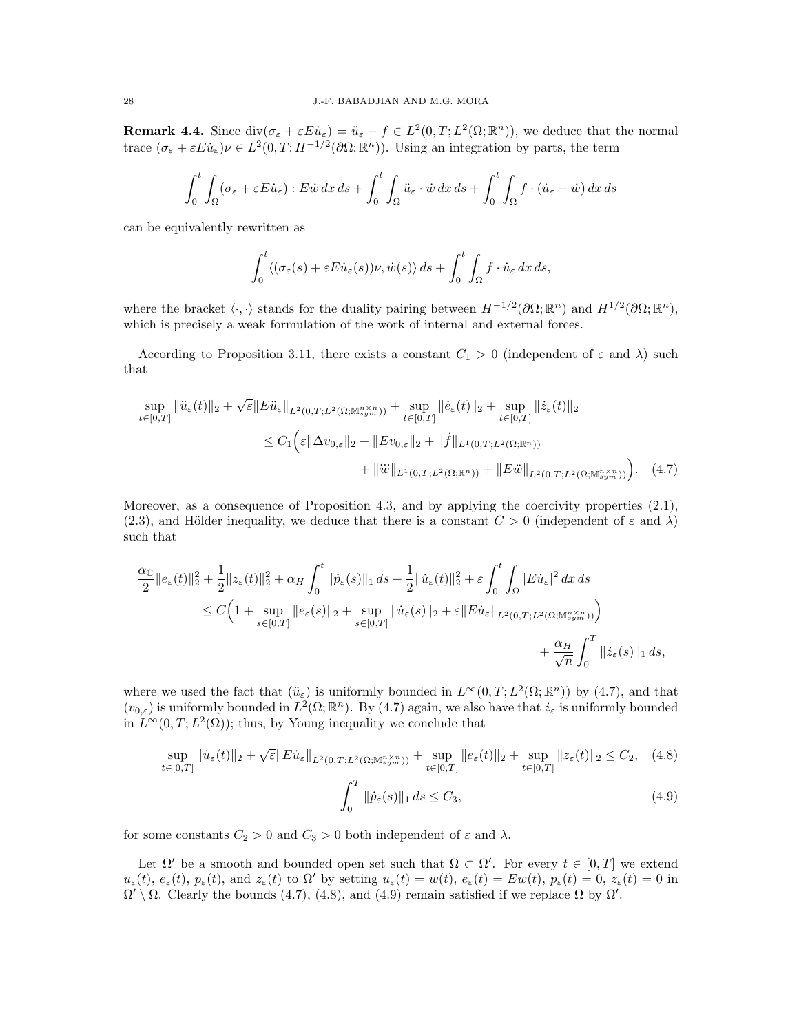**Remark 4.4.** Since $\operatorname{div}(\sigma_\varepsilon + \varepsilon E\dot{u}_\varepsilon) = \ddot{u}_\varepsilon - f \in L^2(0,T;L^2(\Omega;\mathbb{R}^n))$, we deduce that the normal trace $(\sigma_\varepsilon + \varepsilon E\dot{u}_\varepsilon)\nu \in L^2(0,T;H^{-1/2}(\partial\Omega;\mathbb{R}^n))$. Using an integration by parts, the term

$$\int_0^t \int_\Omega (\sigma_\varepsilon + \varepsilon E\dot{u}_\varepsilon) : E\dot{w}\,dx\,ds + \int_0^t \int_\Omega \ddot{u}_\varepsilon \cdot \dot{w}\,dx\,ds + \int_0^t \int_\Omega f \cdot (\dot{u}_\varepsilon - \dot{w})\,dx\,ds$$

can be equivalently rewritten as

$$\int_0^t \langle (\sigma_\varepsilon(s) + \varepsilon E\dot{u}_\varepsilon(s))\nu, \dot{w}(s)\rangle\,ds + \int_0^t \int_\Omega f \cdot \dot{u}_\varepsilon\,dx\,ds,$$

where the bracket $\langle\cdot,\cdot\rangle$ stands for the duality pairing between $H^{-1/2}(\partial\Omega;\mathbb{R}^n)$ and $H^{1/2}(\partial\Omega;\mathbb{R}^n)$, which is precisely a weak formulation of the work of internal and external forces.

According to Proposition 3.11, there exists a constant $C_1 > 0$ (independent of $\varepsilon$ and $\lambda$) such that

$$\begin{aligned}
\sup_{t\in[0,T]} \|\ddot{u}_\varepsilon(t)\|_2 + \sqrt{\varepsilon}\|E\ddot{u}_\varepsilon\|_{L^2(0,T;L^2(\Omega;\mathbb{M}^{n\times n}_{sym}))} + \sup_{t\in[0,T]} \|\dot{e}_\varepsilon(t)\|_2 + \sup_{t\in[0,T]} \|\dot{z}_\varepsilon(t)\|_2 \\
\leq C_1\Big(\varepsilon\|\Delta v_{0,\varepsilon}\|_2 + \|Ev_{0,\varepsilon}\|_2 + \|\dot{f}\|_{L^1(0,T;L^2(\Omega;\mathbb{R}^n))} \\
+ \|\dddot{w}\|_{L^1(0,T;L^2(\Omega;\mathbb{R}^n))} + \|E\ddot{w}\|_{L^2(0,T;L^2(\Omega;\mathbb{M}^{n\times n}_{sym}))}\Big). \quad (4.7)
\end{aligned}$$

Moreover, as a consequence of Proposition 4.3, and by applying the coercivity properties (2.1), (2.3), and Hölder inequality, we deduce that there is a constant $C > 0$ (independent of $\varepsilon$ and $\lambda$) such that

$$\begin{aligned}
\frac{\alpha_{\mathbb{C}}}{2}\|e_\varepsilon(t)\|_2^2 + \frac{1}{2}\|z_\varepsilon(t)\|_2^2 + \alpha_H \int_0^t \|\dot{p}_\varepsilon(s)\|_1\,ds + \frac{1}{2}\|\dot{u}_\varepsilon(t)\|_2^2 + \varepsilon\int_0^t\int_\Omega |E\dot{u}_\varepsilon|^2\,dx\,ds \\
\leq C\Big(1 + \sup_{s\in[0,T]}\|e_\varepsilon(s)\|_2 + \sup_{s\in[0,T]}\|\dot{u}_\varepsilon(s)\|_2 + \varepsilon\|E\dot{u}_\varepsilon\|_{L^2(0,T;L^2(\Omega;\mathbb{M}^{n\times n}_{sym}))}\Big) \\
+ \frac{\alpha_H}{\sqrt{n}}\int_0^T \|\dot{z}_\varepsilon(s)\|_1\,ds,
\end{aligned}$$

where we used the fact that $(\ddot{u}_\varepsilon)$ is uniformly bounded in $L^\infty(0,T;L^2(\Omega;\mathbb{R}^n))$ by (4.7), and that $(v_{0,\varepsilon})$ is uniformly bounded in $L^2(\Omega;\mathbb{R}^n)$. By (4.7) again, we also have that $\dot{z}_\varepsilon$ is uniformly bounded in $L^\infty(0,T;L^2(\Omega))$; thus, by Young inequality we conclude that

$$\sup_{t\in[0,T]}\|\dot{u}_\varepsilon(t)\|_2 + \sqrt{\varepsilon}\|E\dot{u}_\varepsilon\|_{L^2(0,T;L^2(\Omega;\mathbb{M}^{n\times n}_{sym}))} + \sup_{t\in[0,T]}\|e_\varepsilon(t)\|_2 + \sup_{t\in[0,T]}\|z_\varepsilon(t)\|_2 \leq C_2, \quad (4.8)$$

$$\int_0^T \|\dot{p}_\varepsilon(s)\|_1\,ds \leq C_3, \quad (4.9)$$

for some constants $C_2 > 0$ and $C_3 > 0$ both independent of $\varepsilon$ and $\lambda$.

Let $\Omega'$ be a smooth and bounded open set such that $\overline{\Omega} \subset \Omega'$. For every $t \in [0,T]$ we extend $u_\varepsilon(t)$, $e_\varepsilon(t)$, $p_\varepsilon(t)$, and $z_\varepsilon(t)$ to $\Omega'$ by setting $u_\varepsilon(t) = w(t)$, $e_\varepsilon(t) = Ew(t)$, $p_\varepsilon(t) = 0$, $z_\varepsilon(t) = 0$ in $\Omega' \setminus \Omega$. Clearly the bounds (4.7), (4.8), and (4.9) remain satisfied if we replace $\Omega$ by $\Omega'$.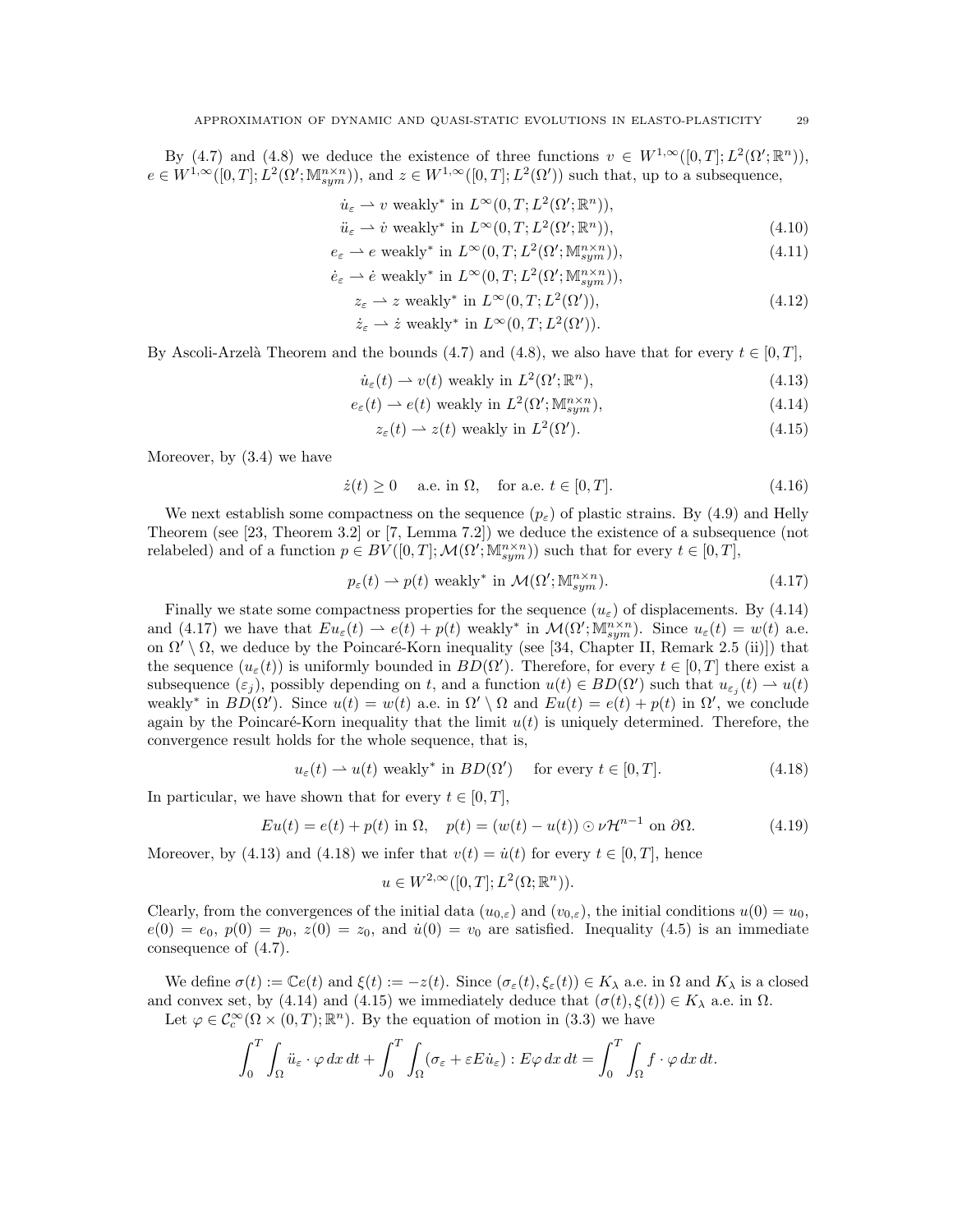By (4.7) and (4.8) we deduce the existence of three functions $v \in W^{1,\infty}([0,T]; L^2(\Omega'; \mathbb{R}^n))$, $e \in W^{1,\infty}([0,T]; L^2(\Omega'; \mathbb{M}^{n\times n}_{sym}))$, and $z \in W^{1,\infty}([0,T]; L^2(\Omega'))$ such that, up to a subsequence,

$$
\begin{aligned}
\dot{u}_\varepsilon &\rightharpoonup v \text{ weakly}^* \text{ in } L^\infty(0,T; L^2(\Omega'; \mathbb{R}^n)), \\
\ddot{u}_\varepsilon &\rightharpoonup \dot{v} \text{ weakly}^* \text{ in } L^\infty(0,T; L^2(\Omega'; \mathbb{R}^n)), &(4.10)\\
e_\varepsilon &\rightharpoonup e \text{ weakly}^* \text{ in } L^\infty(0,T; L^2(\Omega'; \mathbb{M}^{n\times n}_{sym})), &(4.11)\\
\dot{e}_\varepsilon &\rightharpoonup \dot{e} \text{ weakly}^* \text{ in } L^\infty(0,T; L^2(\Omega'; \mathbb{M}^{n\times n}_{sym})), \\
z_\varepsilon &\rightharpoonup z \text{ weakly}^* \text{ in } L^\infty(0,T; L^2(\Omega')), &(4.12)\\
\dot{z}_\varepsilon &\rightharpoonup \dot{z} \text{ weakly}^* \text{ in } L^\infty(0,T; L^2(\Omega')).
\end{aligned}
$$

By Ascoli-Arzelà Theorem and the bounds (4.7) and (4.8), we also have that for every $t \in [0,T]$,

$$\dot{u}_\varepsilon(t) \rightharpoonup v(t) \text{ weakly in } L^2(\Omega'; \mathbb{R}^n), \tag{4.13}$$

$$e_\varepsilon(t) \rightharpoonup e(t) \text{ weakly in } L^2(\Omega'; \mathbb{M}^{n\times n}_{sym}), \tag{4.14}$$

$$z_\varepsilon(t) \rightharpoonup z(t) \text{ weakly in } L^2(\Omega'). \tag{4.15}$$

Moreover, by (3.4) we have

$$\dot{z}(t) \geq 0 \quad \text{ a.e. in } \Omega, \quad \text{for a.e. } t \in [0,T]. \tag{4.16}$$

We next establish some compactness on the sequence $(p_\varepsilon)$ of plastic strains. By (4.9) and Helly Theorem (see [23, Theorem 3.2] or [7, Lemma 7.2]) we deduce the existence of a subsequence (not relabeled) and of a function $p \in BV([0,T]; \mathcal{M}(\Omega'; \mathbb{M}^{n\times n}_{sym}))$ such that for every $t \in [0,T]$,

$$p_\varepsilon(t) \rightharpoonup p(t) \text{ weakly}^* \text{ in } \mathcal{M}(\Omega'; \mathbb{M}^{n\times n}_{sym}). \tag{4.17}$$

Finally we state some compactness properties for the sequence $(u_\varepsilon)$ of displacements. By (4.14) and (4.17) we have that $Eu_\varepsilon(t) \rightharpoonup e(t) + p(t)$ weakly$^*$ in $\mathcal{M}(\Omega'; \mathbb{M}^{n\times n}_{sym})$. Since $u_\varepsilon(t) = w(t)$ a.e. on $\Omega' \setminus \Omega$, we deduce by the Poincaré-Korn inequality (see [34, Chapter II, Remark 2.5 (ii)]) that the sequence $(u_\varepsilon(t))$ is uniformly bounded in $BD(\Omega')$. Therefore, for every $t \in [0,T]$ there exist a subsequence $(\varepsilon_j)$, possibly depending on $t$, and a function $u(t) \in BD(\Omega')$ such that $u_{\varepsilon_j}(t) \rightharpoonup u(t)$ weakly$^*$ in $BD(\Omega')$. Since $u(t) = w(t)$ a.e. in $\Omega' \setminus \Omega$ and $Eu(t) = e(t) + p(t)$ in $\Omega'$, we conclude again by the Poincaré-Korn inequality that the limit $u(t)$ is uniquely determined. Therefore, the convergence result holds for the whole sequence, that is,

$$u_\varepsilon(t) \rightharpoonup u(t) \text{ weakly}^* \text{ in } BD(\Omega') \quad \text{ for every } t \in [0,T]. \tag{4.18}$$

In particular, we have shown that for every $t \in [0,T]$,

$$Eu(t) = e(t) + p(t) \text{ in } \Omega, \quad p(t) = (w(t) - u(t)) \odot \nu \mathcal{H}^{n-1} \text{ on } \partial\Omega. \tag{4.19}$$

Moreover, by (4.13) and (4.18) we infer that $v(t) = \dot{u}(t)$ for every $t \in [0,T]$, hence

$$u \in W^{2,\infty}([0,T]; L^2(\Omega; \mathbb{R}^n)).$$

Clearly, from the convergences of the initial data $(u_{0,\varepsilon})$ and $(v_{0,\varepsilon})$, the initial conditions $u(0) = u_0$, $e(0) = e_0$, $p(0) = p_0$, $z(0) = z_0$, and $\dot{u}(0) = v_0$ are satisfied. Inequality (4.5) is an immediate consequence of (4.7).

We define $\sigma(t) := \mathbb{C}e(t)$ and $\xi(t) := -z(t)$. Since $(\sigma_\varepsilon(t), \xi_\varepsilon(t)) \in K_\lambda$ a.e. in $\Omega$ and $K_\lambda$ is a closed and convex set, by (4.14) and (4.15) we immediately deduce that $(\sigma(t), \xi(t)) \in K_\lambda$ a.e. in $\Omega$.

Let $\varphi \in \mathcal{C}^\infty_c(\Omega \times (0,T); \mathbb{R}^n)$. By the equation of motion in (3.3) we have

$$\int_0^T \int_\Omega \ddot{u}_\varepsilon \cdot \varphi \, dx \, dt + \int_0^T \int_\Omega (\sigma_\varepsilon + \varepsilon E\dot{u}_\varepsilon) : E\varphi \, dx \, dt = \int_0^T \int_\Omega f \cdot \varphi \, dx \, dt.$$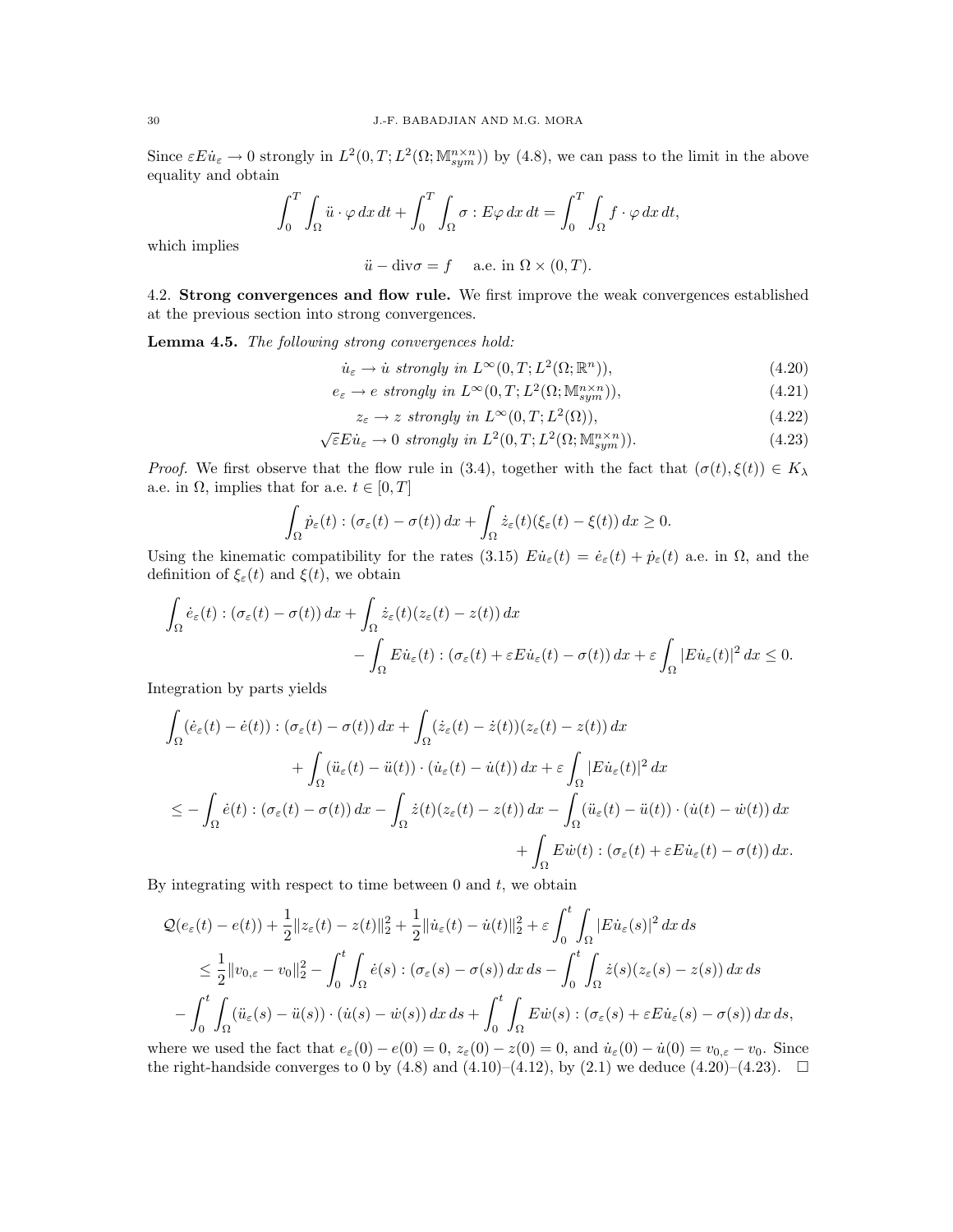Since $\varepsilon E\dot{u}_\varepsilon \to 0$ strongly in $L^2(0,T;L^2(\Omega;\mathbb{M}^{n\times n}_{sym}))$ by (4.8), we can pass to the limit in the above equality and obtain

$$\int_0^T\int_\Omega \ddot{u}\cdot\varphi\,dx\,dt + \int_0^T\int_\Omega \sigma : E\varphi\,dx\,dt = \int_0^T\int_\Omega f\cdot\varphi\,dx\,dt,$$

which implies

$$\ddot{u} - \mathrm{div}\sigma = f \quad \text{ a.e. in } \Omega\times(0,T).$$

4.2. **Strong convergences and flow rule.** We first improve the weak convergences established at the previous section into strong convergences.

**Lemma 4.5.** *The following strong convergences hold:*

$$\dot{u}_\varepsilon \to \dot{u} \text{ strongly in } L^\infty(0,T;L^2(\Omega;\mathbb{R}^n)), \tag{4.20}$$

$$e_\varepsilon \to e \text{ strongly in } L^\infty(0,T;L^2(\Omega;\mathbb{M}^{n\times n}_{sym})), \tag{4.21}$$

$$z_\varepsilon \to z \text{ strongly in } L^\infty(0,T;L^2(\Omega)), \tag{4.22}$$

$$\sqrt{\varepsilon}E\dot{u}_\varepsilon \to 0 \text{ strongly in } L^2(0,T;L^2(\Omega;\mathbb{M}^{n\times n}_{sym})). \tag{4.23}$$

*Proof.* We first observe that the flow rule in (3.4), together with the fact that $(\sigma(t),\xi(t))\in K_\lambda$ a.e. in $\Omega$, implies that for a.e. $t\in[0,T]$

$$\int_\Omega \dot{p}_\varepsilon(t) : (\sigma_\varepsilon(t)-\sigma(t))\,dx + \int_\Omega \dot{z}_\varepsilon(t)(\xi_\varepsilon(t)-\xi(t))\,dx \geq 0.$$

Using the kinematic compatibility for the rates (3.15) $E\dot{u}_\varepsilon(t) = \dot{e}_\varepsilon(t)+\dot{p}_\varepsilon(t)$ a.e. in $\Omega$, and the definition of $\xi_\varepsilon(t)$ and $\xi(t)$, we obtain

$$\int_\Omega \dot{e}_\varepsilon(t) : (\sigma_\varepsilon(t)-\sigma(t))\,dx + \int_\Omega \dot{z}_\varepsilon(t)(z_\varepsilon(t)-z(t))\,dx \\ - \int_\Omega E\dot{u}_\varepsilon(t) : (\sigma_\varepsilon(t)+\varepsilon E\dot{u}_\varepsilon(t)-\sigma(t))\,dx + \varepsilon\int_\Omega |E\dot{u}_\varepsilon(t)|^2\,dx \leq 0.$$

Integration by parts yields

$$\int_\Omega (\dot{e}_\varepsilon(t)-\dot{e}(t)) : (\sigma_\varepsilon(t)-\sigma(t))\,dx + \int_\Omega (\dot{z}_\varepsilon(t)-\dot{z}(t))(z_\varepsilon(t)-z(t))\,dx \\ + \int_\Omega (\ddot{u}_\varepsilon(t)-\ddot{u}(t))\cdot(\dot{u}_\varepsilon(t)-\dot{u}(t))\,dx + \varepsilon\int_\Omega |E\dot{u}_\varepsilon(t)|^2\,dx \\ \leq -\int_\Omega \dot{e}(t) : (\sigma_\varepsilon(t)-\sigma(t))\,dx - \int_\Omega \dot{z}(t)(z_\varepsilon(t)-z(t))\,dx - \int_\Omega (\ddot{u}_\varepsilon(t)-\ddot{u}(t))\cdot(\dot{u}(t)-\dot{w}(t))\,dx \\ + \int_\Omega E\dot{w}(t) : (\sigma_\varepsilon(t)+\varepsilon E\dot{u}_\varepsilon(t)-\sigma(t))\,dx.$$

By integrating with respect to time between 0 and $t$, we obtain

$$\mathcal{Q}(e_\varepsilon(t)-e(t)) + \frac{1}{2}\|z_\varepsilon(t)-z(t)\|_2^2 + \frac{1}{2}\|\dot{u}_\varepsilon(t)-\dot{u}(t)\|_2^2 + \varepsilon\int_0^t\int_\Omega |E\dot{u}_\varepsilon(s)|^2\,dx\,ds \\ \leq \frac{1}{2}\|v_{0,\varepsilon}-v_0\|_2^2 - \int_0^t\int_\Omega \dot{e}(s) : (\sigma_\varepsilon(s)-\sigma(s))\,dx\,ds - \int_0^t\int_\Omega \dot{z}(s)(z_\varepsilon(s)-z(s))\,dx\,ds \\ - \int_0^t\int_\Omega (\ddot{u}_\varepsilon(s)-\ddot{u}(s))\cdot(\dot{u}(s)-\dot{w}(s))\,dx\,ds + \int_0^t\int_\Omega E\dot{w}(s) : (\sigma_\varepsilon(s)+\varepsilon E\dot{u}_\varepsilon(s)-\sigma(s))\,dx\,ds,$$

where we used the fact that $e_\varepsilon(0)-e(0)=0$, $z_\varepsilon(0)-z(0)=0$, and $\dot{u}_\varepsilon(0)-\dot{u}(0) = v_{0,\varepsilon}-v_0$. Since the right-handside converges to 0 by (4.8) and (4.10)–(4.12), by (2.1) we deduce (4.20)–(4.23). $\square$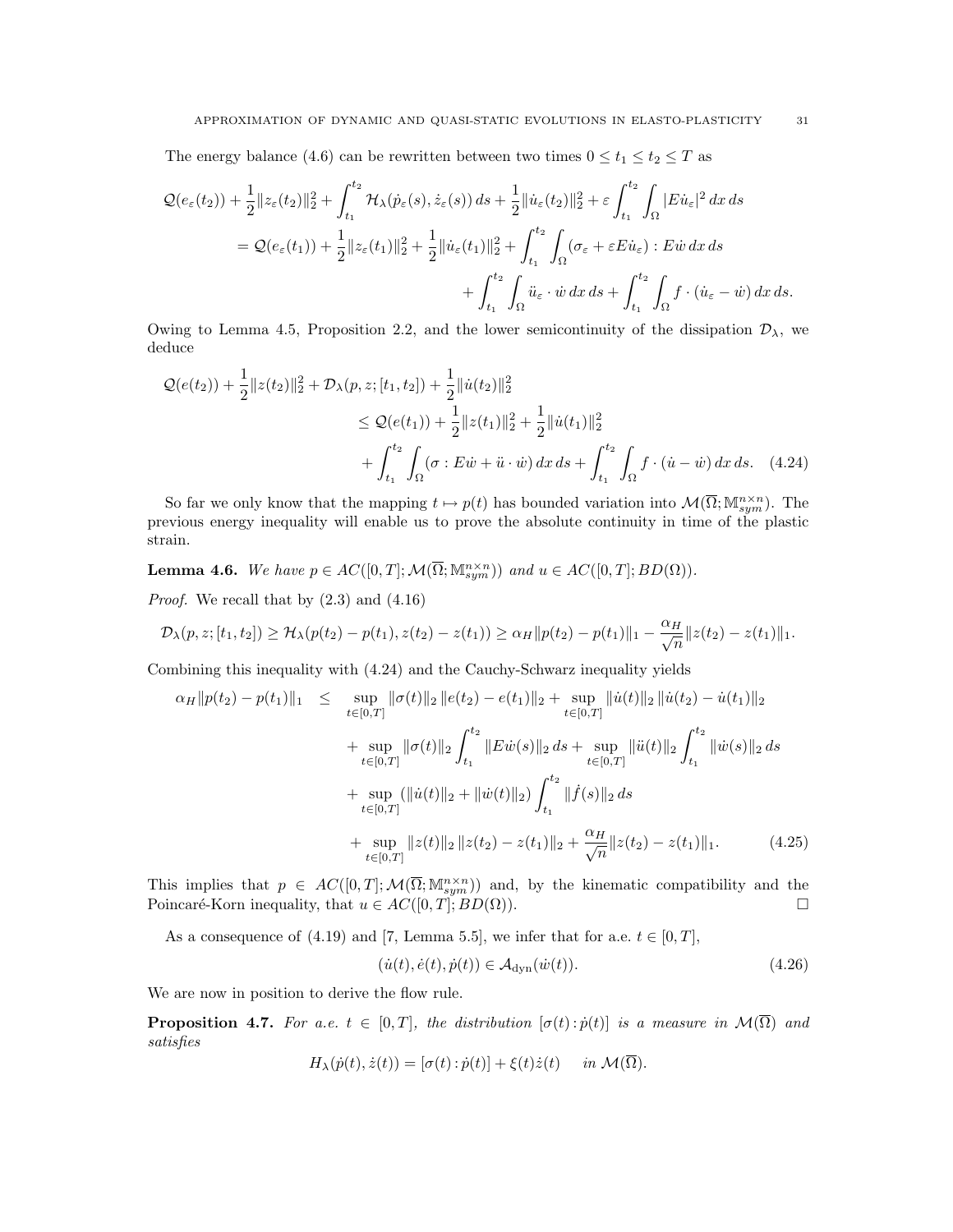The energy balance (4.6) can be rewritten between two times $0 \le t_1 \le t_2 \le T$ as

$$
\begin{aligned}
\mathcal{Q}(e_\varepsilon(t_2)) + \frac{1}{2}\|z_\varepsilon(t_2)\|_2^2 + \int_{t_1}^{t_2} \mathcal{H}_\lambda(\dot p_\varepsilon(s), \dot z_\varepsilon(s))\,ds + \frac{1}{2}\|\dot u_\varepsilon(t_2)\|_2^2 + \varepsilon \int_{t_1}^{t_2}\int_\Omega |E\dot u_\varepsilon|^2\,dx\,ds \\
= \mathcal{Q}(e_\varepsilon(t_1)) + \frac{1}{2}\|z_\varepsilon(t_1)\|_2^2 + \frac{1}{2}\|\dot u_\varepsilon(t_1)\|_2^2 + \int_{t_1}^{t_2}\int_\Omega (\sigma_\varepsilon + \varepsilon E\dot u_\varepsilon) : E\dot w\,dx\,ds \\
+ \int_{t_1}^{t_2}\int_\Omega \ddot u_\varepsilon \cdot \dot w\,dx\,ds + \int_{t_1}^{t_2}\int_\Omega f\cdot(\dot u_\varepsilon - \dot w)\,dx\,ds.
\end{aligned}
$$

Owing to Lemma 4.5, Proposition 2.2, and the lower semicontinuity of the dissipation $\mathcal{D}_\lambda$, we deduce

$$
\begin{aligned}
\mathcal{Q}(e(t_2)) + \frac{1}{2}\|z(t_2)\|_2^2 + \mathcal{D}_\lambda(p, z; [t_1, t_2]) + \frac{1}{2}\|\dot u(t_2)\|_2^2 \\
\le \mathcal{Q}(e(t_1)) + \frac{1}{2}\|z(t_1)\|_2^2 + \frac{1}{2}\|\dot u(t_1)\|_2^2 \\
+ \int_{t_1}^{t_2}\int_\Omega (\sigma : E\dot w + \ddot u \cdot \dot w)\,dx\,ds + \int_{t_1}^{t_2}\int_\Omega f\cdot(\dot u - \dot w)\,dx\,ds. \quad (4.24)
\end{aligned}
$$

So far we only know that the mapping $t \mapsto p(t)$ has bounded variation into $\mathcal{M}(\overline{\Omega}; \mathbb{M}^{n\times n}_{sym})$. The previous energy inequality will enable us to prove the absolute continuity in time of the plastic strain.

**Lemma 4.6.** *We have $p \in AC([0,T]; \mathcal{M}(\overline{\Omega}; \mathbb{M}^{n\times n}_{sym}))$ and $u \in AC([0,T]; BD(\Omega))$.*

*Proof.* We recall that by (2.3) and (4.16)

$$
\mathcal{D}_\lambda(p, z; [t_1, t_2]) \ge \mathcal{H}_\lambda(p(t_2) - p(t_1), z(t_2) - z(t_1)) \ge \alpha_H \|p(t_2) - p(t_1)\|_1 - \frac{\alpha_H}{\sqrt{n}}\|z(t_2) - z(t_1)\|_1.
$$

Combining this inequality with (4.24) and the Cauchy-Schwarz inequality yields

$$
\begin{aligned}
\alpha_H \|p(t_2) - p(t_1)\|_1 \le\ & \sup_{t\in[0,T]} \|\sigma(t)\|_2\, \|e(t_2) - e(t_1)\|_2 + \sup_{t\in[0,T]} \|\dot u(t)\|_2\, \|\dot u(t_2) - \dot u(t_1)\|_2 \\
& + \sup_{t\in[0,T]} \|\sigma(t)\|_2 \int_{t_1}^{t_2} \|E\dot w(s)\|_2\,ds + \sup_{t\in[0,T]} \|\ddot u(t)\|_2 \int_{t_1}^{t_2} \|\dot w(s)\|_2\,ds \\
& + \sup_{t\in[0,T]} (\|\dot u(t)\|_2 + \|\dot w(t)\|_2) \int_{t_1}^{t_2} \|\dot f(s)\|_2\,ds \\
& + \sup_{t\in[0,T]} \|z(t)\|_2\, \|z(t_2) - z(t_1)\|_2 + \frac{\alpha_H}{\sqrt{n}}\|z(t_2) - z(t_1)\|_1. \quad (4.25)
\end{aligned}
$$

This implies that $p \in AC([0,T]; \mathcal{M}(\overline{\Omega}; \mathbb{M}^{n\times n}_{sym}))$ and, by the kinematic compatibility and the Poincaré-Korn inequality, that $u \in AC([0,T]; BD(\Omega))$. □

As a consequence of (4.19) and [7, Lemma 5.5], we infer that for a.e. $t \in [0,T]$,

$$
(\dot u(t), \dot e(t), \dot p(t)) \in \mathcal{A}_{\rm dyn}(\dot w(t)). \quad (4.26)
$$

We are now in position to derive the flow rule.

**Proposition 4.7.** *For a.e. $t \in [0,T]$, the distribution $[\sigma(t) : \dot p(t)]$ is a measure in $\mathcal{M}(\overline{\Omega})$ and satisfies*

$$
H_\lambda(\dot p(t), \dot z(t)) = [\sigma(t) : \dot p(t)] + \xi(t)\dot z(t) \quad \text{in } \mathcal{M}(\overline{\Omega}).
$$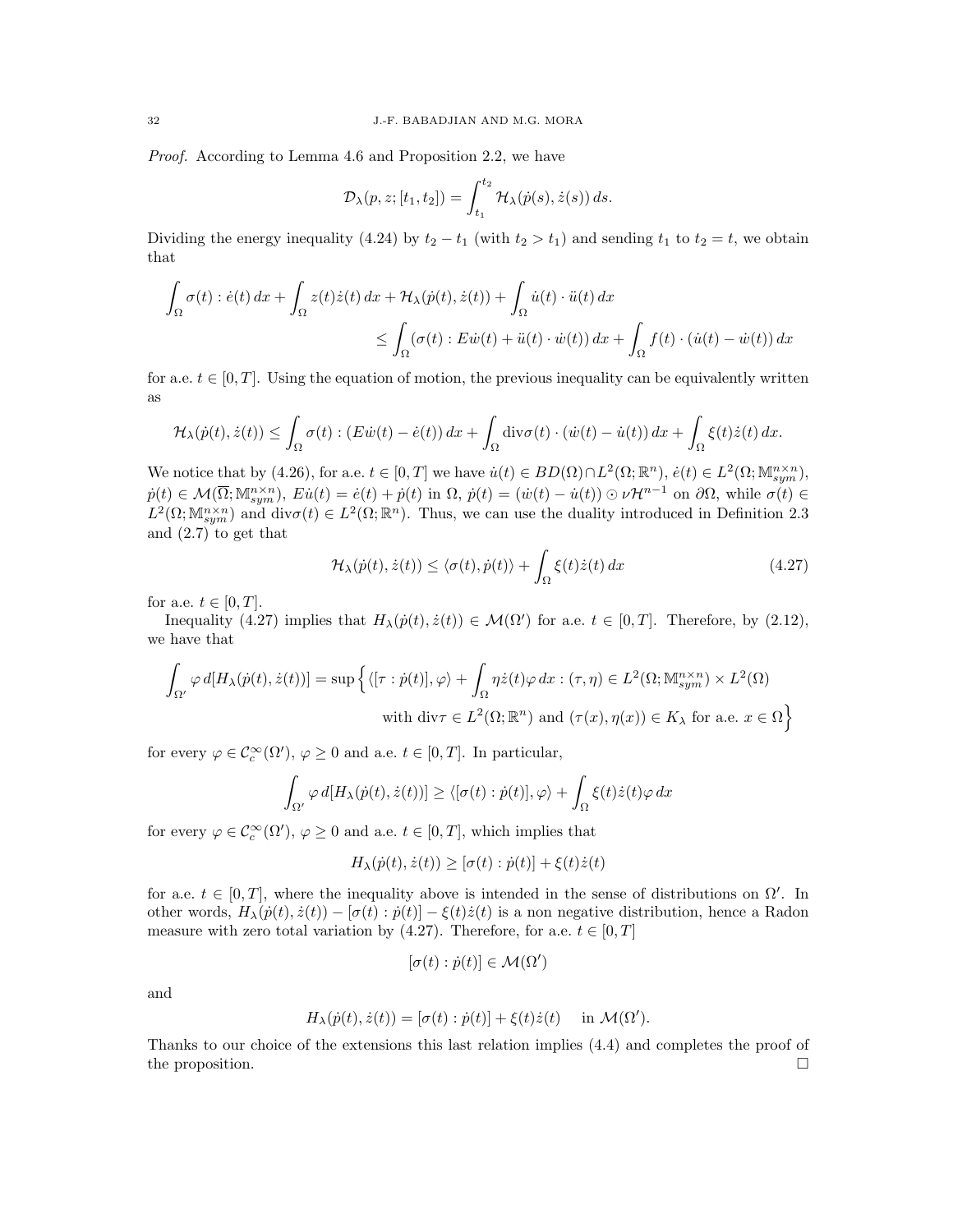*Proof.* According to Lemma 4.6 and Proposition 2.2, we have

$$\mathcal{D}_\lambda(p, z; [t_1, t_2]) = \int_{t_1}^{t_2} \mathcal{H}_\lambda(\dot{p}(s), \dot{z}(s))\, ds.$$

Dividing the energy inequality (4.24) by $t_2 - t_1$ (with $t_2 > t_1$) and sending $t_1$ to $t_2 = t$, we obtain that

$$\begin{aligned}\int_\Omega \sigma(t) : \dot{e}(t)\, dx + \int_\Omega z(t)\dot{z}(t)\, dx + \mathcal{H}_\lambda(\dot{p}(t), \dot{z}(t)) + \int_\Omega \dot{u}(t) \cdot \ddot{u}(t)\, dx \\ \leq \int_\Omega (\sigma(t) : E\dot{w}(t) + \ddot{u}(t) \cdot \dot{w}(t))\, dx + \int_\Omega f(t) \cdot (\dot{u}(t) - \dot{w}(t))\, dx\end{aligned}$$

for a.e. $t \in [0, T]$. Using the equation of motion, the previous inequality can be equivalently written as

$$\mathcal{H}_\lambda(\dot{p}(t), \dot{z}(t)) \leq \int_\Omega \sigma(t) : (E\dot{w}(t) - \dot{e}(t))\, dx + \int_\Omega \mathrm{div}\sigma(t) \cdot (\dot{w}(t) - \dot{u}(t))\, dx + \int_\Omega \xi(t)\dot{z}(t)\, dx.$$

We notice that by (4.26), for a.e. $t \in [0, T]$ we have $\dot{u}(t) \in BD(\Omega) \cap L^2(\Omega; \mathbb{R}^n)$, $\dot{e}(t) \in L^2(\Omega; \mathbb{M}^{n\times n}_{sym})$, $\dot{p}(t) \in \mathcal{M}(\overline{\Omega}; \mathbb{M}^{n\times n}_{sym})$, $E\dot{u}(t) = \dot{e}(t) + \dot{p}(t)$ in $\Omega$, $\dot{p}(t) = (\dot{w}(t) - \dot{u}(t)) \odot \nu \mathcal{H}^{n-1}$ on $\partial\Omega$, while $\sigma(t) \in L^2(\Omega; \mathbb{M}^{n\times n}_{sym})$ and $\mathrm{div}\sigma(t) \in L^2(\Omega; \mathbb{R}^n)$. Thus, we can use the duality introduced in Definition 2.3 and (2.7) to get that

$$\mathcal{H}_\lambda(\dot{p}(t), \dot{z}(t)) \leq \langle \sigma(t), \dot{p}(t)\rangle + \int_\Omega \xi(t)\dot{z}(t)\, dx \tag{4.27}$$

for a.e. $t \in [0, T]$.

Inequality (4.27) implies that $H_\lambda(\dot{p}(t), \dot{z}(t)) \in \mathcal{M}(\Omega')$ for a.e. $t \in [0, T]$. Therefore, by (2.12), we have that

$$\begin{aligned}\int_{\Omega'} \varphi\, d[H_\lambda(\dot{p}(t), \dot{z}(t))] = \sup\Big\{ \langle [\tau : \dot{p}(t)], \varphi\rangle + \int_\Omega \eta \dot{z}(t)\varphi\, dx : (\tau, \eta) \in L^2(\Omega; \mathbb{M}^{n\times n}_{sym}) \times L^2(\Omega) \\ \text{with } \mathrm{div}\tau \in L^2(\Omega; \mathbb{R}^n) \text{ and } (\tau(x), \eta(x)) \in K_\lambda \text{ for a.e. } x \in \Omega \Big\}\end{aligned}$$

for every $\varphi \in \mathcal{C}^\infty_c(\Omega')$, $\varphi \geq 0$ and a.e. $t \in [0, T]$. In particular,

$$\int_{\Omega'} \varphi\, d[H_\lambda(\dot{p}(t), \dot{z}(t))] \geq \langle [\sigma(t) : \dot{p}(t)], \varphi\rangle + \int_\Omega \xi(t)\dot{z}(t)\varphi\, dx$$

for every $\varphi \in \mathcal{C}^\infty_c(\Omega')$, $\varphi \geq 0$ and a.e. $t \in [0, T]$, which implies that

$$H_\lambda(\dot{p}(t), \dot{z}(t)) \geq [\sigma(t) : \dot{p}(t)] + \xi(t)\dot{z}(t)$$

for a.e. $t \in [0, T]$, where the inequality above is intended in the sense of distributions on $\Omega'$. In other words, $H_\lambda(\dot{p}(t), \dot{z}(t)) - [\sigma(t) : \dot{p}(t)] - \xi(t)\dot{z}(t)$ is a non negative distribution, hence a Radon measure with zero total variation by (4.27). Therefore, for a.e. $t \in [0, T]$

$$[\sigma(t) : \dot{p}(t)] \in \mathcal{M}(\Omega')$$

and

$$H_\lambda(\dot{p}(t), \dot{z}(t)) = [\sigma(t) : \dot{p}(t)] + \xi(t)\dot{z}(t) \quad \text{ in } \mathcal{M}(\Omega').$$

Thanks to our choice of the extensions this last relation implies (4.4) and completes the proof of the proposition. $\square$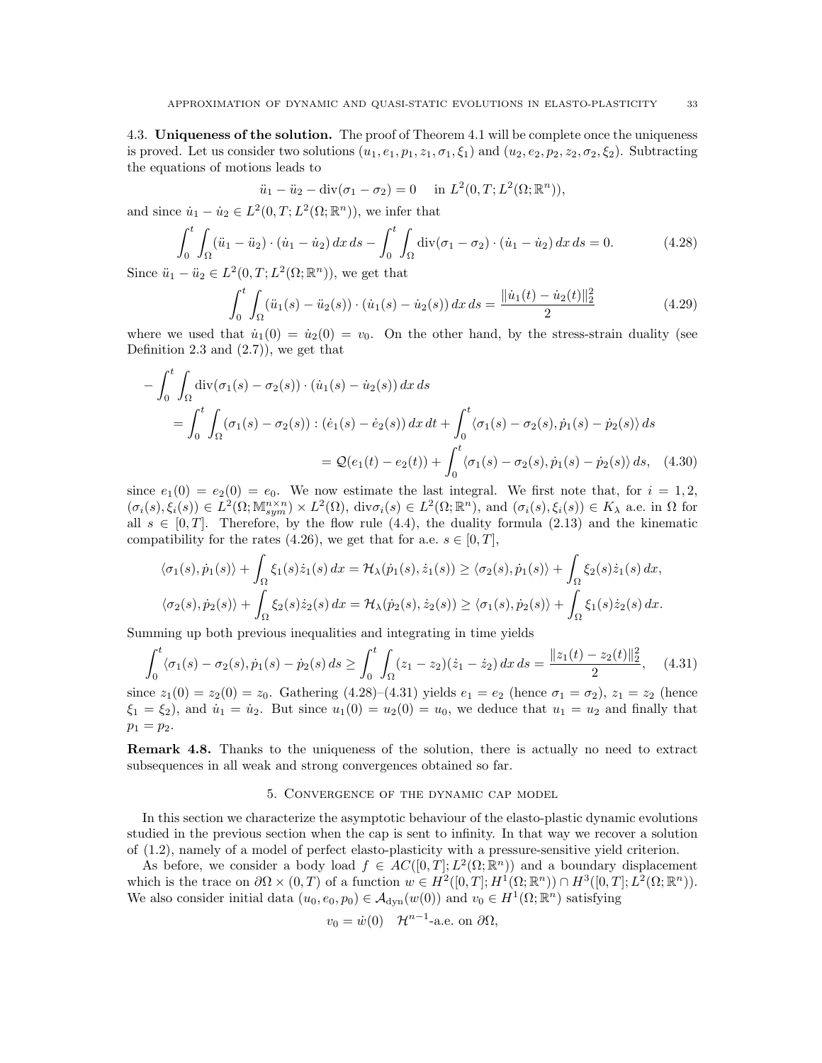4.3. **Uniqueness of the solution.** The proof of Theorem 4.1 will be complete once the uniqueness is proved. Let us consider two solutions $(u_1, e_1, p_1, z_1, \sigma_1, \xi_1)$ and $(u_2, e_2, p_2, z_2, \sigma_2, \xi_2)$. Subtracting the equations of motions leads to

$$\ddot{u}_1 - \ddot{u}_2 - \operatorname{div}(\sigma_1 - \sigma_2) = 0 \quad \text{in } L^2(0,T; L^2(\Omega; \mathbb{R}^n)),$$

and since $\dot{u}_1 - \dot{u}_2 \in L^2(0,T; L^2(\Omega; \mathbb{R}^n))$, we infer that

$$\int_0^t \int_\Omega (\ddot{u}_1 - \ddot{u}_2) \cdot (\dot{u}_1 - \dot{u}_2) \, dx \, ds - \int_0^t \int_\Omega \operatorname{div}(\sigma_1 - \sigma_2) \cdot (\dot{u}_1 - \dot{u}_2) \, dx \, ds = 0. \tag{4.28}$$

Since $\ddot{u}_1 - \ddot{u}_2 \in L^2(0,T; L^2(\Omega; \mathbb{R}^n))$, we get that

$$\int_0^t \int_\Omega (\ddot{u}_1(s) - \ddot{u}_2(s)) \cdot (\dot{u}_1(s) - \dot{u}_2(s)) \, dx \, ds = \frac{\|\dot{u}_1(t) - \dot{u}_2(t)\|_2^2}{2} \tag{4.29}$$

where we used that $\dot{u}_1(0) = \dot{u}_2(0) = v_0$. On the other hand, by the stress-strain duality (see Definition 2.3 and (2.7)), we get that

$$\begin{aligned}
-\int_0^t \int_\Omega & \operatorname{div}(\sigma_1(s) - \sigma_2(s)) \cdot (\dot{u}_1(s) - \dot{u}_2(s)) \, dx \, ds \\
&= \int_0^t \int_\Omega (\sigma_1(s) - \sigma_2(s)) : (\dot{e}_1(s) - \dot{e}_2(s)) \, dx \, dt + \int_0^t \langle \sigma_1(s) - \sigma_2(s), \dot{p}_1(s) - \dot{p}_2(s) \rangle \, ds \\
&= \mathcal{Q}(e_1(t) - e_2(t)) + \int_0^t \langle \sigma_1(s) - \sigma_2(s), \dot{p}_1(s) - \dot{p}_2(s) \rangle \, ds, \quad (4.30)
\end{aligned}$$

since $e_1(0) = e_2(0) = e_0$. We now estimate the last integral. We first note that, for $i = 1, 2$, $(\sigma_i(s), \xi_i(s)) \in L^2(\Omega; \mathbb{M}^{n\times n}_{sym}) \times L^2(\Omega)$, $\operatorname{div}\sigma_i(s) \in L^2(\Omega; \mathbb{R}^n)$, and $(\sigma_i(s), \xi_i(s)) \in K_\lambda$ a.e. in $\Omega$ for all $s \in [0,T]$. Therefore, by the flow rule (4.4), the duality formula (2.13) and the kinematic compatibility for the rates (4.26), we get that for a.e. $s \in [0,T]$,

$$\langle \sigma_1(s), \dot{p}_1(s) \rangle + \int_\Omega \xi_1(s) \dot{z}_1(s) \, dx = \mathcal{H}_\lambda(\dot{p}_1(s), \dot{z}_1(s)) \geq \langle \sigma_2(s), \dot{p}_1(s) \rangle + \int_\Omega \xi_2(s) \dot{z}_1(s) \, dx,$$

$$\langle \sigma_2(s), \dot{p}_2(s) \rangle + \int_\Omega \xi_2(s) \dot{z}_2(s) \, dx = \mathcal{H}_\lambda(\dot{p}_2(s), \dot{z}_2(s)) \geq \langle \sigma_1(s), \dot{p}_2(s) \rangle + \int_\Omega \xi_1(s) \dot{z}_2(s) \, dx.$$

Summing up both previous inequalities and integrating in time yields

$$\int_0^t \langle \sigma_1(s) - \sigma_2(s), \dot{p}_1(s) - \dot{p}_2(s) \, ds \geq \int_0^t \int_\Omega (z_1 - z_2)(\dot{z}_1 - \dot{z}_2) \, dx \, ds = \frac{\|z_1(t) - z_2(t)\|_2^2}{2}, \tag{4.31}$$

since $z_1(0) = z_2(0) = z_0$. Gathering (4.28)–(4.31) yields $e_1 = e_2$ (hence $\sigma_1 = \sigma_2$), $z_1 = z_2$ (hence $\xi_1 = \xi_2$), and $\dot{u}_1 = \dot{u}_2$. But since $u_1(0) = u_2(0) = u_0$, we deduce that $u_1 = u_2$ and finally that $p_1 = p_2$.

**Remark 4.8.** Thanks to the uniqueness of the solution, there is actually no need to extract subsequences in all weak and strong convergences obtained so far.

## 5. Convergence of the dynamic cap model

In this section we characterize the asymptotic behaviour of the elasto-plastic dynamic evolutions studied in the previous section when the cap is sent to infinity. In that way we recover a solution of (1.2), namely of a model of perfect elasto-plasticity with a pressure-sensitive yield criterion.

As before, we consider a body load $f \in AC([0,T]; L^2(\Omega; \mathbb{R}^n))$ and a boundary displacement which is the trace on $\partial\Omega \times (0,T)$ of a function $w \in H^2([0,T]; H^1(\Omega; \mathbb{R}^n)) \cap H^3([0,T]; L^2(\Omega; \mathbb{R}^n))$. We also consider initial data $(u_0, e_0, p_0) \in \mathcal{A}_{\rm dyn}(w(0))$ and $v_0 \in H^1(\Omega; \mathbb{R}^n)$ satisfying

$$v_0 = \dot{w}(0) \quad \mathcal{H}^{n-1}\text{-a.e. on } \partial\Omega,$$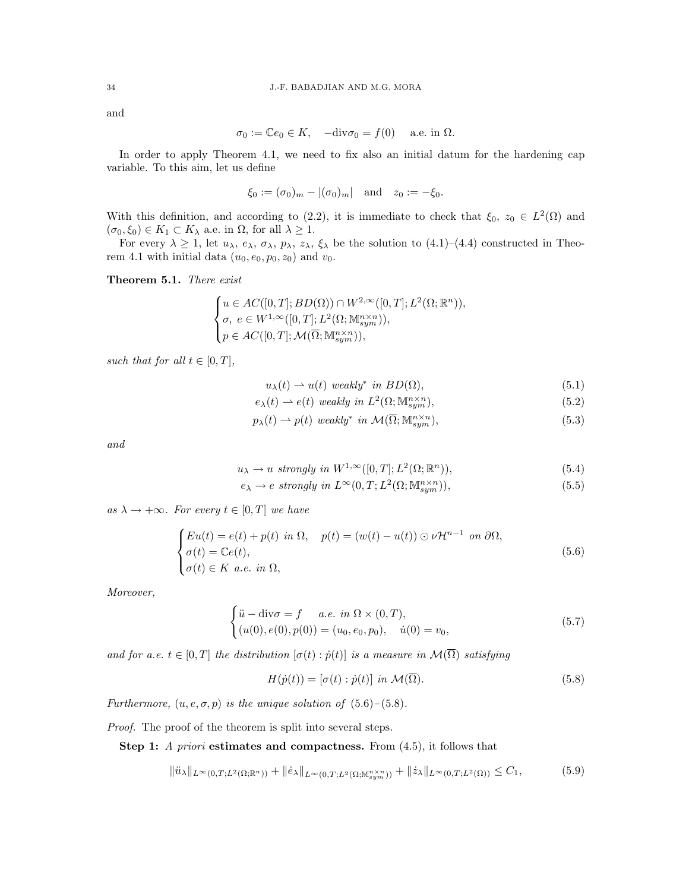and

$$\sigma_0 := \mathbb{C}e_0 \in K, \quad -\mathrm{div}\sigma_0 = f(0) \quad \text{ a.e. in } \Omega.$$

In order to apply Theorem 4.1, we need to fix also an initial datum for the hardening cap variable. To this aim, let us define

$$\xi_0 := (\sigma_0)_m - |(\sigma_0)_m| \quad \text{and} \quad z_0 := -\xi_0.$$

With this definition, and according to (2.2), it is immediate to check that $\xi_0$, $z_0 \in L^2(\Omega)$ and $(\sigma_0, \xi_0) \in K_1 \subset K_\lambda$ a.e. in $\Omega$, for all $\lambda \geq 1$.

For every $\lambda \geq 1$, let $u_\lambda$, $e_\lambda$, $\sigma_\lambda$, $p_\lambda$, $z_\lambda$, $\xi_\lambda$ be the solution to (4.1)–(4.4) constructed in Theorem 4.1 with initial data $(u_0, e_0, p_0, z_0)$ and $v_0$.

**Theorem 5.1.** *There exist*

$$\begin{cases} u \in AC([0,T]; BD(\Omega)) \cap W^{2,\infty}([0,T]; L^2(\Omega;\mathbb{R}^n)), \\ \sigma,\ e \in W^{1,\infty}([0,T]; L^2(\Omega; \mathbb{M}^{n\times n}_{sym})), \\ p \in AC([0,T]; \mathcal{M}(\overline{\Omega}; \mathbb{M}^{n\times n}_{sym})), \end{cases}$$

*such that for all $t \in [0,T]$,*

$$u_\lambda(t) \rightharpoonup u(t) \text{ weakly* in } BD(\Omega), \tag{5.1}$$

$$e_\lambda(t) \rightharpoonup e(t) \text{ weakly in } L^2(\Omega; \mathbb{M}^{n\times n}_{sym}), \tag{5.2}$$

$$p_\lambda(t) \rightharpoonup p(t) \text{ weakly* in } \mathcal{M}(\overline{\Omega}; \mathbb{M}^{n\times n}_{sym}), \tag{5.3}$$

*and*

$$u_\lambda \to u \text{ strongly in } W^{1,\infty}([0,T]; L^2(\Omega;\mathbb{R}^n)), \tag{5.4}$$

$$e_\lambda \to e \text{ strongly in } L^\infty(0,T; L^2(\Omega; \mathbb{M}^{n\times n}_{sym})), \tag{5.5}$$

*as $\lambda \to +\infty$. For every $t \in [0,T]$ we have*

$$\begin{cases} Eu(t) = e(t) + p(t) \text{ in } \Omega, \quad p(t) = (w(t) - u(t)) \odot \nu \mathcal{H}^{n-1} \text{ on } \partial\Omega, \\ \sigma(t) = \mathbb{C}e(t), \\ \sigma(t) \in K \text{ a.e. in } \Omega, \end{cases} \tag{5.6}$$

*Moreover,*

$$\begin{cases} \ddot{u} - \mathrm{div}\sigma = f \quad \text{ a.e. in } \Omega \times (0,T), \\ (u(0), e(0), p(0)) = (u_0, e_0, p_0), \quad \dot{u}(0) = v_0, \end{cases} \tag{5.7}$$

*and for a.e. $t \in [0,T]$ the distribution $[\sigma(t) : \dot{p}(t)]$ is a measure in $\mathcal{M}(\overline{\Omega})$ satisfying*

$$H(\dot{p}(t)) = [\sigma(t) : \dot{p}(t)] \text{ in } \mathcal{M}(\overline{\Omega}). \tag{5.8}$$

*Furthermore, $(u, e, \sigma, p)$ is the unique solution of (5.6)–(5.8).*

*Proof.* The proof of the theorem is split into several steps.

**Step 1:** ***A priori*** **estimates and compactness.** From (4.5), it follows that

$$\|\ddot{u}_\lambda\|_{L^\infty(0,T;L^2(\Omega;\mathbb{R}^n))} + \|\dot{e}_\lambda\|_{L^\infty(0,T;L^2(\Omega;\mathbb{M}^{n\times n}_{sym}))} + \|\dot{z}_\lambda\|_{L^\infty(0,T;L^2(\Omega))} \leq C_1, \tag{5.9}$$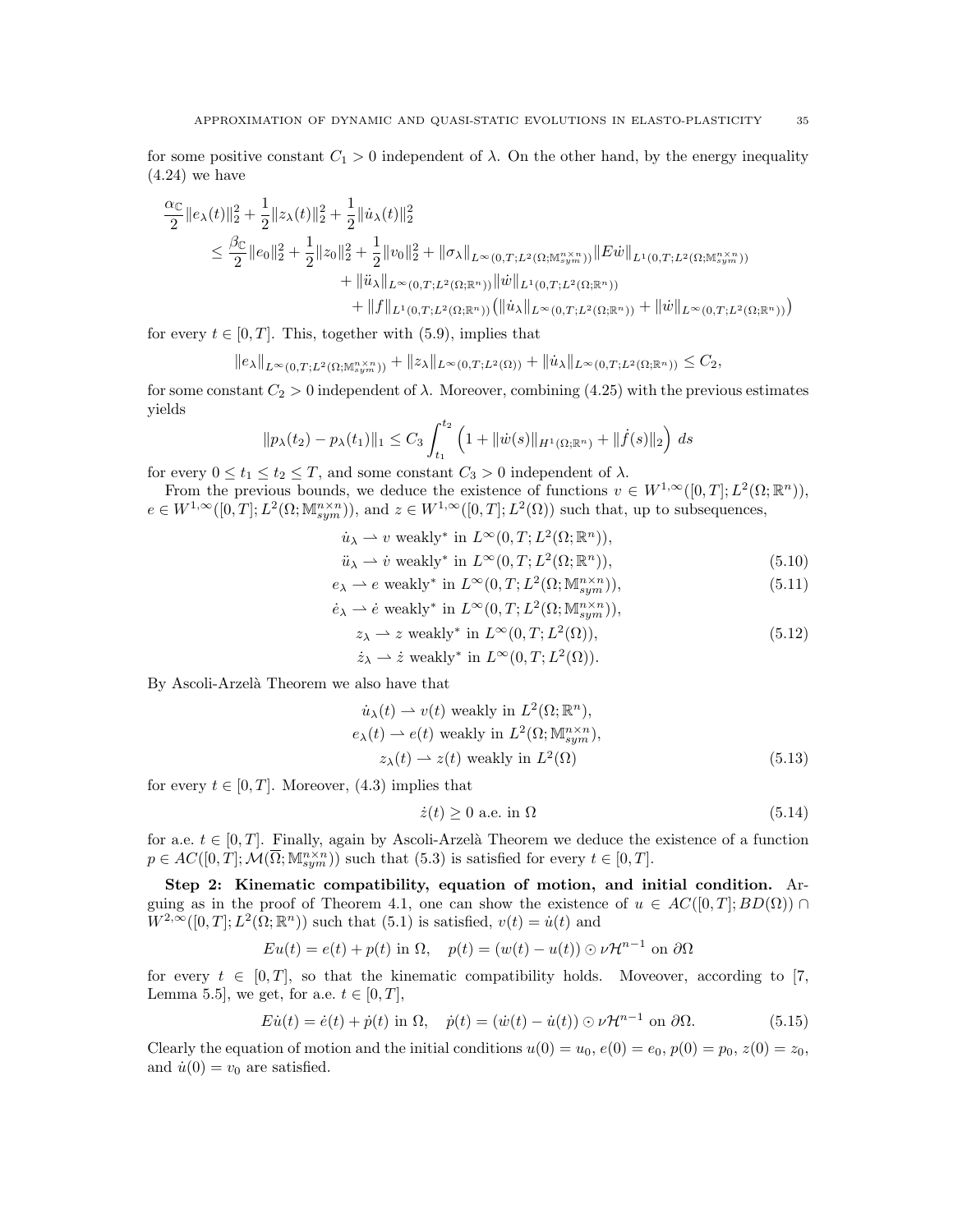for some positive constant $C_1 > 0$ independent of $\lambda$. On the other hand, by the energy inequality (4.24) we have

$$
\begin{aligned}
\frac{\alpha_{\mathbb{C}}}{2}\|e_\lambda(t)\|_2^2 + \frac{1}{2}\|z_\lambda(t)\|_2^2 + \frac{1}{2}\|\dot u_\lambda(t)\|_2^2 
&\le \frac{\beta_{\mathbb{C}}}{2}\|e_0\|_2^2 + \frac{1}{2}\|z_0\|_2^2 + \frac{1}{2}\|v_0\|_2^2 + \|\sigma_\lambda\|_{L^\infty(0,T;L^2(\Omega;\mathbb{M}^{n\times n}_{sym}))}\|E\dot w\|_{L^1(0,T;L^2(\Omega;\mathbb{M}^{n\times n}_{sym}))}\\
&\quad + \|\ddot u_\lambda\|_{L^\infty(0,T;L^2(\Omega;\mathbb{R}^n))}\|\dot w\|_{L^1(0,T;L^2(\Omega;\mathbb{R}^n))}\\
&\quad + \|f\|_{L^1(0,T;L^2(\Omega;\mathbb{R}^n))}\big(\|\dot u_\lambda\|_{L^\infty(0,T;L^2(\Omega;\mathbb{R}^n))} + \|\dot w\|_{L^\infty(0,T;L^2(\Omega;\mathbb{R}^n))}\big)
\end{aligned}
$$

for every $t \in [0, T]$. This, together with (5.9), implies that

$$
\|e_\lambda\|_{L^\infty(0,T;L^2(\Omega;\mathbb{M}^{n\times n}_{sym}))} + \|z_\lambda\|_{L^\infty(0,T;L^2(\Omega))} + \|\dot u_\lambda\|_{L^\infty(0,T;L^2(\Omega;\mathbb{R}^n))} \le C_2,
$$

for some constant $C_2 > 0$ independent of $\lambda$. Moreover, combining (4.25) with the previous estimates yields

$$
\|p_\lambda(t_2) - p_\lambda(t_1)\|_1 \le C_3 \int_{t_1}^{t_2} \Big(1 + \|\dot w(s)\|_{H^1(\Omega;\mathbb{R}^n)} + \|\dot f(s)\|_2\Big)\, ds
$$

for every $0 \le t_1 \le t_2 \le T$, and some constant $C_3 > 0$ independent of $\lambda$.

From the previous bounds, we deduce the existence of functions $v \in W^{1,\infty}([0,T]; L^2(\Omega;\mathbb{R}^n))$, $e \in W^{1,\infty}([0,T]; L^2(\Omega;\mathbb{M}^{n\times n}_{sym}))$, and $z \in W^{1,\infty}([0,T]; L^2(\Omega))$ such that, up to subsequences,

$$
\dot u_\lambda \rightharpoonup v \text{ weakly}^* \text{ in } L^\infty(0,T;L^2(\Omega;\mathbb{R}^n)),
$$

$$
\ddot u_\lambda \rightharpoonup \dot v \text{ weakly}^* \text{ in } L^\infty(0,T;L^2(\Omega;\mathbb{R}^n)), \tag{5.10}
$$

$$
e_\lambda \rightharpoonup e \text{ weakly}^* \text{ in } L^\infty(0,T;L^2(\Omega;\mathbb{M}^{n\times n}_{sym})), \tag{5.11}
$$

$$
\dot e_\lambda \rightharpoonup \dot e \text{ weakly}^* \text{ in } L^\infty(0,T;L^2(\Omega;\mathbb{M}^{n\times n}_{sym})),
$$

$$
z_\lambda \rightharpoonup z \text{ weakly}^* \text{ in } L^\infty(0,T;L^2(\Omega)), \tag{5.12}
$$

$$
\dot z_\lambda \rightharpoonup \dot z \text{ weakly}^* \text{ in } L^\infty(0,T;L^2(\Omega)).
$$

By Ascoli-Arzelà Theorem we also have that

$$
\begin{aligned}
\dot u_\lambda(t) &\rightharpoonup v(t) \text{ weakly in } L^2(\Omega;\mathbb{R}^n),\\
e_\lambda(t) &\rightharpoonup e(t) \text{ weakly in } L^2(\Omega;\mathbb{M}^{n\times n}_{sym}),\\
z_\lambda(t) &\rightharpoonup z(t) \text{ weakly in } L^2(\Omega)
\end{aligned} \tag{5.13}
$$

for every $t \in [0, T]$. Moreover, (4.3) implies that

$$
\dot z(t) \ge 0 \text{ a.e. in } \Omega \tag{5.14}
$$

for a.e. $t \in [0, T]$. Finally, again by Ascoli-Arzelà Theorem we deduce the existence of a function $p \in AC([0,T]; \mathcal{M}(\overline{\Omega};\mathbb{M}^{n\times n}_{sym}))$ such that (5.3) is satisfied for every $t \in [0, T]$.

**Step 2: Kinematic compatibility, equation of motion, and initial condition.** Arguing as in the proof of Theorem 4.1, one can show the existence of $u \in AC([0,T]; BD(\Omega)) \cap W^{2,\infty}([0,T]; L^2(\Omega;\mathbb{R}^n))$ such that (5.1) is satisfied, $v(t) = \dot u(t)$ and

$$
Eu(t) = e(t) + p(t) \text{ in } \Omega, \quad p(t) = (w(t) - u(t)) \odot \nu\mathcal{H}^{n-1} \text{ on } \partial\Omega
$$

for every $t \in [0, T]$, so that the kinematic compatibility holds. Moveover, according to [7, Lemma 5.5], we get, for a.e. $t \in [0, T]$,

$$
E\dot u(t) = \dot e(t) + \dot p(t) \text{ in } \Omega, \quad \dot p(t) = (\dot w(t) - \dot u(t)) \odot \nu\mathcal{H}^{n-1} \text{ on } \partial\Omega. \tag{5.15}
$$

Clearly the equation of motion and the initial conditions $u(0) = u_0$, $e(0) = e_0$, $p(0) = p_0$, $z(0) = z_0$, and $\dot u(0) = v_0$ are satisfied.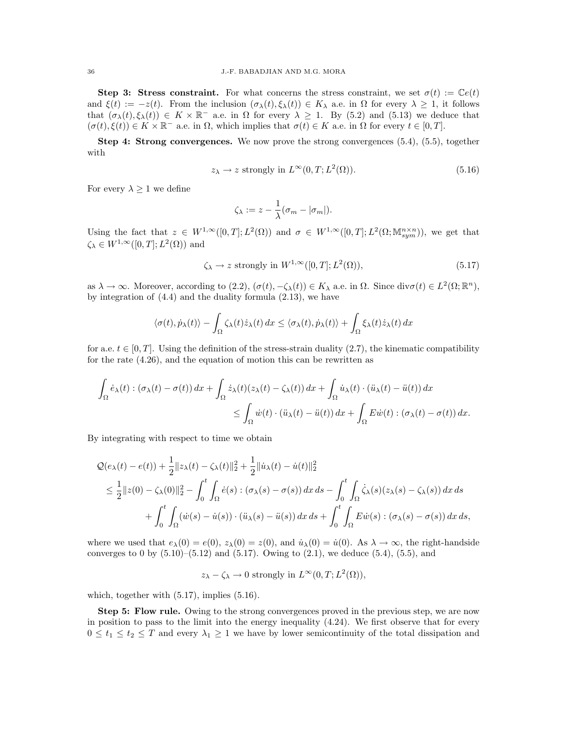**Step 3: Stress constraint.** For what concerns the stress constraint, we set $\sigma(t) := \mathbb{C}e(t)$ and $\xi(t) := -z(t)$. From the inclusion $(\sigma_\lambda(t), \xi_\lambda(t)) \in K_\lambda$ a.e. in $\Omega$ for every $\lambda \geq 1$, it follows that $(\sigma_\lambda(t), \xi_\lambda(t)) \in K \times \mathbb{R}^-$ a.e. in $\Omega$ for every $\lambda \geq 1$. By (5.2) and (5.13) we deduce that $(\sigma(t), \xi(t)) \in K \times \mathbb{R}^-$ a.e. in $\Omega$, which implies that $\sigma(t) \in K$ a.e. in $\Omega$ for every $t \in [0,T]$.

**Step 4: Strong convergences.** We now prove the strong convergences (5.4), (5.5), together with

$$z_\lambda \to z \text{ strongly in } L^\infty(0,T; L^2(\Omega)). \tag{5.16}$$

For every $\lambda \geq 1$ we define

$$\zeta_\lambda := z - \frac{1}{\lambda}(\sigma_m - |\sigma_m|).$$

Using the fact that $z \in W^{1,\infty}([0,T]; L^2(\Omega))$ and $\sigma \in W^{1,\infty}([0,T]; L^2(\Omega; \mathbb{M}^{n\times n}_{sym}))$, we get that $\zeta_\lambda \in W^{1,\infty}([0,T]; L^2(\Omega))$ and

$$\zeta_\lambda \to z \text{ strongly in } W^{1,\infty}([0,T]; L^2(\Omega)), \tag{5.17}$$

as $\lambda \to \infty$. Moreover, according to (2.2), $(\sigma(t), -\zeta_\lambda(t)) \in K_\lambda$ a.e. in $\Omega$. Since $\text{div}\sigma(t) \in L^2(\Omega; \mathbb{R}^n)$, by integration of (4.4) and the duality formula (2.13), we have

$$\langle \sigma(t), \dot{p}_\lambda(t) \rangle - \int_\Omega \zeta_\lambda(t) \dot{z}_\lambda(t)\, dx \leq \langle \sigma_\lambda(t), \dot{p}_\lambda(t) \rangle + \int_\Omega \xi_\lambda(t) \dot{z}_\lambda(t)\, dx$$

for a.e. $t \in [0,T]$. Using the definition of the stress-strain duality (2.7), the kinematic compatibility for the rate (4.26), and the equation of motion this can be rewritten as

$$\begin{aligned}
\int_\Omega \dot{e}_\lambda(t) : (\sigma_\lambda(t) - \sigma(t))\, dx + \int_\Omega \dot{z}_\lambda(t)(z_\lambda(t) - \zeta_\lambda(t))\, dx + \int_\Omega \dot{u}_\lambda(t) \cdot (\ddot{u}_\lambda(t) - \ddot{u}(t))\, dx \\
\leq \int_\Omega \dot{w}(t) \cdot (\ddot{u}_\lambda(t) - \ddot{u}(t))\, dx + \int_\Omega E\dot{w}(t) : (\sigma_\lambda(t) - \sigma(t))\, dx.
\end{aligned}$$

By integrating with respect to time we obtain

$$\begin{aligned}
&\mathcal{Q}(e_\lambda(t) - e(t)) + \frac{1}{2}\|z_\lambda(t) - \zeta_\lambda(t)\|_2^2 + \frac{1}{2}\|\dot{u}_\lambda(t) - \dot{u}(t)\|_2^2 \\
&\leq \frac{1}{2}\|z(0) - \zeta_\lambda(0)\|_2^2 - \int_0^t \int_\Omega \dot{e}(s) : (\sigma_\lambda(s) - \sigma(s))\, dx\, ds - \int_0^t \int_\Omega \dot{\zeta}_\lambda(s)(z_\lambda(s) - \zeta_\lambda(s))\, dx\, ds \\
&\quad + \int_0^t \int_\Omega (\dot{w}(s) - \dot{u}(s)) \cdot (\ddot{u}_\lambda(s) - \ddot{u}(s))\, dx\, ds + \int_0^t \int_\Omega E\dot{w}(s) : (\sigma_\lambda(s) - \sigma(s))\, dx\, ds,
\end{aligned}$$

where we used that $e_\lambda(0) = e(0)$, $z_\lambda(0) = z(0)$, and $\dot{u}_\lambda(0) = \dot{u}(0)$. As $\lambda \to \infty$, the right-handside converges to 0 by (5.10)–(5.12) and (5.17). Owing to (2.1), we deduce (5.4), (5.5), and

$$z_\lambda - \zeta_\lambda \to 0 \text{ strongly in } L^\infty(0,T; L^2(\Omega)),$$

which, together with (5.17), implies (5.16).

**Step 5: Flow rule.** Owing to the strong convergences proved in the previous step, we are now in position to pass to the limit into the energy inequality (4.24). We first observe that for every $0 \leq t_1 \leq t_2 \leq T$ and every $\lambda_1 \geq 1$ we have by lower semicontinuity of the total dissipation and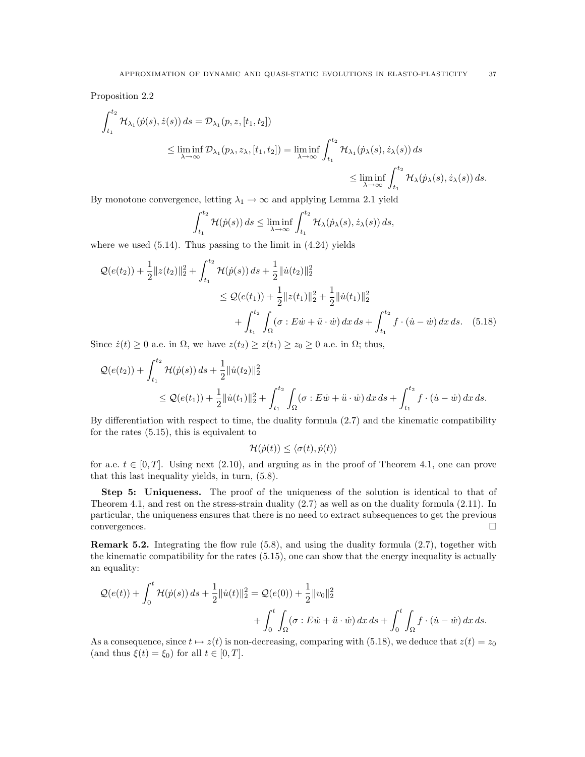Proposition 2.2

$$
\begin{aligned}
\int_{t_1}^{t_2} \mathcal{H}_{\lambda_1}(\dot p(s), \dot z(s))\, ds &= \mathcal{D}_{\lambda_1}(p, z, [t_1, t_2]) \\
&\le \liminf_{\lambda\to\infty} \mathcal{D}_{\lambda_1}(p_\lambda, z_\lambda, [t_1, t_2]) = \liminf_{\lambda\to\infty} \int_{t_1}^{t_2} \mathcal{H}_{\lambda_1}(\dot p_\lambda(s), \dot z_\lambda(s))\, ds \\
&\le \liminf_{\lambda\to\infty} \int_{t_1}^{t_2} \mathcal{H}_{\lambda}(\dot p_\lambda(s), \dot z_\lambda(s))\, ds.
\end{aligned}
$$

By monotone convergence, letting $\lambda_1 \to \infty$ and applying Lemma 2.1 yield

$$
\int_{t_1}^{t_2} \mathcal{H}(\dot p(s))\, ds \le \liminf_{\lambda\to\infty} \int_{t_1}^{t_2} \mathcal{H}_{\lambda}(\dot p_\lambda(s), \dot z_\lambda(s))\, ds,
$$

where we used (5.14). Thus passing to the limit in (4.24) yields

$$
\begin{aligned}
\mathcal{Q}(e(t_2)) + \frac{1}{2}\|z(t_2)\|_2^2 + \int_{t_1}^{t_2} \mathcal{H}(\dot p(s))\, ds + \frac{1}{2}\|\dot u(t_2)\|_2^2 \\
\le \mathcal{Q}(e(t_1)) + \frac{1}{2}\|z(t_1)\|_2^2 + \frac{1}{2}\|\dot u(t_1)\|_2^2 \\
+ \int_{t_1}^{t_2}\int_\Omega (\sigma : E\dot w + \ddot u \cdot \dot w)\, dx\, ds + \int_{t_1}^{t_2} f\cdot(\dot u - \dot w)\, dx\, ds. \quad (5.18)
\end{aligned}
$$

Since $\dot z(t) \ge 0$ a.e. in $\Omega$, we have $z(t_2) \ge z(t_1) \ge z_0 \ge 0$ a.e. in $\Omega$; thus,

$$
\begin{aligned}
\mathcal{Q}(e(t_2)) + \int_{t_1}^{t_2} \mathcal{H}(\dot p(s))\, ds + \frac{1}{2}\|\dot u(t_2)\|_2^2 \\
\le \mathcal{Q}(e(t_1)) + \frac{1}{2}\|\dot u(t_1)\|_2^2 + \int_{t_1}^{t_2}\int_\Omega (\sigma : E\dot w + \ddot u \cdot \dot w)\, dx\, ds + \int_{t_1}^{t_2} f\cdot(\dot u - \dot w)\, dx\, ds.
\end{aligned}
$$

By differentiation with respect to time, the duality formula (2.7) and the kinematic compatibility for the rates (5.15), this is equivalent to

$$
\mathcal{H}(\dot p(t)) \le \langle \sigma(t), \dot p(t)\rangle
$$

for a.e. $t \in [0, T]$. Using next (2.10), and arguing as in the proof of Theorem 4.1, one can prove that this last inequality yields, in turn, (5.8).

**Step 5: Uniqueness.** The proof of the uniqueness of the solution is identical to that of Theorem 4.1, and rest on the stress-strain duality (2.7) as well as on the duality formula (2.11). In particular, the uniqueness ensures that there is no need to extract subsequences to get the previous convergences. □

**Remark 5.2.** Integrating the flow rule (5.8), and using the duality formula (2.7), together with the kinematic compatibility for the rates (5.15), one can show that the energy inequality is actually an equality:

$$
\begin{aligned}
\mathcal{Q}(e(t)) + \int_0^t \mathcal{H}(\dot p(s))\, ds + \frac{1}{2}\|\dot u(t)\|_2^2 = \mathcal{Q}(e(0)) + \frac{1}{2}\|v_0\|_2^2 \\
+ \int_0^t\int_\Omega (\sigma : E\dot w + \ddot u \cdot \dot w)\, dx\, ds + \int_0^t\int_\Omega f\cdot(\dot u - \dot w)\, dx\, ds.
\end{aligned}
$$

As a consequence, since $t \mapsto z(t)$ is non-decreasing, comparing with (5.18), we deduce that $z(t) = z_0$ (and thus $\xi(t) = \xi_0$) for all $t \in [0, T]$.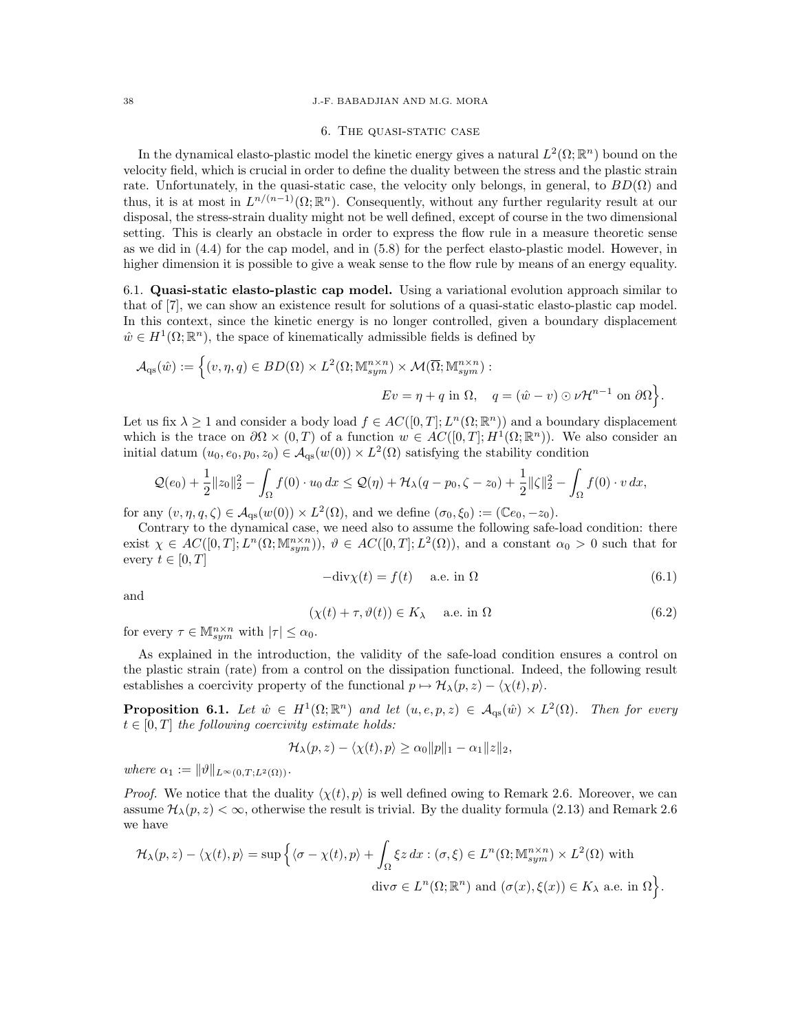## 6. The quasi-static case

In the dynamical elasto-plastic model the kinetic energy gives a natural $L^2(\Omega;\mathbb{R}^n)$ bound on the velocity field, which is crucial in order to define the duality between the stress and the plastic strain rate. Unfortunately, in the quasi-static case, the velocity only belongs, in general, to $BD(\Omega)$ and thus, it is at most in $L^{n/(n-1)}(\Omega;\mathbb{R}^n)$. Consequently, without any further regularity result at our disposal, the stress-strain duality might not be well defined, except of course in the two dimensional setting. This is clearly an obstacle in order to express the flow rule in a measure theoretic sense as we did in (4.4) for the cap model, and in (5.8) for the perfect elasto-plastic model. However, in higher dimension it is possible to give a weak sense to the flow rule by means of an energy equality.

### 6.1. Quasi-static elasto-plastic cap model.

Using a variational evolution approach similar to that of [7], we can show an existence result for solutions of a quasi-static elasto-plastic cap model. In this context, since the kinetic energy is no longer controlled, given a boundary displacement $\hat{w} \in H^1(\Omega;\mathbb{R}^n)$, the space of kinematically admissible fields is defined by

$$\mathcal{A}_{\rm qs}(\hat{w}) := \Big\{(v,\eta,q) \in BD(\Omega) \times L^2(\Omega;\mathbb{M}^{n\times n}_{sym}) \times \mathcal{M}(\overline{\Omega};\mathbb{M}^{n\times n}_{sym}) : \\ Ev = \eta + q \text{ in } \Omega, \quad q = (\hat{w} - v)\odot \nu \mathcal{H}^{n-1} \text{ on } \partial\Omega\Big\}.$$

Let us fix $\lambda \geq 1$ and consider a body load $f \in AC([0,T];L^n(\Omega;\mathbb{R}^n))$ and a boundary displacement which is the trace on $\partial\Omega \times (0,T)$ of a function $w \in AC([0,T];H^1(\Omega;\mathbb{R}^n))$. We also consider an initial datum $(u_0,e_0,p_0,z_0) \in \mathcal{A}_{\rm qs}(w(0)) \times L^2(\Omega)$ satisfying the stability condition

$$\mathcal{Q}(e_0) + \frac{1}{2}\|z_0\|_2^2 - \int_\Omega f(0)\cdot u_0\,dx \leq \mathcal{Q}(\eta) + \mathcal{H}_\lambda(q-p_0,\zeta - z_0) + \frac{1}{2}\|\zeta\|_2^2 - \int_\Omega f(0)\cdot v\,dx,$$

for any $(v,\eta,q,\zeta) \in \mathcal{A}_{\rm qs}(w(0)) \times L^2(\Omega)$, and we define $(\sigma_0,\xi_0) := (\mathbb{C}e_0, -z_0)$.

Contrary to the dynamical case, we need also to assume the following safe-load condition: there exist $\chi \in AC([0,T];L^n(\Omega;\mathbb{M}^{n\times n}_{sym}))$, $\vartheta \in AC([0,T];L^2(\Omega))$, and a constant $\alpha_0 > 0$ such that for every $t \in [0,T]$

$$-{\rm div}\chi(t) = f(t) \quad \text{a.e. in } \Omega \tag{6.1}$$

and

$$(\chi(t) + \tau, \vartheta(t)) \in K_\lambda \quad \text{a.e. in } \Omega \tag{6.2}$$

for every $\tau \in \mathbb{M}^{n\times n}_{sym}$ with $|\tau| \leq \alpha_0$.

As explained in the introduction, the validity of the safe-load condition ensures a control on the plastic strain (rate) from a control on the dissipation functional. Indeed, the following result establishes a coercivity property of the functional $p \mapsto \mathcal{H}_\lambda(p,z) - \langle \chi(t),p\rangle$.

**Proposition 6.1.** *Let $\hat{w} \in H^1(\Omega;\mathbb{R}^n)$ and let $(u,e,p,z) \in \mathcal{A}_{\rm qs}(\hat{w}) \times L^2(\Omega)$. Then for every $t \in [0,T]$ the following coercivity estimate holds:*

$$\mathcal{H}_\lambda(p,z) - \langle \chi(t),p\rangle \geq \alpha_0\|p\|_1 - \alpha_1\|z\|_2,$$

*where $\alpha_1 := \|\vartheta\|_{L^\infty(0,T;L^2(\Omega))}$.*

*Proof.* We notice that the duality $\langle \chi(t),p\rangle$ is well defined owing to Remark 2.6. Moreover, we can assume $\mathcal{H}_\lambda(p,z) < \infty$, otherwise the result is trivial. By the duality formula (2.13) and Remark 2.6 we have

$$\mathcal{H}_\lambda(p,z) - \langle \chi(t),p\rangle = \sup\Big\{\langle \sigma - \chi(t),p\rangle + \int_\Omega \xi z\,dx : (\sigma,\xi) \in L^n(\Omega;\mathbb{M}^{n\times n}_{sym}) \times L^2(\Omega) \text{ with} \\ {\rm div}\sigma \in L^n(\Omega;\mathbb{R}^n) \text{ and } (\sigma(x),\xi(x)) \in K_\lambda \text{ a.e. in } \Omega\Big\}.$$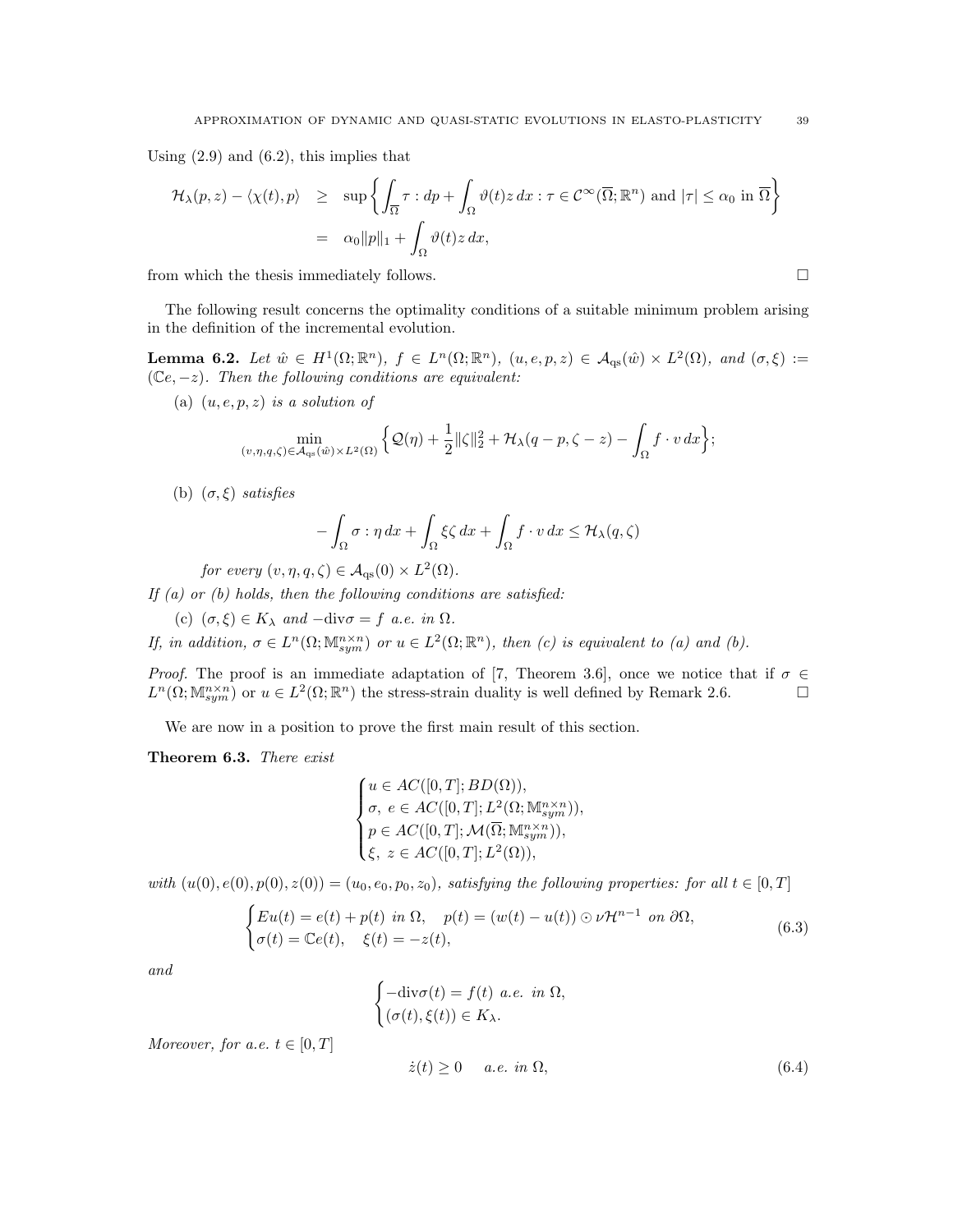Using (2.9) and (6.2), this implies that

$$
\begin{aligned}
\mathcal{H}_\lambda(p,z) - \langle \chi(t), p\rangle &\geq \sup\left\{ \int_{\overline{\Omega}} \tau : dp + \int_\Omega \vartheta(t) z\,dx : \tau \in \mathcal{C}^\infty(\overline{\Omega};\mathbb{R}^n) \text{ and } |\tau| \leq \alpha_0 \text{ in } \overline{\Omega} \right\} \\
&= \alpha_0 \|p\|_1 + \int_\Omega \vartheta(t) z\,dx,
\end{aligned}
$$

from which the thesis immediately follows. □

The following result concerns the optimality conditions of a suitable minimum problem arising in the definition of the incremental evolution.

**Lemma 6.2.** *Let $\hat{w} \in H^1(\Omega;\mathbb{R}^n)$, $f \in L^n(\Omega;\mathbb{R}^n)$, $(u,e,p,z) \in \mathcal{A}_{\rm qs}(\hat{w}) \times L^2(\Omega)$, and $(\sigma,\xi) := (\mathbb{C}e, -z)$. Then the following conditions are equivalent:*

(a) *$(u,e,p,z)$ is a solution of*

$$
\min_{(v,\eta,q,\zeta)\in\mathcal{A}_{\rm qs}(\hat{w})\times L^2(\Omega)} \Big\{ \mathcal{Q}(\eta) + \frac{1}{2}\|\zeta\|_2^2 + \mathcal{H}_\lambda(q-p, \zeta - z) - \int_\Omega f\cdot v\,dx \Big\};
$$

(b) *$(\sigma,\xi)$ satisfies*

$$
-\int_\Omega \sigma : \eta\,dx + \int_\Omega \xi\zeta\,dx + \int_\Omega f\cdot v\,dx \leq \mathcal{H}_\lambda(q,\zeta)
$$

*for every $(v,\eta,q,\zeta) \in \mathcal{A}_{\rm qs}(0)\times L^2(\Omega)$.*

*If (a) or (b) holds, then the following conditions are satisfied:*

(c) *$(\sigma,\xi) \in K_\lambda$ and $-\mathrm{div}\sigma = f$ a.e. in $\Omega$.*

*If, in addition, $\sigma \in L^n(\Omega;\mathbb{M}^{n\times n}_{sym})$ or $u \in L^2(\Omega;\mathbb{R}^n)$, then (c) is equivalent to (a) and (b).*

*Proof.* The proof is an immediate adaptation of [7, Theorem 3.6], once we notice that if $\sigma \in L^n(\Omega;\mathbb{M}^{n\times n}_{sym})$ or $u \in L^2(\Omega;\mathbb{R}^n)$ the stress-strain duality is well defined by Remark 2.6. □

We are now in a position to prove the first main result of this section.

**Theorem 6.3.** *There exist*

$$
\begin{cases}
u \in AC([0,T]; BD(\Omega)),\\
\sigma,\ e \in AC([0,T]; L^2(\Omega;\mathbb{M}^{n\times n}_{sym})),\\
p \in AC([0,T]; \mathcal{M}(\overline{\Omega};\mathbb{M}^{n\times n}_{sym})),\\
\xi,\ z \in AC([0,T]; L^2(\Omega)),
\end{cases}
$$

*with $(u(0),e(0),p(0),z(0)) = (u_0,e_0,p_0,z_0)$, satisfying the following properties: for all $t\in[0,T]$*

$$
\begin{cases}
Eu(t) = e(t) + p(t) \text{ in } \Omega, \quad p(t) = (w(t)-u(t))\odot \nu\mathcal{H}^{n-1} \text{ on } \partial\Omega,\\
\sigma(t) = \mathbb{C}e(t), \quad \xi(t) = -z(t),
\end{cases}
\tag{6.3}
$$

*and*

$$
\begin{cases}
-\mathrm{div}\sigma(t) = f(t) \text{ a.e. in } \Omega,\\
(\sigma(t),\xi(t)) \in K_\lambda.
\end{cases}
$$

*Moreover, for a.e. $t \in [0,T]$*

$$
\dot{z}(t) \geq 0 \quad \text{ a.e. in } \Omega,
\tag{6.4}
$$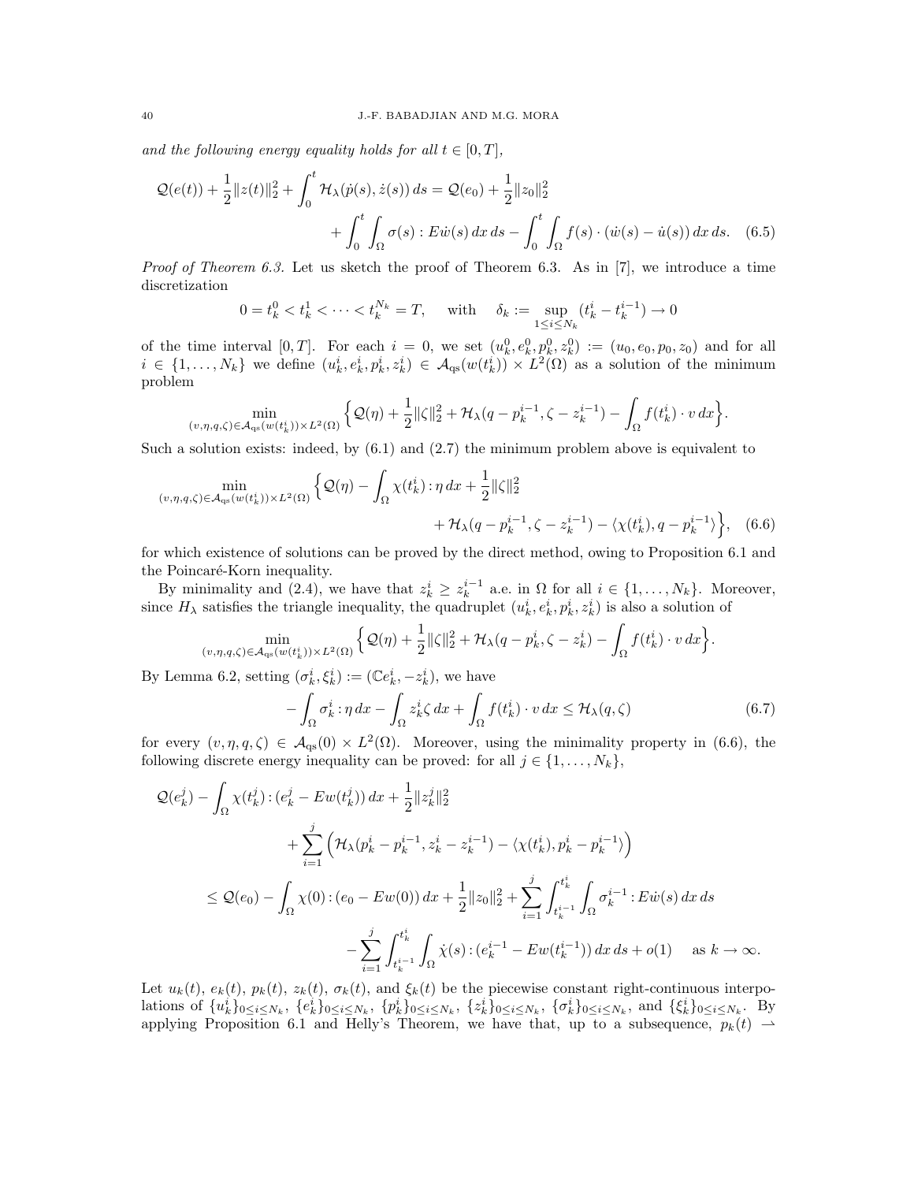*and the following energy equality holds for all $t \in [0,T]$,*

$$\mathcal{Q}(e(t)) + \frac{1}{2}\|z(t)\|_2^2 + \int_0^t \mathcal{H}_\lambda(\dot p(s), \dot z(s))\, ds = \mathcal{Q}(e_0) + \frac{1}{2}\|z_0\|_2^2 + \int_0^t \int_\Omega \sigma(s) : E\dot w(s)\, dx\, ds - \int_0^t \int_\Omega f(s)\cdot(\dot w(s) - \dot u(s))\, dx\, ds. \quad (6.5)$$

*Proof of Theorem 6.3.* Let us sketch the proof of Theorem 6.3. As in [7], we introduce a time discretization

$$0 = t_k^0 < t_k^1 < \dots < t_k^{N_k} = T, \qquad \text{with} \quad \delta_k := \sup_{1\le i\le N_k}(t_k^i - t_k^{i-1}) \to 0$$

of the time interval $[0,T]$. For each $i = 0$, we set $(u_k^0, e_k^0, p_k^0, z_k^0) := (u_0, e_0, p_0, z_0)$ and for all $i \in \{1,\dots,N_k\}$ we define $(u_k^i, e_k^i, p_k^i, z_k^i) \in \mathcal{A}_{\rm qs}(w(t_k^i)) \times L^2(\Omega)$ as a solution of the minimum problem

$$\min_{(v,\eta,q,\zeta)\in\mathcal{A}_{\rm qs}(w(t_k^i))\times L^2(\Omega)} \Big\{ \mathcal{Q}(\eta) + \frac{1}{2}\|\zeta\|_2^2 + \mathcal{H}_\lambda(q - p_k^{i-1}, \zeta - z_k^{i-1}) - \int_\Omega f(t_k^i)\cdot v\, dx \Big\}.$$

Such a solution exists: indeed, by (6.1) and (2.7) the minimum problem above is equivalent to

$$\min_{(v,\eta,q,\zeta)\in\mathcal{A}_{\rm qs}(w(t_k^i))\times L^2(\Omega)} \Big\{ \mathcal{Q}(\eta) - \int_\Omega \chi(t_k^i) : \eta\, dx + \frac{1}{2}\|\zeta\|_2^2 + \mathcal{H}_\lambda(q - p_k^{i-1}, \zeta - z_k^{i-1}) - \langle \chi(t_k^i), q - p_k^{i-1}\rangle \Big\}, \quad (6.6)$$

for which existence of solutions can be proved by the direct method, owing to Proposition 6.1 and the Poincaré-Korn inequality.

By minimality and (2.4), we have that $z_k^i \ge z_k^{i-1}$ a.e. in $\Omega$ for all $i \in \{1,\dots,N_k\}$. Moreover, since $H_\lambda$ satisfies the triangle inequality, the quadruplet $(u_k^i, e_k^i, p_k^i, z_k^i)$ is also a solution of

$$\min_{(v,\eta,q,\zeta)\in\mathcal{A}_{\rm qs}(w(t_k^i))\times L^2(\Omega)} \Big\{ \mathcal{Q}(\eta) + \frac{1}{2}\|\zeta\|_2^2 + \mathcal{H}_\lambda(q - p_k^{i}, \zeta - z_k^{i}) - \int_\Omega f(t_k^i)\cdot v\, dx \Big\}.$$

By Lemma 6.2, setting $(\sigma_k^i, \xi_k^i) := (\mathbb{C}e_k^i, -z_k^i)$, we have

$$-\int_\Omega \sigma_k^i : \eta\, dx - \int_\Omega z_k^i \zeta\, dx + \int_\Omega f(t_k^i)\cdot v\, dx \le \mathcal{H}_\lambda(q,\zeta) \quad (6.7)$$

for every $(v,\eta,q,\zeta) \in \mathcal{A}_{\rm qs}(0)\times L^2(\Omega)$. Moreover, using the minimality property in (6.6), the following discrete energy inequality can be proved: for all $j \in \{1,\dots,N_k\}$,

$$\begin{aligned}
\mathcal{Q}(e_k^j) - \int_\Omega \chi(t_k^j) : (e_k^j - Ew(t_k^j))\, dx + \frac{1}{2}\|z_k^j\|_2^2 &\\
+ \sum_{i=1}^j \Big( \mathcal{H}_\lambda(p_k^i - p_k^{i-1}, z_k^i - z_k^{i-1}) - \langle \chi(t_k^i), p_k^i - p_k^{i-1}\rangle \Big) &\\
\le \mathcal{Q}(e_0) - \int_\Omega \chi(0) : (e_0 - Ew(0))\, dx + \frac{1}{2}\|z_0\|_2^2 + \sum_{i=1}^j \int_{t_k^{i-1}}^{t_k^i} \int_\Omega \sigma_k^{i-1} : E\dot w(s)\, dx\, ds &\\
- \sum_{i=1}^j \int_{t_k^{i-1}}^{t_k^i} \int_\Omega \dot\chi(s) : (e_k^{i-1} - Ew(t_k^{i-1}))\, dx\, ds + o(1) \quad \text{as } k \to \infty.&
\end{aligned}$$

Let $u_k(t)$, $e_k(t)$, $p_k(t)$, $z_k(t)$, $\sigma_k(t)$, and $\xi_k(t)$ be the piecewise constant right-continuous interpolations of $\{u_k^i\}_{0\le i\le N_k}$, $\{e_k^i\}_{0\le i\le N_k}$, $\{p_k^i\}_{0\le i\le N_k}$, $\{z_k^i\}_{0\le i\le N_k}$, $\{\sigma_k^i\}_{0\le i\le N_k}$, and $\{\xi_k^i\}_{0\le i\le N_k}$. By applying Proposition 6.1 and Helly's Theorem, we have that, up to a subsequence, $p_k(t) \rightharpoonup$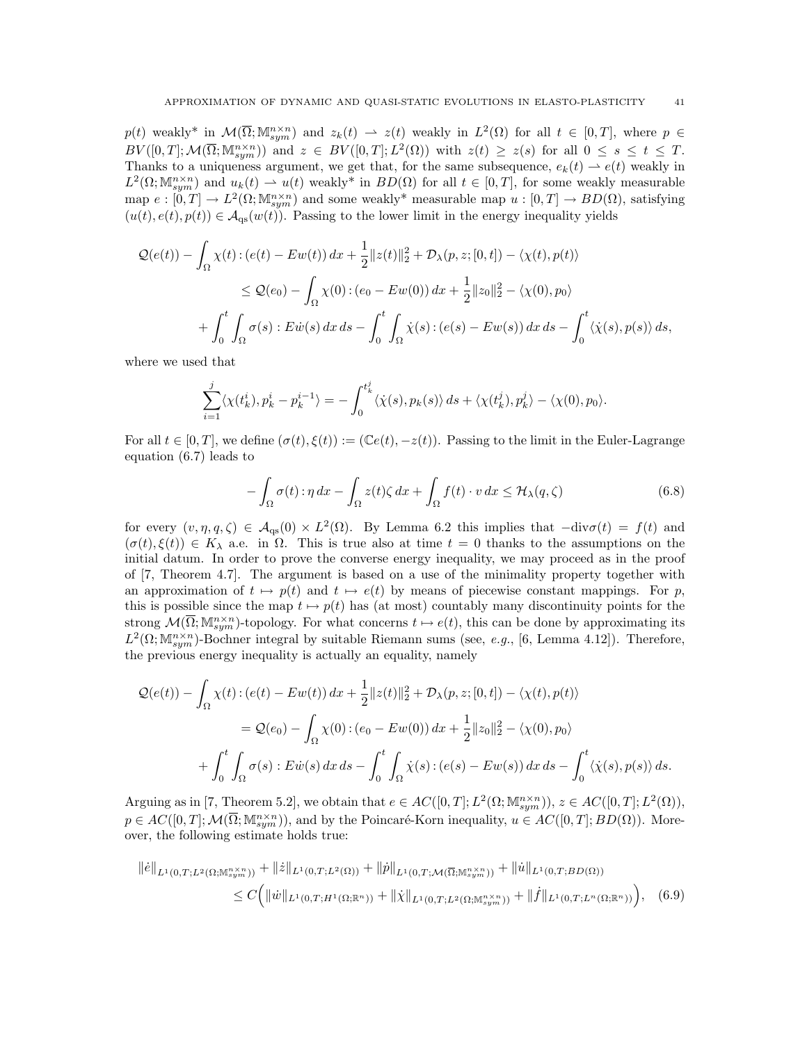$p(t)$ weakly* in $\mathcal{M}(\overline{\Omega};\mathbb{M}^{n\times n}_{sym})$ and $z_k(t) \rightharpoonup z(t)$ weakly in $L^2(\Omega)$ for all $t\in[0,T]$, where $p\in BV([0,T];\mathcal{M}(\overline{\Omega};\mathbb{M}^{n\times n}_{sym}))$ and $z\in BV([0,T];L^2(\Omega))$ with $z(t)\geq z(s)$ for all $0\leq s\leq t\leq T$. Thanks to a uniqueness argument, we get that, for the same subsequence, $e_k(t)\rightharpoonup e(t)$ weakly in $L^2(\Omega;\mathbb{M}^{n\times n}_{sym})$ and $u_k(t)\rightharpoonup u(t)$ weakly* in $BD(\Omega)$ for all $t\in[0,T]$, for some weakly measurable map $e:[0,T]\to L^2(\Omega;\mathbb{M}^{n\times n}_{sym})$ and some weakly* measurable map $u:[0,T]\to BD(\Omega)$, satisfying $(u(t),e(t),p(t))\in\mathcal{A}_{\rm qs}(w(t))$. Passing to the lower limit in the energy inequality yields

$$
\begin{aligned}
\mathcal{Q}(e(t)) - \int_\Omega \chi(t):(e(t)-Ew(t))\,dx + \frac{1}{2}\|z(t)\|_2^2 + \mathcal{D}_\lambda(p,z;[0,t]) - \langle\chi(t),p(t)\rangle \\
\leq \mathcal{Q}(e_0) - \int_\Omega \chi(0):(e_0-Ew(0))\,dx + \frac{1}{2}\|z_0\|_2^2 - \langle\chi(0),p_0\rangle \\
+\int_0^t\int_\Omega \sigma(s):E\dot{w}(s)\,dx\,ds - \int_0^t\int_\Omega \dot{\chi}(s):(e(s)-Ew(s))\,dx\,ds - \int_0^t\langle\dot{\chi}(s),p(s)\rangle\,ds,
\end{aligned}
$$

where we used that

$$
\sum_{i=1}^j \langle\chi(t_k^i),p_k^i-p_k^{i-1}\rangle = -\int_0^{t_k^j}\langle\dot{\chi}(s),p_k(s)\rangle\,ds + \langle\chi(t_k^j),p_k^j\rangle - \langle\chi(0),p_0\rangle.
$$

For all $t\in[0,T]$, we define $(\sigma(t),\xi(t)):=(\mathbb{C}e(t),-z(t))$. Passing to the limit in the Euler-Lagrange equation (6.7) leads to

$$
-\int_\Omega \sigma(t):\eta\,dx - \int_\Omega z(t)\zeta\,dx + \int_\Omega f(t)\cdot v\,dx \leq \mathcal{H}_\lambda(q,\zeta) \tag{6.8}
$$

for every $(v,\eta,q,\zeta)\in\mathcal{A}_{\rm qs}(0)\times L^2(\Omega)$. By Lemma 6.2 this implies that $-{\rm div}\sigma(t)=f(t)$ and $(\sigma(t),\xi(t))\in K_\lambda$ a.e. in $\Omega$. This is true also at time $t=0$ thanks to the assumptions on the initial datum. In order to prove the converse energy inequality, we may proceed as in the proof of [7, Theorem 4.7]. The argument is based on a use of the minimality property together with an approximation of $t\mapsto p(t)$ and $t\mapsto e(t)$ by means of piecewise constant mappings. For $p$, this is possible since the map $t\mapsto p(t)$ has (at most) countably many discontinuity points for the strong $\mathcal{M}(\overline{\Omega};\mathbb{M}^{n\times n}_{sym})$-topology. For what concerns $t\mapsto e(t)$, this can be done by approximating its $L^2(\Omega;\mathbb{M}^{n\times n}_{sym})$-Bochner integral by suitable Riemann sums (see, *e.g.*, [6, Lemma 4.12]). Therefore, the previous energy inequality is actually an equality, namely

$$
\begin{aligned}
\mathcal{Q}(e(t)) - \int_\Omega \chi(t):(e(t)-Ew(t))\,dx + \frac{1}{2}\|z(t)\|_2^2 + \mathcal{D}_\lambda(p,z;[0,t]) - \langle\chi(t),p(t)\rangle \\
= \mathcal{Q}(e_0) - \int_\Omega \chi(0):(e_0-Ew(0))\,dx + \frac{1}{2}\|z_0\|_2^2 - \langle\chi(0),p_0\rangle \\
+\int_0^t\int_\Omega \sigma(s):E\dot{w}(s)\,dx\,ds - \int_0^t\int_\Omega \dot{\chi}(s):(e(s)-Ew(s))\,dx\,ds - \int_0^t\langle\dot{\chi}(s),p(s)\rangle\,ds.
\end{aligned}
$$

Arguing as in [7, Theorem 5.2], we obtain that $e\in AC([0,T];L^2(\Omega;\mathbb{M}^{n\times n}_{sym}))$, $z\in AC([0,T];L^2(\Omega))$, $p\in AC([0,T];\mathcal{M}(\overline{\Omega};\mathbb{M}^{n\times n}_{sym}))$, and by the Poincaré-Korn inequality, $u\in AC([0,T];BD(\Omega))$. Moreover, the following estimate holds true:

$$
\begin{aligned}
\|\dot{e}\|_{L^1(0,T;L^2(\Omega;\mathbb{M}^{n\times n}_{sym}))} + \|\dot{z}\|_{L^1(0,T;L^2(\Omega))} + \|\dot{p}\|_{L^1(0,T;\mathcal{M}(\overline{\Omega};\mathbb{M}^{n\times n}_{sym}))} + \|\dot{u}\|_{L^1(0,T;BD(\Omega))} \\
\leq C\Big(\|\dot{w}\|_{L^1(0,T;H^1(\Omega;\mathbb{R}^n))} + \|\dot{\chi}\|_{L^1(0,T;L^2(\Omega;\mathbb{M}^{n\times n}_{sym}))} + \|\dot{f}\|_{L^1(0,T;L^n(\Omega;\mathbb{R}^n))}\Big),
\end{aligned} \tag{6.9}
$$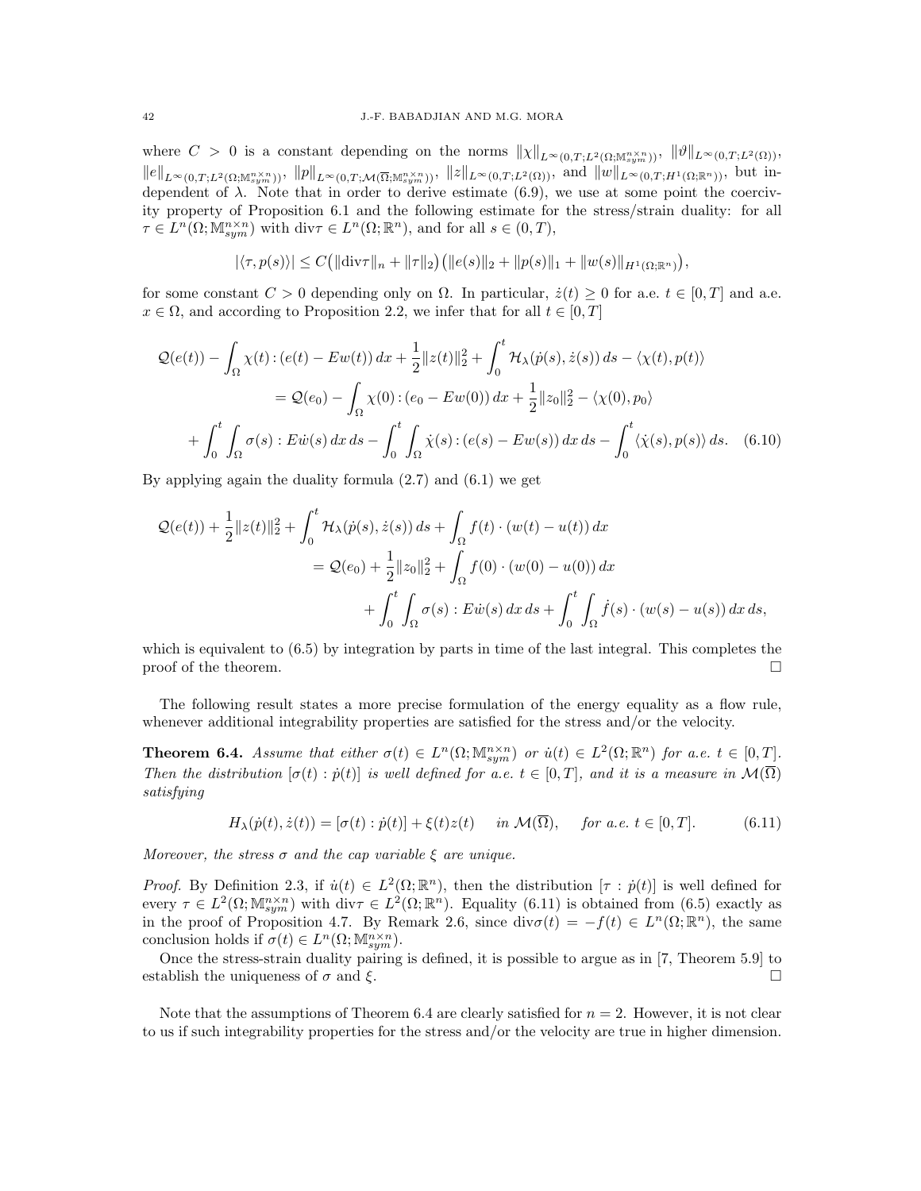where $C > 0$ is a constant depending on the norms $\|\chi\|_{L^\infty(0,T;L^2(\Omega;\mathbb{M}^{n\times n}_{sym}))}$, $\|\vartheta\|_{L^\infty(0,T;L^2(\Omega))}$, $\|e\|_{L^\infty(0,T;L^2(\Omega;\mathbb{M}^{n\times n}_{sym}))}$, $\|p\|_{L^\infty(0,T;\mathcal{M}(\overline{\Omega};\mathbb{M}^{n\times n}_{sym}))}$, $\|z\|_{L^\infty(0,T;L^2(\Omega))}$, and $\|w\|_{L^\infty(0,T;H^1(\Omega;\mathbb{R}^n))}$, but independent of $\lambda$. Note that in order to derive estimate (6.9), we use at some point the coercivity property of Proposition 6.1 and the following estimate for the stress/strain duality: for all $\tau \in L^n(\Omega;\mathbb{M}^{n\times n}_{sym})$ with $\text{div}\tau \in L^n(\Omega;\mathbb{R}^n)$, and for all $s \in (0,T)$,

$$|\langle \tau, p(s)\rangle| \le C\big(\|\text{div}\tau\|_n + \|\tau\|_2\big)\big(\|e(s)\|_2 + \|p(s)\|_1 + \|w(s)\|_{H^1(\Omega;\mathbb{R}^n)}\big),$$

for some constant $C > 0$ depending only on $\Omega$. In particular, $\dot z(t) \ge 0$ for a.e. $t \in [0,T]$ and a.e. $x \in \Omega$, and according to Proposition 2.2, we infer that for all $t \in [0,T]$

$$\begin{aligned}
\mathcal{Q}(e(t)) - \int_\Omega \chi(t) : (e(t) - Ew(t))\,dx + \frac{1}{2}\|z(t)\|_2^2 + \int_0^t \mathcal{H}_\lambda(\dot p(s), \dot z(s))\,ds - \langle \chi(t), p(t)\rangle \\
= \mathcal{Q}(e_0) - \int_\Omega \chi(0) : (e_0 - Ew(0))\,dx + \frac{1}{2}\|z_0\|_2^2 - \langle \chi(0), p_0\rangle \\
+ \int_0^t \int_\Omega \sigma(s) : E\dot w(s)\,dx\,ds - \int_0^t \int_\Omega \dot\chi(s) : (e(s) - Ew(s))\,dx\,ds - \int_0^t \langle \dot\chi(s), p(s)\rangle\,ds. \quad (6.10)
\end{aligned}$$

By applying again the duality formula (2.7) and (6.1) we get

$$\begin{aligned}
\mathcal{Q}(e(t)) + \frac{1}{2}\|z(t)\|_2^2 + \int_0^t \mathcal{H}_\lambda(\dot p(s), \dot z(s))\,ds + \int_\Omega f(t)\cdot(w(t) - u(t))\,dx \\
= \mathcal{Q}(e_0) + \frac{1}{2}\|z_0\|_2^2 + \int_\Omega f(0)\cdot(w(0) - u(0))\,dx \\
+ \int_0^t \int_\Omega \sigma(s) : E\dot w(s)\,dx\,ds + \int_0^t \int_\Omega \dot f(s)\cdot(w(s) - u(s))\,dx\,ds,
\end{aligned}$$

which is equivalent to (6.5) by integration by parts in time of the last integral. This completes the proof of the theorem. $\square$

The following result states a more precise formulation of the energy equality as a flow rule, whenever additional integrability properties are satisfied for the stress and/or the velocity.

**Theorem 6.4.** *Assume that either $\sigma(t) \in L^n(\Omega;\mathbb{M}^{n\times n}_{sym})$ or $\dot u(t) \in L^2(\Omega;\mathbb{R}^n)$ for a.e. $t \in [0,T]$. Then the distribution $[\sigma(t) : \dot p(t)]$ is well defined for a.e. $t \in [0,T]$, and it is a measure in $\mathcal{M}(\overline{\Omega})$ satisfying*

$$H_\lambda(\dot p(t), \dot z(t)) = [\sigma(t) : \dot p(t)] + \xi(t) z(t) \quad \text{in } \mathcal{M}(\overline{\Omega}), \quad \text{for a.e. } t \in [0,T]. \quad (6.11)$$

*Moreover, the stress $\sigma$ and the cap variable $\xi$ are unique.*

*Proof.* By Definition 2.3, if $\dot u(t) \in L^2(\Omega;\mathbb{R}^n)$, then the distribution $[\tau : \dot p(t)]$ is well defined for every $\tau \in L^2(\Omega;\mathbb{M}^{n\times n}_{sym})$ with $\text{div}\tau \in L^2(\Omega;\mathbb{R}^n)$. Equality (6.11) is obtained from (6.5) exactly as in the proof of Proposition 4.7. By Remark 2.6, since $\text{div}\sigma(t) = -f(t) \in L^n(\Omega;\mathbb{R}^n)$, the same conclusion holds if $\sigma(t) \in L^n(\Omega;\mathbb{M}^{n\times n}_{sym})$.

Once the stress-strain duality pairing is defined, it is possible to argue as in [7, Theorem 5.9] to establish the uniqueness of $\sigma$ and $\xi$. $\square$

Note that the assumptions of Theorem 6.4 are clearly satisfied for $n = 2$. However, it is not clear to us if such integrability properties for the stress and/or the velocity are true in higher dimension.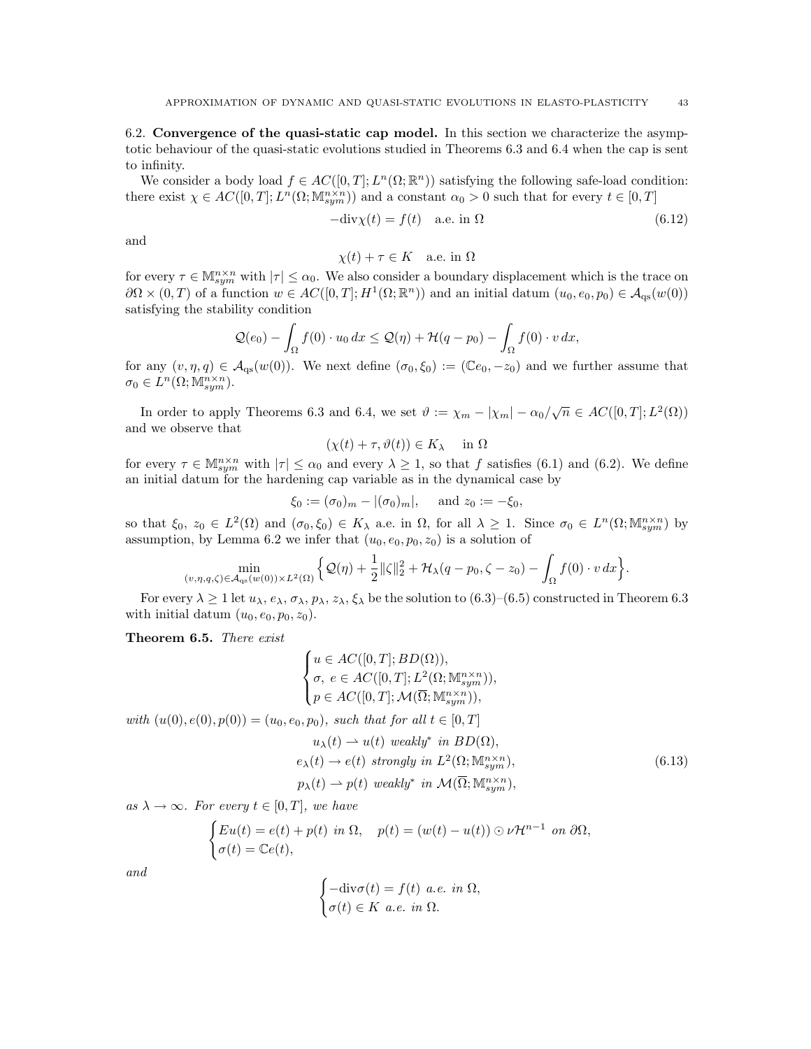6.2. **Convergence of the quasi-static cap model.** In this section we characterize the asymptotic behaviour of the quasi-static evolutions studied in Theorems 6.3 and 6.4 when the cap is sent to infinity.

We consider a body load $f \in AC([0,T]; L^n(\Omega;\mathbb{R}^n))$ satisfying the following safe-load condition: there exist $\chi \in AC([0,T]; L^n(\Omega;\mathbb{M}^{n\times n}_{sym}))$ and a constant $\alpha_0 > 0$ such that for every $t \in [0,T]$

$$-\mathrm{div}\chi(t) = f(t) \quad \text{a.e. in } \Omega \tag{6.12}$$

and

$$\chi(t) + \tau \in K \quad \text{a.e. in } \Omega$$

for every $\tau \in \mathbb{M}^{n\times n}_{sym}$ with $|\tau| \leq \alpha_0$. We also consider a boundary displacement which is the trace on $\partial\Omega \times (0,T)$ of a function $w \in AC([0,T]; H^1(\Omega;\mathbb{R}^n))$ and an initial datum $(u_0, e_0, p_0) \in \mathcal{A}_{\mathrm{qs}}(w(0))$ satisfying the stability condition

$$\mathcal{Q}(e_0) - \int_\Omega f(0)\cdot u_0\, dx \leq \mathcal{Q}(\eta) + \mathcal{H}(q - p_0) - \int_\Omega f(0)\cdot v\, dx,$$

for any $(v,\eta,q) \in \mathcal{A}_{\mathrm{qs}}(w(0))$. We next define $(\sigma_0, \xi_0) := (\mathbb{C}e_0, -z_0)$ and we further assume that $\sigma_0 \in L^n(\Omega;\mathbb{M}^{n\times n}_{sym})$.

In order to apply Theorems 6.3 and 6.4, we set $\vartheta := \chi_m - |\chi_m| - \alpha_0/\sqrt{n} \in AC([0,T]; L^2(\Omega))$ and we observe that

$$(\chi(t) + \tau, \vartheta(t)) \in K_\lambda \quad \text{in } \Omega$$

for every $\tau \in \mathbb{M}^{n\times n}_{sym}$ with $|\tau| \leq \alpha_0$ and every $\lambda \geq 1$, so that $f$ satisfies (6.1) and (6.2). We define an initial datum for the hardening cap variable as in the dynamical case by

$$\xi_0 := (\sigma_0)_m - |(\sigma_0)_m|, \quad \text{and } z_0 := -\xi_0,$$

so that $\xi_0$, $z_0 \in L^2(\Omega)$ and $(\sigma_0, \xi_0) \in K_\lambda$ a.e. in $\Omega$, for all $\lambda \geq 1$. Since $\sigma_0 \in L^n(\Omega;\mathbb{M}^{n\times n}_{sym})$ by assumption, by Lemma 6.2 we infer that $(u_0, e_0, p_0, z_0)$ is a solution of

$$\min_{(v,\eta,q,\zeta)\in\mathcal{A}_{\mathrm{qs}}(w(0))\times L^2(\Omega)} \Big\{ \mathcal{Q}(\eta) + \frac{1}{2}\|\zeta\|_2^2 + \mathcal{H}_\lambda(q - p_0, \zeta - z_0) - \int_\Omega f(0)\cdot v\, dx \Big\}.$$

For every $\lambda \geq 1$ let $u_\lambda$, $e_\lambda$, $\sigma_\lambda$, $p_\lambda$, $z_\lambda$, $\xi_\lambda$ be the solution to (6.3)–(6.5) constructed in Theorem 6.3 with initial datum $(u_0, e_0, p_0, z_0)$.

**Theorem 6.5.** *There exist*

$$\begin{cases} u \in AC([0,T]; BD(\Omega)), \\ \sigma,\ e \in AC([0,T]; L^2(\Omega;\mathbb{M}^{n\times n}_{sym})), \\ p \in AC([0,T]; \mathcal{M}(\overline{\Omega};\mathbb{M}^{n\times n}_{sym})), \end{cases}$$

*with $(u(0), e(0), p(0)) = (u_0, e_0, p_0)$, such that for all $t \in [0,T]$*

$$\begin{aligned} u_\lambda(t) &\rightharpoonup u(t) \text{ weakly}^* \text{ in } BD(\Omega), \\ e_\lambda(t) &\to e(t) \text{ strongly in } L^2(\Omega;\mathbb{M}^{n\times n}_{sym}), \\ p_\lambda(t) &\rightharpoonup p(t) \text{ weakly}^* \text{ in } \mathcal{M}(\overline{\Omega};\mathbb{M}^{n\times n}_{sym}), \end{aligned} \tag{6.13}$$

*as $\lambda \to \infty$. For every $t \in [0,T]$, we have*

$$\begin{cases} Eu(t) = e(t) + p(t) \text{ in } \Omega, \quad p(t) = (w(t) - u(t)) \odot \nu\mathcal{H}^{n-1} \text{ on } \partial\Omega, \\ \sigma(t) = \mathbb{C}e(t), \end{cases}$$

*and*

$$\begin{cases} -\mathrm{div}\sigma(t) = f(t) \text{ a.e. in } \Omega, \\ \sigma(t) \in K \text{ a.e. in } \Omega. \end{cases}$$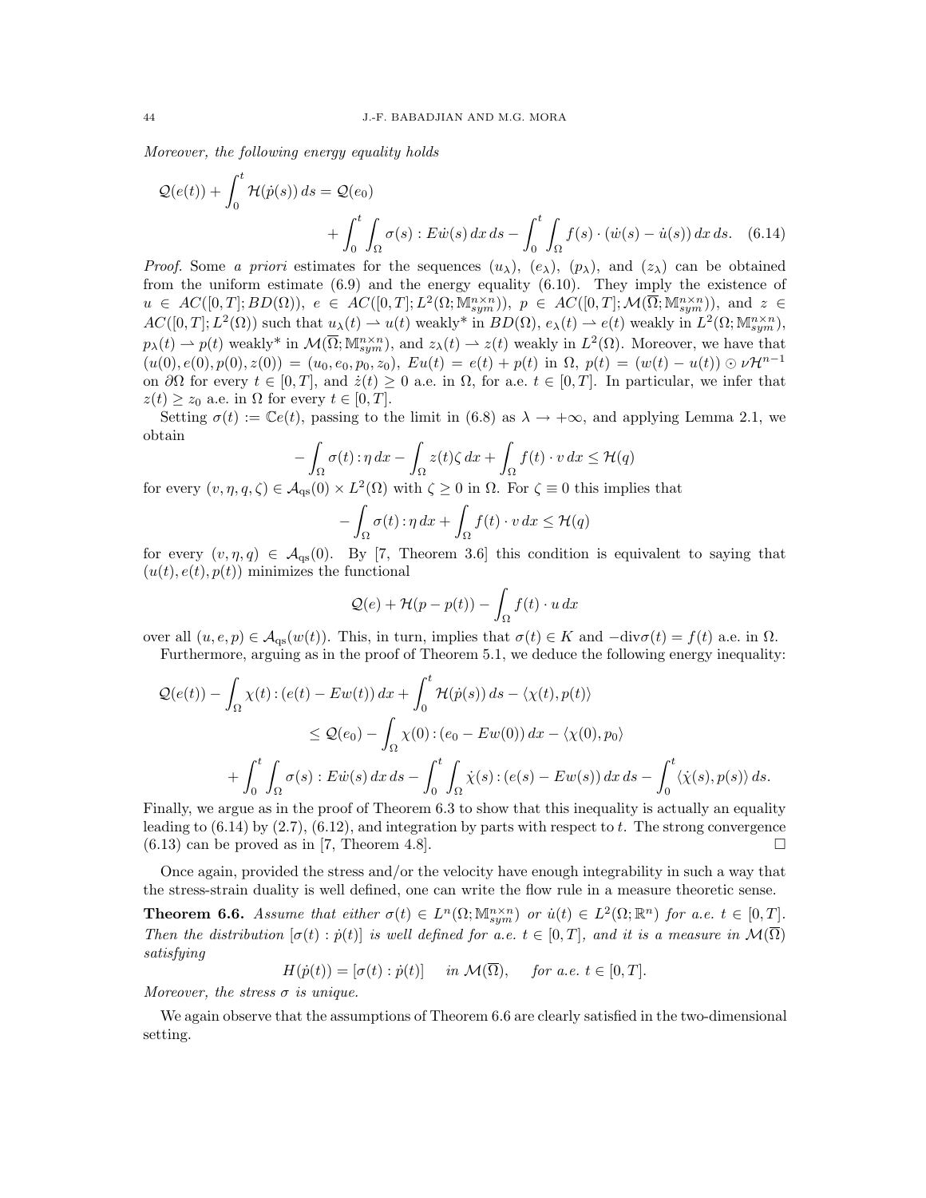*Moreover, the following energy equality holds*

$$\mathcal{Q}(e(t)) + \int_0^t \mathcal{H}(\dot p(s))\,ds = \mathcal{Q}(e_0) + \int_0^t \int_\Omega \sigma(s) : E\dot w(s)\,dx\,ds - \int_0^t \int_\Omega f(s)\cdot(\dot w(s) - \dot u(s))\,dx\,ds. \quad (6.14)$$

*Proof.* Some *a priori* estimates for the sequences $(u_\lambda)$, $(e_\lambda)$, $(p_\lambda)$, and $(z_\lambda)$ can be obtained from the uniform estimate (6.9) and the energy equality (6.10). They imply the existence of $u \in AC([0,T]; BD(\Omega))$, $e \in AC([0,T]; L^2(\Omega; \mathbb{M}^{n\times n}_{sym}))$, $p \in AC([0,T]; \mathcal{M}(\overline{\Omega}; \mathbb{M}^{n\times n}_{sym}))$, and $z \in AC([0,T]; L^2(\Omega))$ such that $u_\lambda(t) \rightharpoonup u(t)$ weakly\* in $BD(\Omega)$, $e_\lambda(t) \rightharpoonup e(t)$ weakly in $L^2(\Omega; \mathbb{M}^{n\times n}_{sym})$, $p_\lambda(t) \rightharpoonup p(t)$ weakly\* in $\mathcal{M}(\overline{\Omega}; \mathbb{M}^{n\times n}_{sym})$, and $z_\lambda(t) \rightharpoonup z(t)$ weakly in $L^2(\Omega)$. Moreover, we have that $(u(0), e(0), p(0), z(0)) = (u_0, e_0, p_0, z_0)$, $Eu(t) = e(t) + p(t)$ in $\Omega$, $p(t) = (w(t) - u(t)) \odot \nu \mathcal{H}^{n-1}$ on $\partial\Omega$ for every $t \in [0,T]$, and $\dot z(t) \geq 0$ a.e. in $\Omega$, for a.e. $t \in [0,T]$. In particular, we infer that $z(t) \geq z_0$ a.e. in $\Omega$ for every $t \in [0,T]$.

Setting $\sigma(t) := \mathbb{C}e(t)$, passing to the limit in (6.8) as $\lambda \to +\infty$, and applying Lemma 2.1, we obtain

$$-\int_\Omega \sigma(t) : \eta\,dx - \int_\Omega z(t)\zeta\,dx + \int_\Omega f(t)\cdot v\,dx \leq \mathcal{H}(q)$$

for every $(v, \eta, q, \zeta) \in \mathcal{A}_{\rm qs}(0) \times L^2(\Omega)$ with $\zeta \geq 0$ in $\Omega$. For $\zeta \equiv 0$ this implies that

$$-\int_\Omega \sigma(t) : \eta\,dx + \int_\Omega f(t)\cdot v\,dx \leq \mathcal{H}(q)$$

for every $(v, \eta, q) \in \mathcal{A}_{\rm qs}(0)$. By [7, Theorem 3.6] this condition is equivalent to saying that $(u(t), e(t), p(t))$ minimizes the functional

$$\mathcal{Q}(e) + \mathcal{H}(p - p(t)) - \int_\Omega f(t)\cdot u\,dx$$

over all $(u, e, p) \in \mathcal{A}_{\rm qs}(w(t))$. This, in turn, implies that $\sigma(t) \in K$ and $-{\rm div}\sigma(t) = f(t)$ a.e. in $\Omega$.

Furthermore, arguing as in the proof of Theorem 5.1, we deduce the following energy inequality:

$$\begin{aligned}
\mathcal{Q}(e(t)) - \int_\Omega \chi(t) : (e(t) - Ew(t))\,dx + \int_0^t \mathcal{H}(\dot p(s))\,ds - \langle \chi(t), p(t)\rangle \\
\leq \mathcal{Q}(e_0) - \int_\Omega \chi(0) : (e_0 - Ew(0))\,dx - \langle \chi(0), p_0\rangle \\
+ \int_0^t \int_\Omega \sigma(s) : E\dot w(s)\,dx\,ds - \int_0^t \int_\Omega \dot\chi(s) : (e(s) - Ew(s))\,dx\,ds - \int_0^t \langle \dot\chi(s), p(s)\rangle\,ds.
\end{aligned}$$

Finally, we argue as in the proof of Theorem 6.3 to show that this inequality is actually an equality leading to (6.14) by (2.7), (6.12), and integration by parts with respect to $t$. The strong convergence (6.13) can be proved as in [7, Theorem 4.8]. $\square$

Once again, provided the stress and/or the velocity have enough integrability in such a way that the stress-strain duality is well defined, one can write the flow rule in a measure theoretic sense.

**Theorem 6.6.** *Assume that either $\sigma(t) \in L^n(\Omega; \mathbb{M}^{n\times n}_{sym})$ or $\dot u(t) \in L^2(\Omega; \mathbb{R}^n)$ for a.e. $t \in [0,T]$. Then the distribution $[\sigma(t) : \dot p(t)]$ is well defined for a.e. $t \in [0,T]$, and it is a measure in $\mathcal{M}(\overline{\Omega})$ satisfying*

$$H(\dot p(t)) = [\sigma(t) : \dot p(t)] \quad \text{in } \mathcal{M}(\overline{\Omega}), \quad \text{for a.e. } t \in [0,T].$$

*Moreover, the stress $\sigma$ is unique.*

We again observe that the assumptions of Theorem 6.6 are clearly satisfied in the two-dimensional setting.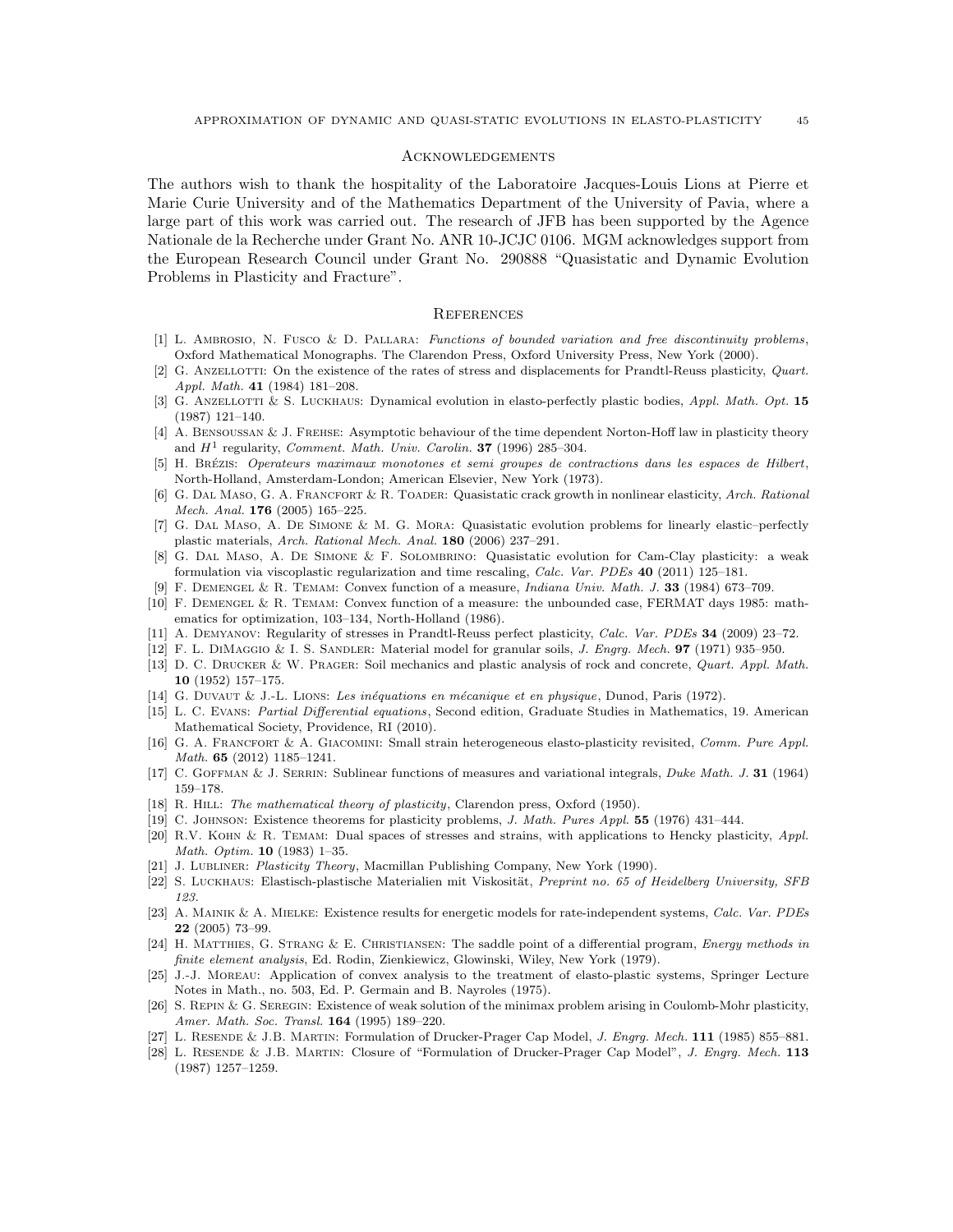## Acknowledgements

The authors wish to thank the hospitality of the Laboratoire Jacques-Louis Lions at Pierre et Marie Curie University and of the Mathematics Department of the University of Pavia, where a large part of this work was carried out. The research of JFB has been supported by the Agence Nationale de la Recherche under Grant No. ANR 10-JCJC 0106. MGM acknowledges support from the European Research Council under Grant No. 290888 "Quasistatic and Dynamic Evolution Problems in Plasticity and Fracture".

## References

[1] L. Ambrosio, N. Fusco & D. Pallara: *Functions of bounded variation and free discontinuity problems*, Oxford Mathematical Monographs. The Clarendon Press, Oxford University Press, New York (2000).

[2] G. Anzellotti: On the existence of the rates of stress and displacements for Prandtl-Reuss plasticity, *Quart. Appl. Math.* **41** (1984) 181–208.

[3] G. Anzellotti & S. Luckhaus: Dynamical evolution in elasto-perfectly plastic bodies, *Appl. Math. Opt.* **15** (1987) 121–140.

[4] A. Bensoussan & J. Frehse: Asymptotic behaviour of the time dependent Norton-Hoff law in plasticity theory and $H^1$ regularity, *Comment. Math. Univ. Carolin.* **37** (1996) 285–304.

[5] H. Brézis: *Operateurs maximaux monotones et semi groupes de contractions dans les espaces de Hilbert*, North-Holland, Amsterdam-London; American Elsevier, New York (1973).

[6] G. Dal Maso, G. A. Francfort & R. Toader: Quasistatic crack growth in nonlinear elasticity, *Arch. Rational Mech. Anal.* **176** (2005) 165–225.

[7] G. Dal Maso, A. De Simone & M. G. Mora: Quasistatic evolution problems for linearly elastic–perfectly plastic materials, *Arch. Rational Mech. Anal.* **180** (2006) 237–291.

[8] G. Dal Maso, A. De Simone & F. Solombrino: Quasistatic evolution for Cam-Clay plasticity: a weak formulation via viscoplastic regularization and time rescaling, *Calc. Var. PDEs* **40** (2011) 125–181.

[9] F. Demengel & R. Temam: Convex function of a measure, *Indiana Univ. Math. J.* **33** (1984) 673–709.

[10] F. Demengel & R. Temam: Convex function of a measure: the unbounded case, FERMAT days 1985: mathematics for optimization, 103–134, North-Holland (1986).

[11] A. Demyanov: Regularity of stresses in Prandtl-Reuss perfect plasticity, *Calc. Var. PDEs* **34** (2009) 23–72.

[12] F. L. DiMaggio & I. S. Sandler: Material model for granular soils, *J. Engrg. Mech.* **97** (1971) 935–950.

[13] D. C. Drucker & W. Prager: Soil mechanics and plastic analysis of rock and concrete, *Quart. Appl. Math.* **10** (1952) 157–175.

[14] G. Duvaut & J.-L. Lions: *Les inéquations en mécanique et en physique*, Dunod, Paris (1972).

[15] L. C. Evans: *Partial Differential equations*, Second edition, Graduate Studies in Mathematics, 19. American Mathematical Society, Providence, RI (2010).

[16] G. A. Francfort & A. Giacomini: Small strain heterogeneous elasto-plasticity revisited, *Comm. Pure Appl. Math.* **65** (2012) 1185–1241.

[17] C. Goffman & J. Serrin: Sublinear functions of measures and variational integrals, *Duke Math. J.* **31** (1964) 159–178.

[18] R. Hill: *The mathematical theory of plasticity*, Clarendon press, Oxford (1950).

[19] C. Johnson: Existence theorems for plasticity problems, *J. Math. Pures Appl.* **55** (1976) 431–444.

[20] R.V. Kohn & R. Temam: Dual spaces of stresses and strains, with applications to Hencky plasticity, *Appl. Math. Optim.* **10** (1983) 1–35.

[21] J. Lubliner: *Plasticity Theory*, Macmillan Publishing Company, New York (1990).

[22] S. Luckhaus: Elastisch-plastische Materialien mit Viskosität, *Preprint no. 65 of Heidelberg University, SFB 123.*

[23] A. Mainik & A. Mielke: Existence results for energetic models for rate-independent systems, *Calc. Var. PDEs* **22** (2005) 73–99.

[24] H. Matthies, G. Strang & E. Christiansen: The saddle point of a differential program, *Energy methods in finite element analysis*, Ed. Rodin, Zienkiewicz, Glowinski, Wiley, New York (1979).

[25] J.-J. Moreau: Application of convex analysis to the treatment of elasto-plastic systems, Springer Lecture Notes in Math., no. 503, Ed. P. Germain and B. Nayroles (1975).

[26] S. Repin & G. Seregin: Existence of weak solution of the minimax problem arising in Coulomb-Mohr plasticity, *Amer. Math. Soc. Transl.* **164** (1995) 189–220.

[27] L. Resende & J.B. Martin: Formulation of Drucker-Prager Cap Model, *J. Engrg. Mech.* **111** (1985) 855–881.

[28] L. Resende & J.B. Martin: Closure of "Formulation of Drucker-Prager Cap Model", *J. Engrg. Mech.* **113** (1987) 1257–1259.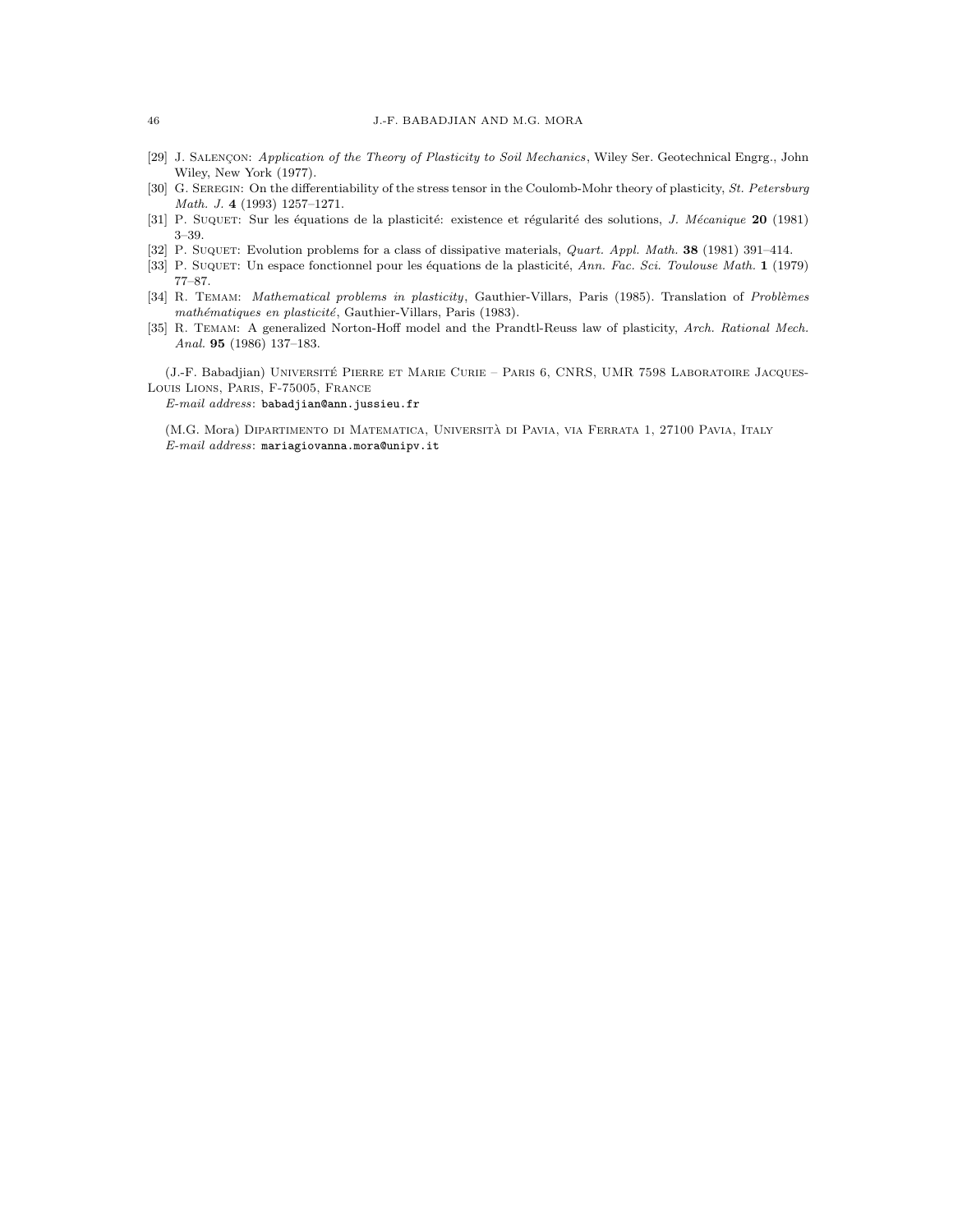[29] J. Salençon: *Application of the Theory of Plasticity to Soil Mechanics*, Wiley Ser. Geotechnical Engrg., John Wiley, New York (1977).

[30] G. Seregin: On the differentiability of the stress tensor in the Coulomb-Mohr theory of plasticity, *St. Petersburg Math. J.* **4** (1993) 1257–1271.

[31] P. Suquet: Sur les équations de la plasticité: existence et régularité des solutions, *J. Mécanique* **20** (1981) 3–39.

[32] P. Suquet: Evolution problems for a class of dissipative materials, *Quart. Appl. Math.* **38** (1981) 391–414.

[33] P. Suquet: Un espace fonctionnel pour les équations de la plasticité, *Ann. Fac. Sci. Toulouse Math.* **1** (1979) 77–87.

[34] R. Temam: *Mathematical problems in plasticity*, Gauthier-Villars, Paris (1985). Translation of *Problèmes mathématiques en plasticité*, Gauthier-Villars, Paris (1983).

[35] R. Temam: A generalized Norton-Hoff model and the Prandtl-Reuss law of plasticity, *Arch. Rational Mech. Anal.* **95** (1986) 137–183.

(J.-F. Babadjian) Université Pierre et Marie Curie – Paris 6, CNRS, UMR 7598 Laboratoire Jacques-Louis Lions, Paris, F-75005, France
*E-mail address*: babadjian@ann.jussieu.fr

(M.G. Mora) Dipartimento di Matematica, Università di Pavia, via Ferrata 1, 27100 Pavia, Italy
*E-mail address*: mariagiovanna.mora@unipv.it